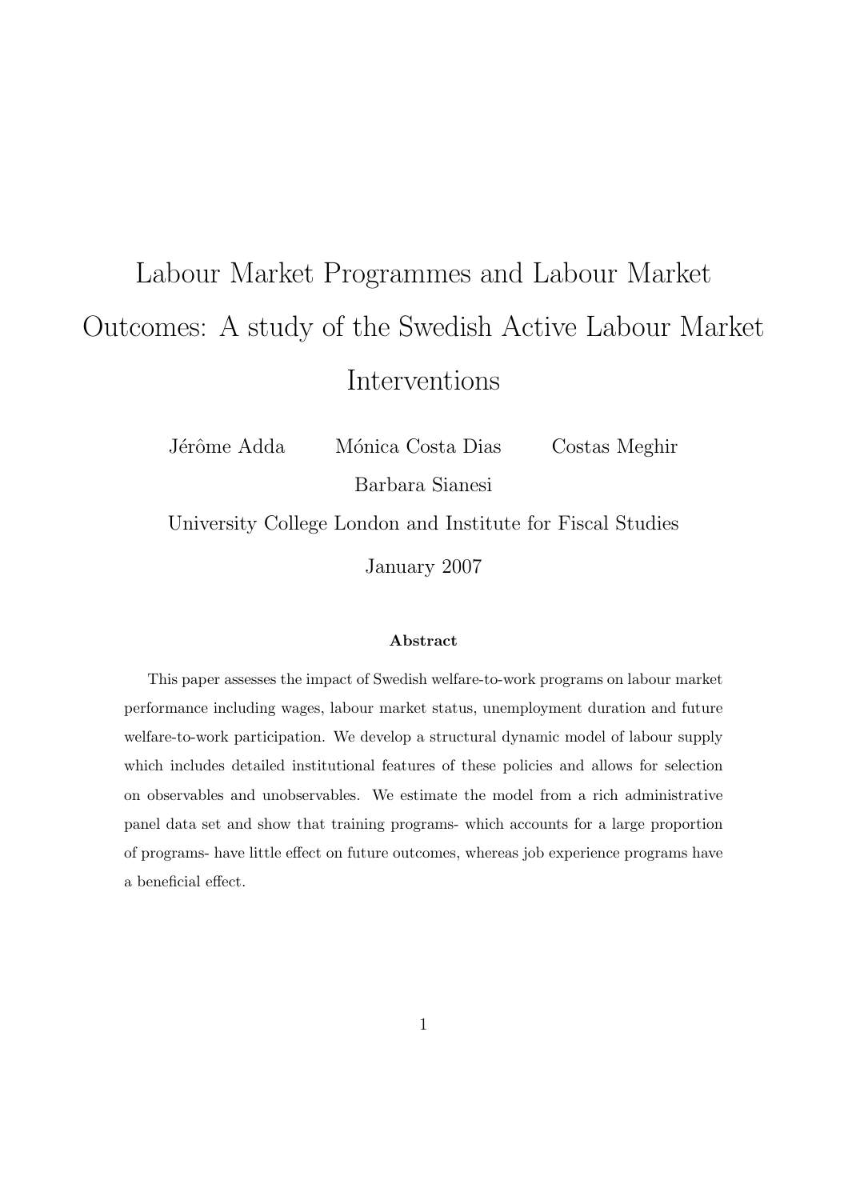# Labour Market Programmes and Labour Market Outcomes: A study of the Swedish Active Labour Market Interventions

Jérôme Adda  Mónica Costa Dias  Costas Meghir

Barbara Sianesi

University College London and Institute for Fiscal Studies

January 2007

**Abstract**

This paper assesses the impact of Swedish welfare-to-work programs on labour market performance including wages, labour market status, unemployment duration and future welfare-to-work participation. We develop a structural dynamic model of labour supply which includes detailed institutional features of these policies and allows for selection on observables and unobservables. We estimate the model from a rich administrative panel data set and show that training programs- which accounts for a large proportion of programs- have little effect on future outcomes, whereas job experience programs have a beneficial effect.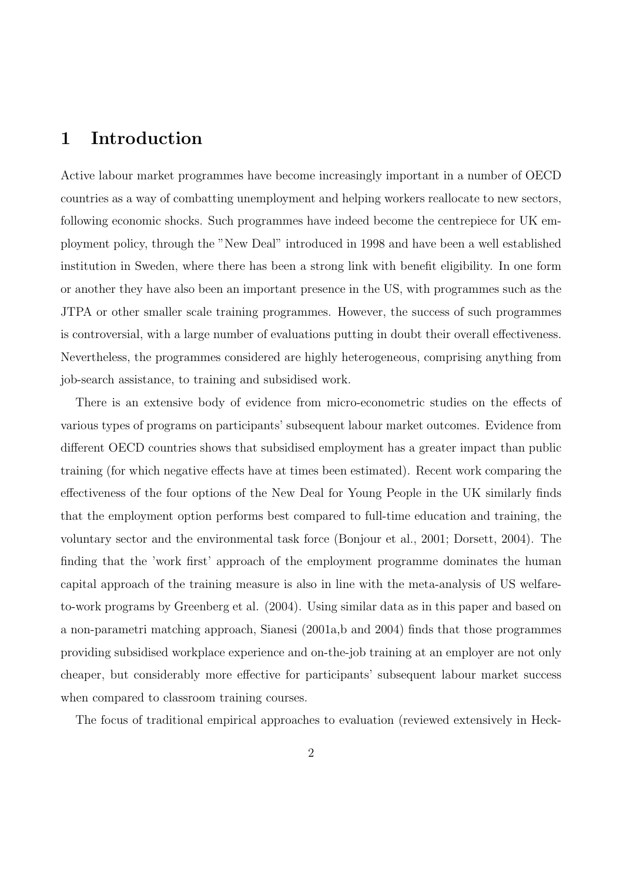# 1 Introduction

Active labour market programmes have become increasingly important in a number of OECD countries as a way of combatting unemployment and helping workers reallocate to new sectors, following economic shocks. Such programmes have indeed become the centrepiece for UK employment policy, through the "New Deal" introduced in 1998 and have been a well established institution in Sweden, where there has been a strong link with benefit eligibility. In one form or another they have also been an important presence in the US, with programmes such as the JTPA or other smaller scale training programmes. However, the success of such programmes is controversial, with a large number of evaluations putting in doubt their overall effectiveness. Nevertheless, the programmes considered are highly heterogeneous, comprising anything from job-search assistance, to training and subsidised work.

There is an extensive body of evidence from micro-econometric studies on the effects of various types of programs on participants' subsequent labour market outcomes. Evidence from different OECD countries shows that subsidised employment has a greater impact than public training (for which negative effects have at times been estimated). Recent work comparing the effectiveness of the four options of the New Deal for Young People in the UK similarly finds that the employment option performs best compared to full-time education and training, the voluntary sector and the environmental task force (Bonjour et al., 2001; Dorsett, 2004). The finding that the 'work first' approach of the employment programme dominates the human capital approach of the training measure is also in line with the meta-analysis of US welfare-to-work programs by Greenberg et al. (2004). Using similar data as in this paper and based on a non-parametri matching approach, Sianesi (2001a,b and 2004) finds that those programmes providing subsidised workplace experience and on-the-job training at an employer are not only cheaper, but considerably more effective for participants' subsequent labour market success when compared to classroom training courses.

The focus of traditional empirical approaches to evaluation (reviewed extensively in Heck-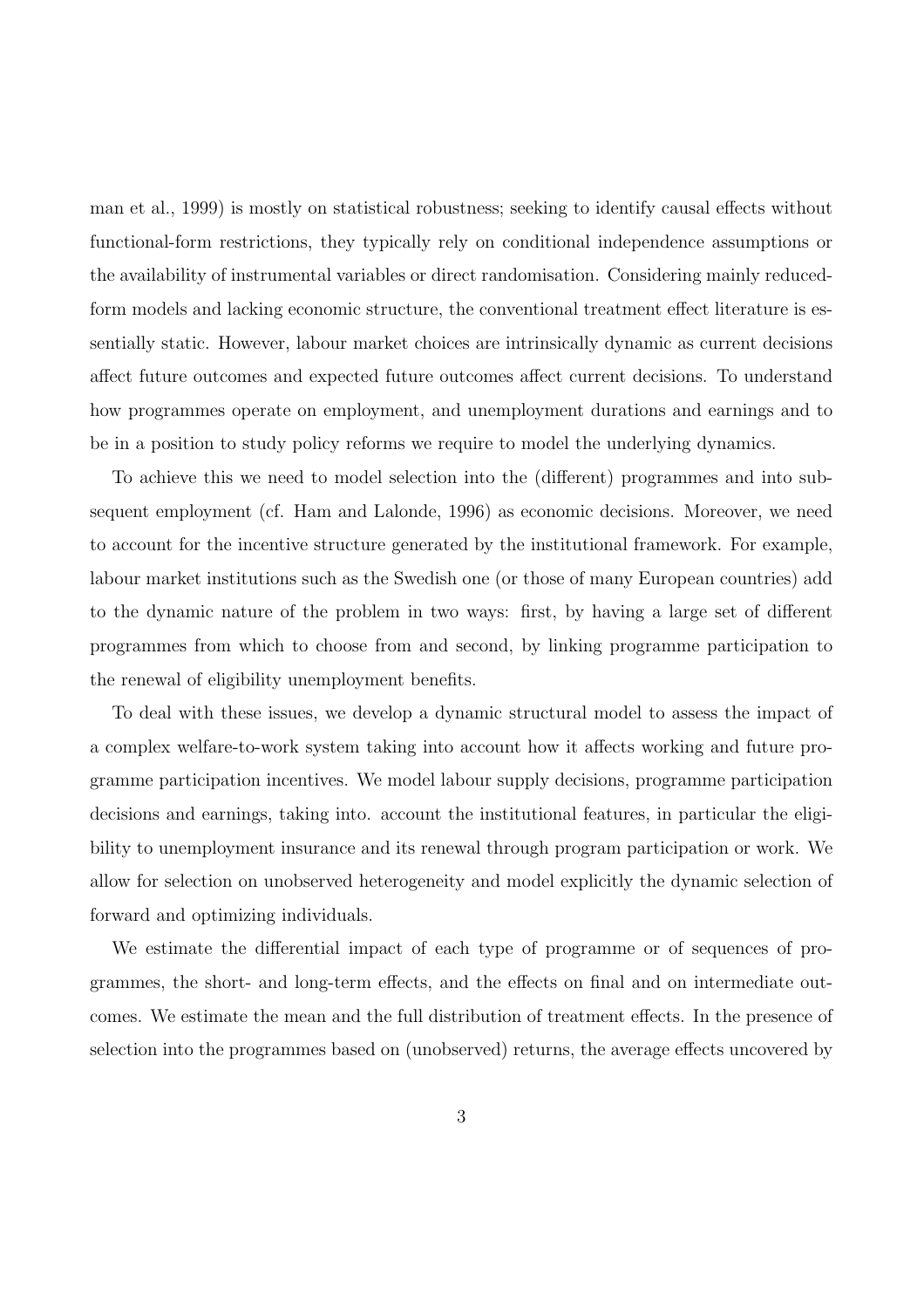man et al., 1999) is mostly on statistical robustness; seeking to identify causal effects without functional-form restrictions, they typically rely on conditional independence assumptions or the availability of instrumental variables or direct randomisation. Considering mainly reduced-form models and lacking economic structure, the conventional treatment effect literature is essentially static. However, labour market choices are intrinsically dynamic as current decisions affect future outcomes and expected future outcomes affect current decisions. To understand how programmes operate on employment, and unemployment durations and earnings and to be in a position to study policy reforms we require to model the underlying dynamics.

To achieve this we need to model selection into the (different) programmes and into subsequent employment (cf. Ham and Lalonde, 1996) as economic decisions. Moreover, we need to account for the incentive structure generated by the institutional framework. For example, labour market institutions such as the Swedish one (or those of many European countries) add to the dynamic nature of the problem in two ways: first, by having a large set of different programmes from which to choose from and second, by linking programme participation to the renewal of eligibility unemployment benefits.

To deal with these issues, we develop a dynamic structural model to assess the impact of a complex welfare-to-work system taking into account how it affects working and future programme participation incentives. We model labour supply decisions, programme participation decisions and earnings, taking into. account the institutional features, in particular the eligibility to unemployment insurance and its renewal through program participation or work. We allow for selection on unobserved heterogeneity and model explicitly the dynamic selection of forward and optimizing individuals.

We estimate the differential impact of each type of programme or of sequences of programmes, the short- and long-term effects, and the effects on final and on intermediate outcomes. We estimate the mean and the full distribution of treatment effects. In the presence of selection into the programmes based on (unobserved) returns, the average effects uncovered by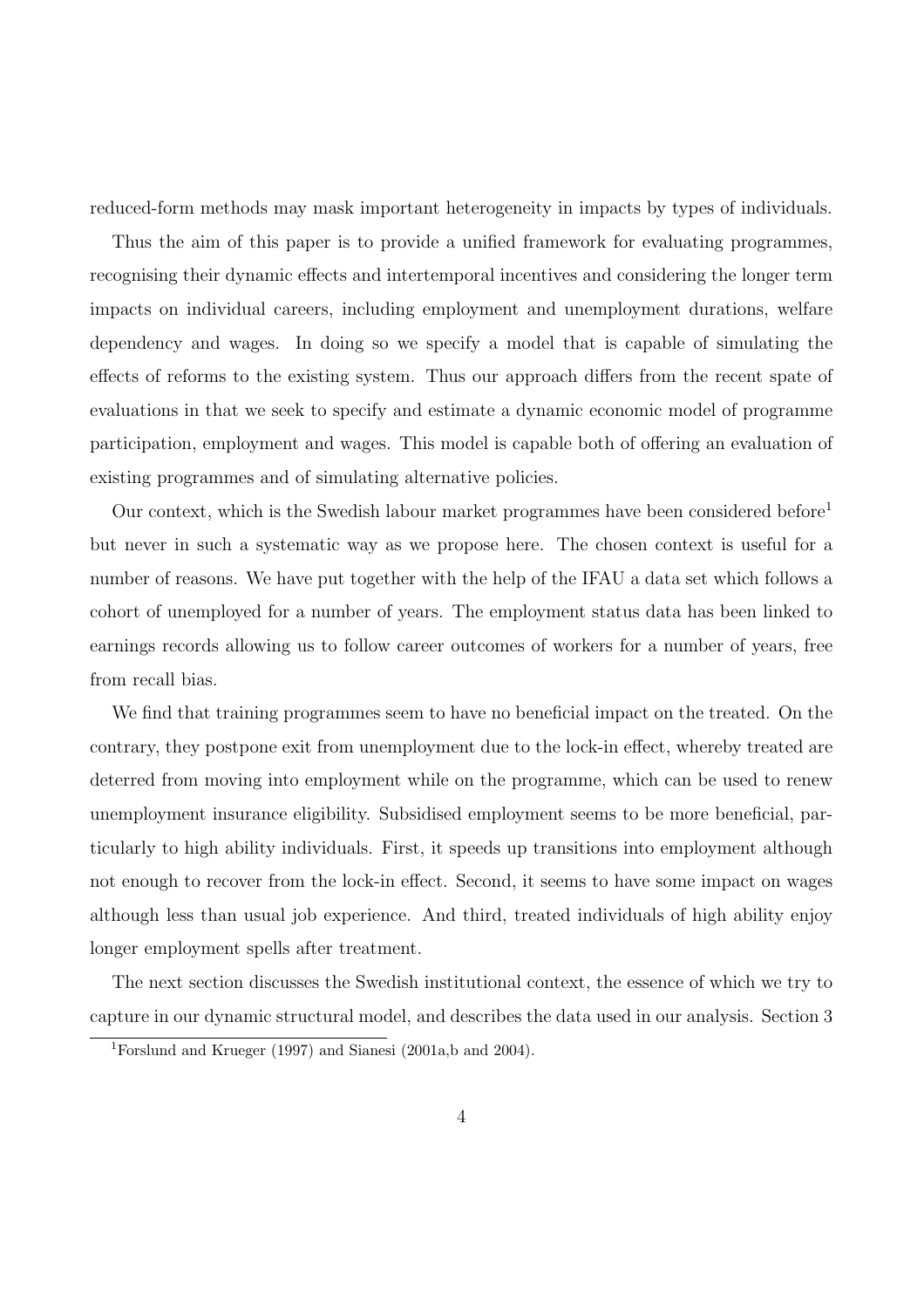reduced-form methods may mask important heterogeneity in impacts by types of individuals.

Thus the aim of this paper is to provide a unified framework for evaluating programmes, recognising their dynamic effects and intertemporal incentives and considering the longer term impacts on individual careers, including employment and unemployment durations, welfare dependency and wages. In doing so we specify a model that is capable of simulating the effects of reforms to the existing system. Thus our approach differs from the recent spate of evaluations in that we seek to specify and estimate a dynamic economic model of programme participation, employment and wages. This model is capable both of offering an evaluation of existing programmes and of simulating alternative policies.

Our context, which is the Swedish labour market programmes have been considered before[1] but never in such a systematic way as we propose here. The chosen context is useful for a number of reasons. We have put together with the help of the IFAU a data set which follows a cohort of unemployed for a number of years. The employment status data has been linked to earnings records allowing us to follow career outcomes of workers for a number of years, free from recall bias.

We find that training programmes seem to have no beneficial impact on the treated. On the contrary, they postpone exit from unemployment due to the lock-in effect, whereby treated are deterred from moving into employment while on the programme, which can be used to renew unemployment insurance eligibility. Subsidised employment seems to be more beneficial, particularly to high ability individuals. First, it speeds up transitions into employment although not enough to recover from the lock-in effect. Second, it seems to have some impact on wages although less than usual job experience. And third, treated individuals of high ability enjoy longer employment spells after treatment.

The next section discusses the Swedish institutional context, the essence of which we try to capture in our dynamic structural model, and describes the data used in our analysis. Section 3

[1] Forslund and Krueger (1997) and Sianesi (2001a,b and 2004).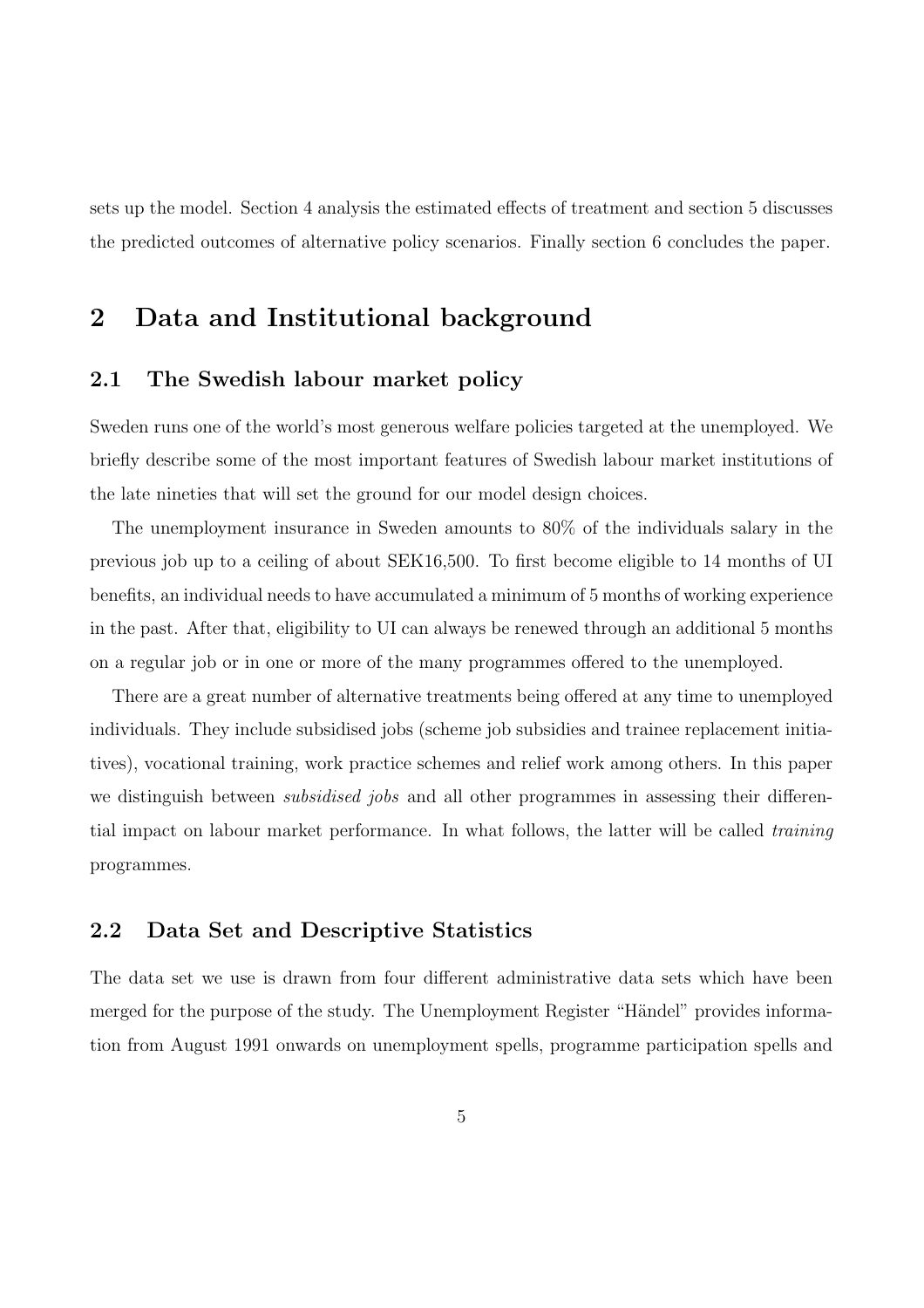sets up the model. Section 4 analysis the estimated effects of treatment and section 5 discusses the predicted outcomes of alternative policy scenarios. Finally section 6 concludes the paper.

# 2 Data and Institutional background

## 2.1 The Swedish labour market policy

Sweden runs one of the world's most generous welfare policies targeted at the unemployed. We briefly describe some of the most important features of Swedish labour market institutions of the late nineties that will set the ground for our model design choices.

The unemployment insurance in Sweden amounts to 80% of the individuals salary in the previous job up to a ceiling of about SEK16,500. To first become eligible to 14 months of UI benefits, an individual needs to have accumulated a minimum of 5 months of working experience in the past. After that, eligibility to UI can always be renewed through an additional 5 months on a regular job or in one or more of the many programmes offered to the unemployed.

There are a great number of alternative treatments being offered at any time to unemployed individuals. They include subsidised jobs (scheme job subsidies and trainee replacement initiatives), vocational training, work practice schemes and relief work among others. In this paper we distinguish between *subsidised jobs* and all other programmes in assessing their differential impact on labour market performance. In what follows, the latter will be called *training* programmes.

## 2.2 Data Set and Descriptive Statistics

The data set we use is drawn from four different administrative data sets which have been merged for the purpose of the study. The Unemployment Register "Händel" provides information from August 1991 onwards on unemployment spells, programme participation spells and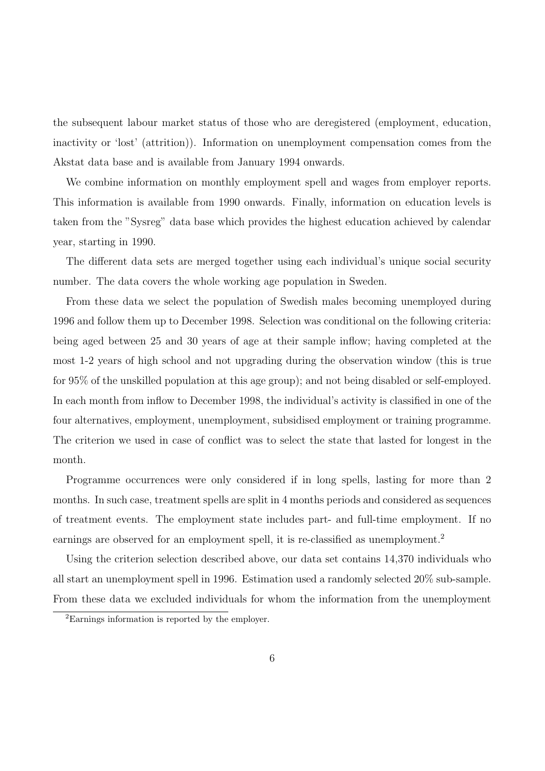the subsequent labour market status of those who are deregistered (employment, education, inactivity or 'lost' (attrition)). Information on unemployment compensation comes from the Akstat data base and is available from January 1994 onwards.

We combine information on monthly employment spell and wages from employer reports. This information is available from 1990 onwards. Finally, information on education levels is taken from the "Sysreg" data base which provides the highest education achieved by calendar year, starting in 1990.

The different data sets are merged together using each individual's unique social security number. The data covers the whole working age population in Sweden.

From these data we select the population of Swedish males becoming unemployed during 1996 and follow them up to December 1998. Selection was conditional on the following criteria: being aged between 25 and 30 years of age at their sample inflow; having completed at the most 1-2 years of high school and not upgrading during the observation window (this is true for 95% of the unskilled population at this age group); and not being disabled or self-employed. In each month from inflow to December 1998, the individual's activity is classified in one of the four alternatives, employment, unemployment, subsidised employment or training programme. The criterion we used in case of conflict was to select the state that lasted for longest in the month.

Programme occurrences were only considered if in long spells, lasting for more than 2 months. In such case, treatment spells are split in 4 months periods and considered as sequences of treatment events. The employment state includes part- and full-time employment. If no earnings are observed for an employment spell, it is re-classified as unemployment.[2]

Using the criterion selection described above, our data set contains 14,370 individuals who all start an unemployment spell in 1996. Estimation used a randomly selected 20% sub-sample. From these data we excluded individuals for whom the information from the unemployment

[2]Earnings information is reported by the employer.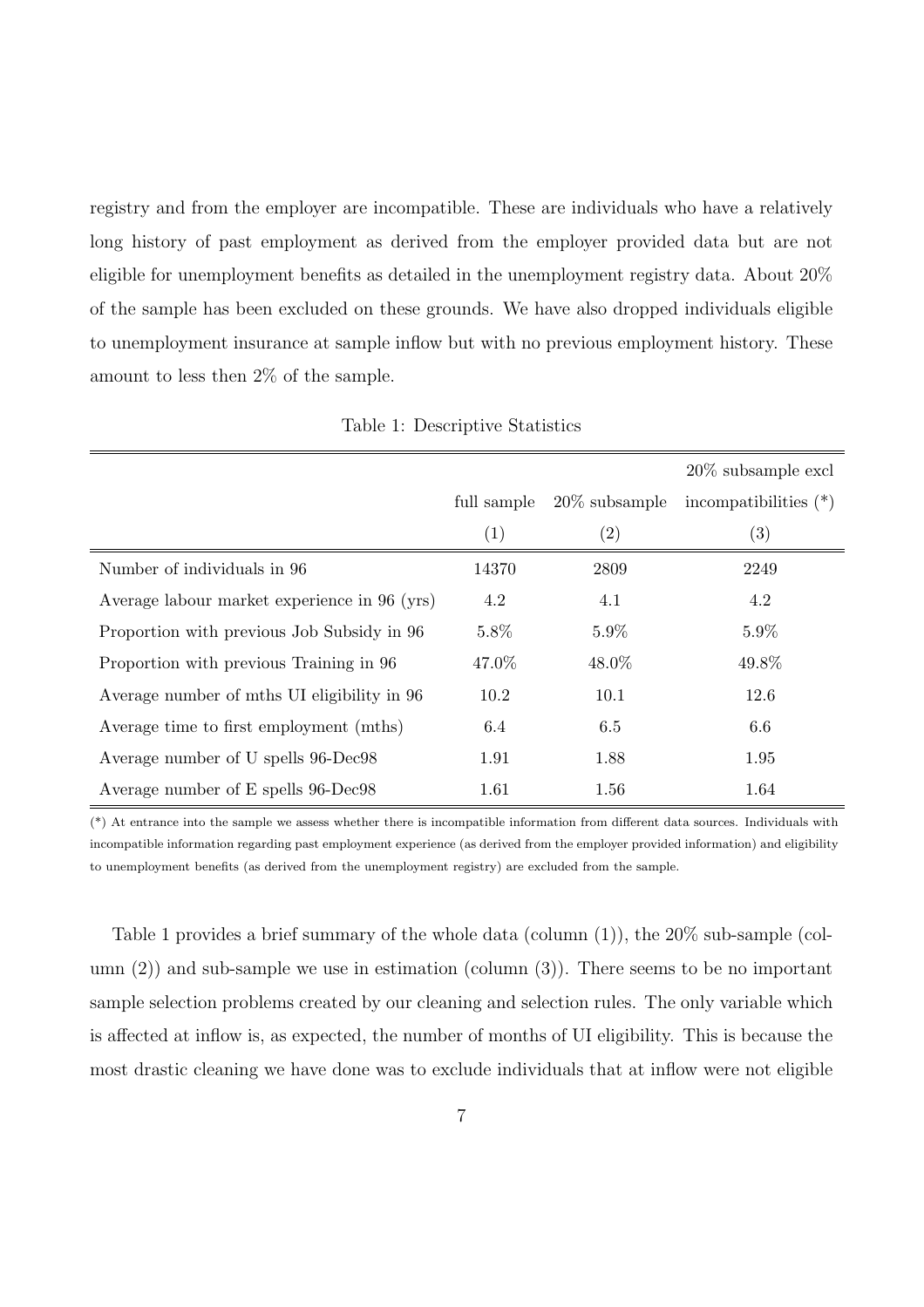registry and from the employer are incompatible. These are individuals who have a relatively long history of past employment as derived from the employer provided data but are not eligible for unemployment benefits as detailed in the unemployment registry data. About 20% of the sample has been excluded on these grounds. We have also dropped individuals eligible to unemployment insurance at sample inflow but with no previous employment history. These amount to less then 2% of the sample.

Table 1: Descriptive Statistics

| | full sample | 20% subsample | 20% subsample excl incompatibilities (*) |
|---|---|---|---|
| | (1) | (2) | (3) |
| Number of individuals in 96 | 14370 | 2809 | 2249 |
| Average labour market experience in 96 (yrs) | 4.2 | 4.1 | 4.2 |
| Proportion with previous Job Subsidy in 96 | 5.8% | 5.9% | 5.9% |
| Proportion with previous Training in 96 | 47.0% | 48.0% | 49.8% |
| Average number of mths UI eligibility in 96 | 10.2 | 10.1 | 12.6 |
| Average time to first employment (mths) | 6.4 | 6.5 | 6.6 |
| Average number of U spells 96-Dec98 | 1.91 | 1.88 | 1.95 |
| Average number of E spells 96-Dec98 | 1.61 | 1.56 | 1.64 |

(*) At entrance into the sample we assess whether there is incompatible information from different data sources. Individuals with incompatible information regarding past employment experience (as derived from the employer provided information) and eligibility to unemployment benefits (as derived from the unemployment registry) are excluded from the sample.

Table 1 provides a brief summary of the whole data (column (1)), the 20% sub-sample (column (2)) and sub-sample we use in estimation (column (3)). There seems to be no important sample selection problems created by our cleaning and selection rules. The only variable which is affected at inflow is, as expected, the number of months of UI eligibility. This is because the most drastic cleaning we have done was to exclude individuals that at inflow were not eligible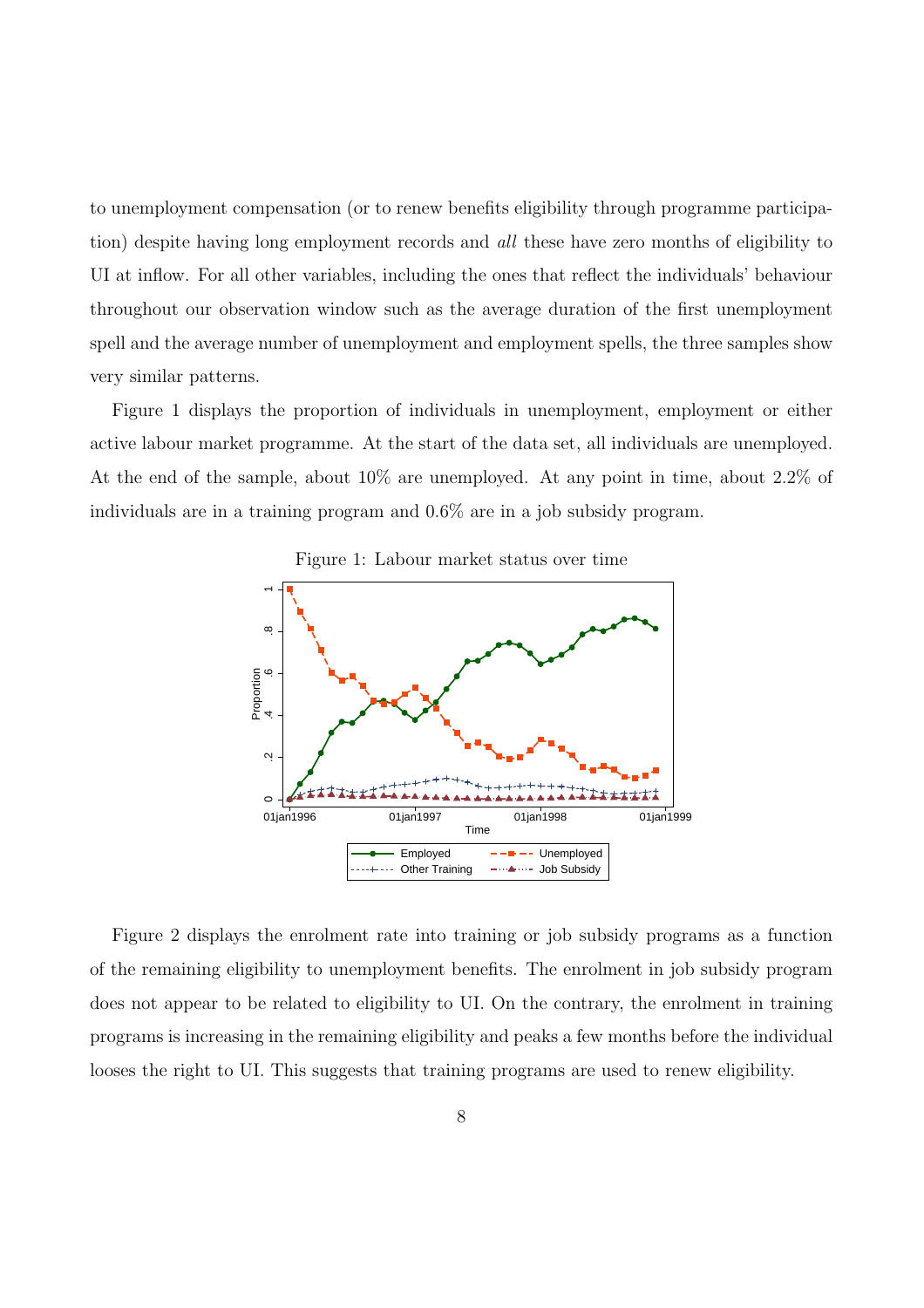to unemployment compensation (or to renew benefits eligibility through programme participation) despite having long employment records and *all* these have zero months of eligibility to UI at inflow. For all other variables, including the ones that reflect the individuals' behaviour throughout our observation window such as the average duration of the first unemployment spell and the average number of unemployment and employment spells, the three samples show very similar patterns.

Figure 1 displays the proportion of individuals in unemployment, employment or either active labour market programme. At the start of the data set, all individuals are unemployed. At the end of the sample, about 10% are unemployed. At any point in time, about 2.2% of individuals are in a training program and 0.6% are in a job subsidy program.

Figure 1: Labour market status over time

Figure 2 displays the enrolment rate into training or job subsidy programs as a function of the remaining eligibility to unemployment benefits. The enrolment in job subsidy program does not appear to be related to eligibility to UI. On the contrary, the enrolment in training programs is increasing in the remaining eligibility and peaks a few months before the individual looses the right to UI. This suggests that training programs are used to renew eligibility.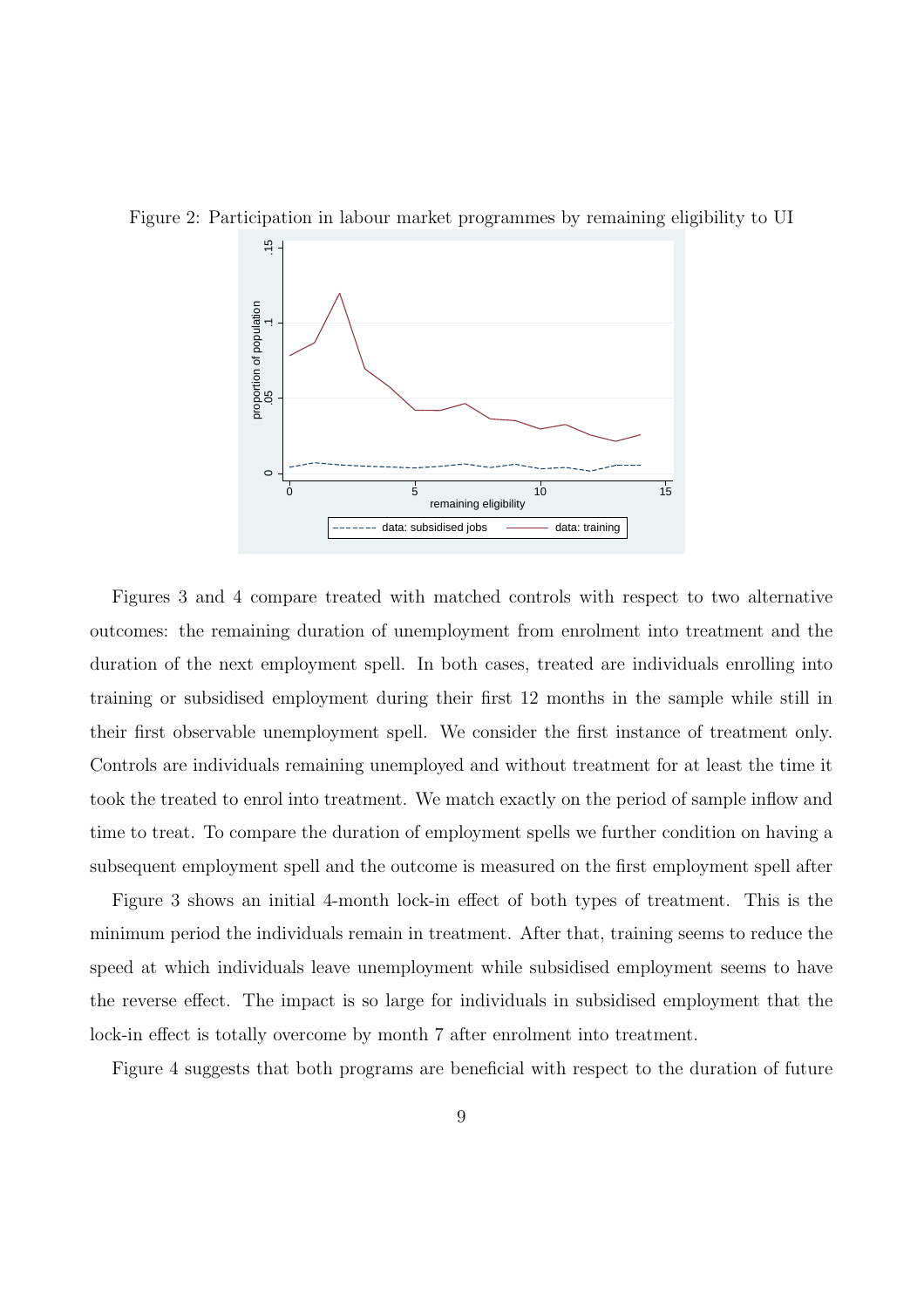Figure 2: Participation in labour market programmes by remaining eligibility to UI

Figures 3 and 4 compare treated with matched controls with respect to two alternative outcomes: the remaining duration of unemployment from enrolment into treatment and the duration of the next employment spell. In both cases, treated are individuals enrolling into training or subsidised employment during their first 12 months in the sample while still in their first observable unemployment spell. We consider the first instance of treatment only. Controls are individuals remaining unemployed and without treatment for at least the time it took the treated to enrol into treatment. We match exactly on the period of sample inflow and time to treat. To compare the duration of employment spells we further condition on having a subsequent employment spell and the outcome is measured on the first employment spell after

Figure 3 shows an initial 4-month lock-in effect of both types of treatment. This is the minimum period the individuals remain in treatment. After that, training seems to reduce the speed at which individuals leave unemployment while subsidised employment seems to have the reverse effect. The impact is so large for individuals in subsidised employment that the lock-in effect is totally overcome by month 7 after enrolment into treatment.

Figure 4 suggests that both programs are beneficial with respect to the duration of future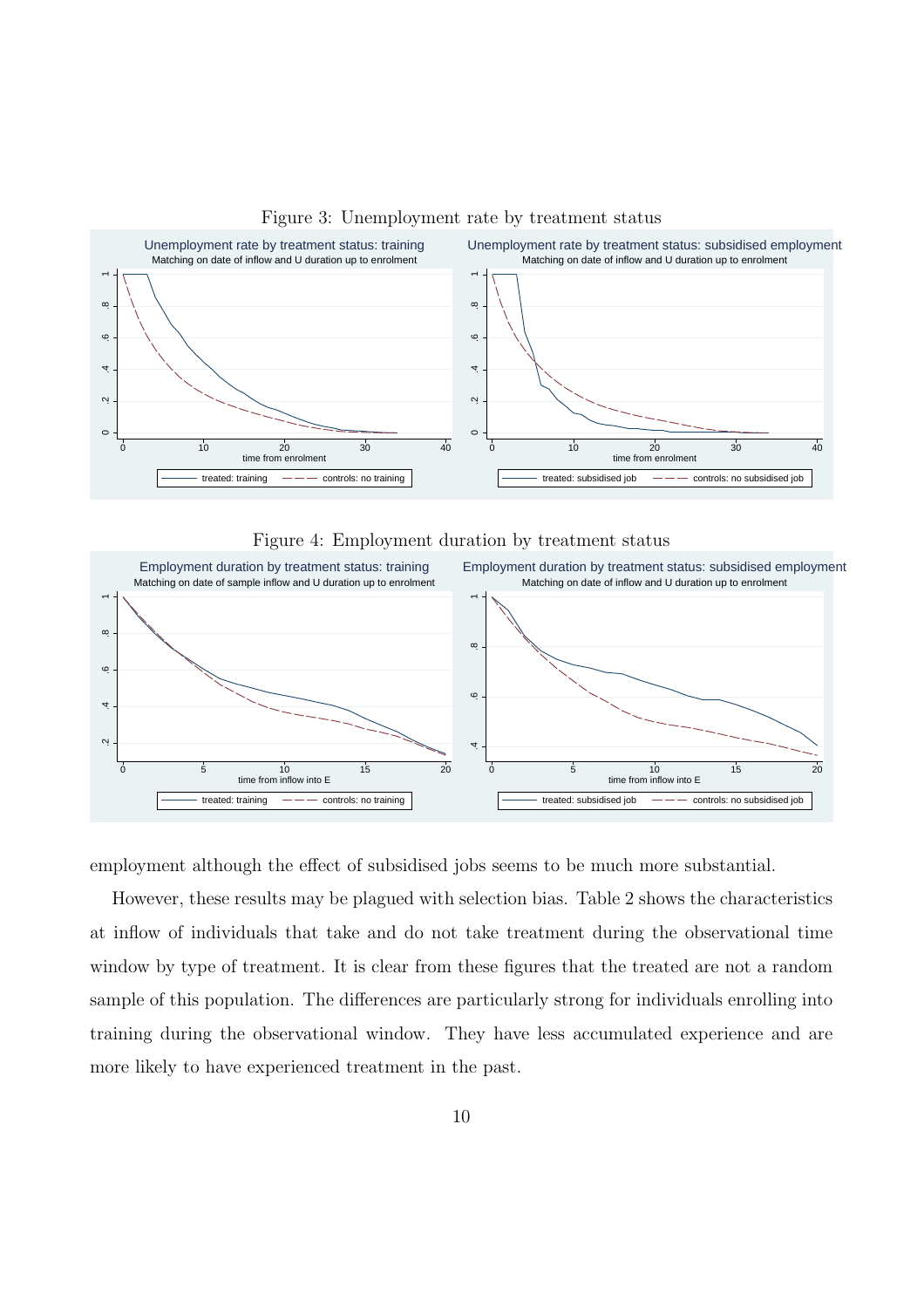Figure 3: Unemployment rate by treatment status

Figure 4: Employment duration by treatment status

employment although the effect of subsidised jobs seems to be much more substantial.

However, these results may be plagued with selection bias. Table 2 shows the characteristics at inflow of individuals that take and do not take treatment during the observational time window by type of treatment. It is clear from these figures that the treated are not a random sample of this population. The differences are particularly strong for individuals enrolling into training during the observational window. They have less accumulated experience and are more likely to have experienced treatment in the past.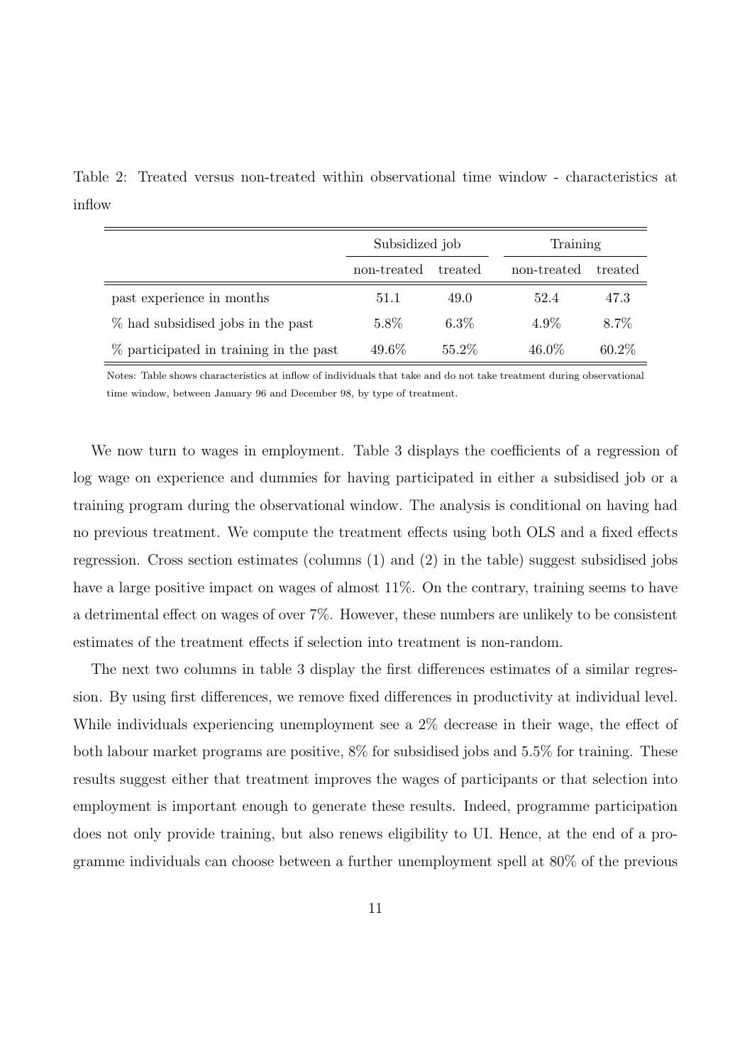Table 2: Treated versus non-treated within observational time window - characteristics at inflow

| | Subsidized job | | Training | |
|---|---|---|---|---|
| | non-treated | treated | non-treated | treated |
| past experience in months | 51.1 | 49.0 | 52.4 | 47.3 |
| % had subsidised jobs in the past | 5.8% | 6.3% | 4.9% | 8.7% |
| % participated in training in the past | 49.6% | 55.2% | 46.0% | 60.2% |

Notes: Table shows characteristics at inflow of individuals that take and do not take treatment during observational time window, between January 96 and December 98, by type of treatment.

We now turn to wages in employment. Table 3 displays the coefficients of a regression of log wage on experience and dummies for having participated in either a subsidised job or a training program during the observational window. The analysis is conditional on having had no previous treatment. We compute the treatment effects using both OLS and a fixed effects regression. Cross section estimates (columns (1) and (2) in the table) suggest subsidised jobs have a large positive impact on wages of almost 11%. On the contrary, training seems to have a detrimental effect on wages of over 7%. However, these numbers are unlikely to be consistent estimates of the treatment effects if selection into treatment is non-random.

The next two columns in table 3 display the first differences estimates of a similar regression. By using first differences, we remove fixed differences in productivity at individual level. While individuals experiencing unemployment see a 2% decrease in their wage, the effect of both labour market programs are positive, 8% for subsidised jobs and 5.5% for training. These results suggest either that treatment improves the wages of participants or that selection into employment is important enough to generate these results. Indeed, programme participation does not only provide training, but also renews eligibility to UI. Hence, at the end of a programme individuals can choose between a further unemployment spell at 80% of the previous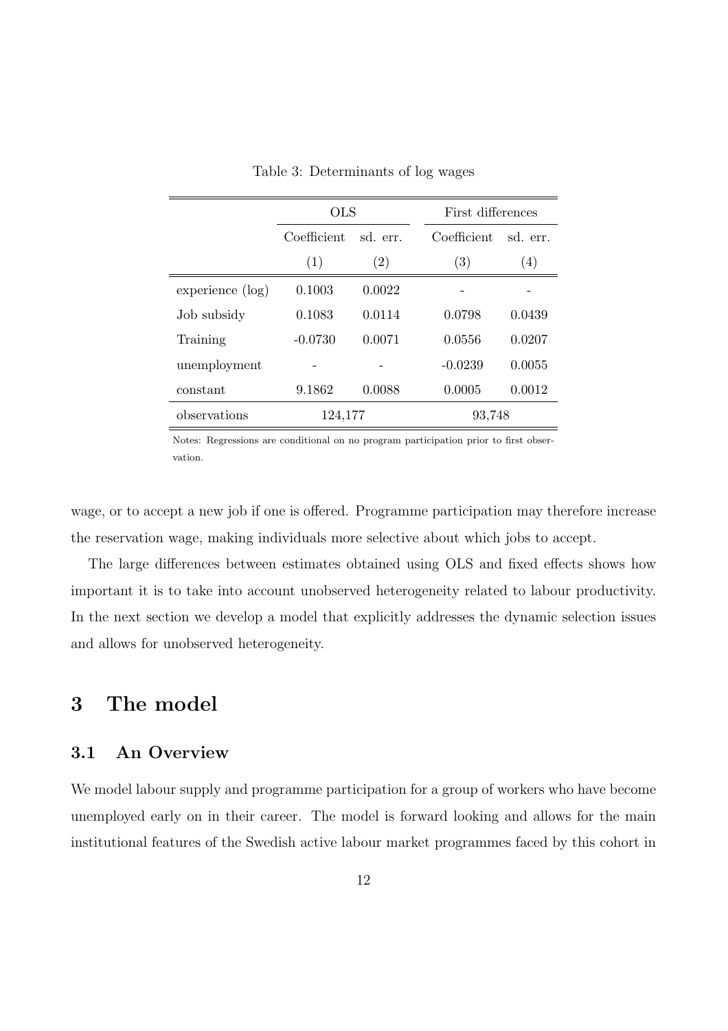Table 3: Determinants of log wages

| | OLS | | First differences | |
|---|---|---|---|---|
| | Coefficient | sd. err. | Coefficient | sd. err. |
| | (1) | (2) | (3) | (4) |
| experience (log) | 0.1003 | 0.0022 | - | - |
| Job subsidy | 0.1083 | 0.0114 | 0.0798 | 0.0439 |
| Training | -0.0730 | 0.0071 | 0.0556 | 0.0207 |
| unemployment | - | - | -0.0239 | 0.0055 |
| constant | 9.1862 | 0.0088 | 0.0005 | 0.0012 |
| observations | 124,177 | | 93,748 | |

Notes: Regressions are conditional on no program participation prior to first observation.

wage, or to accept a new job if one is offered. Programme participation may therefore increase the reservation wage, making individuals more selective about which jobs to accept.

The large differences between estimates obtained using OLS and fixed effects shows how important it is to take into account unobserved heterogeneity related to labour productivity. In the next section we develop a model that explicitly addresses the dynamic selection issues and allows for unobserved heterogeneity.

# 3 The model

## 3.1 An Overview

We model labour supply and programme participation for a group of workers who have become unemployed early on in their career. The model is forward looking and allows for the main institutional features of the Swedish active labour market programmes faced by this cohort in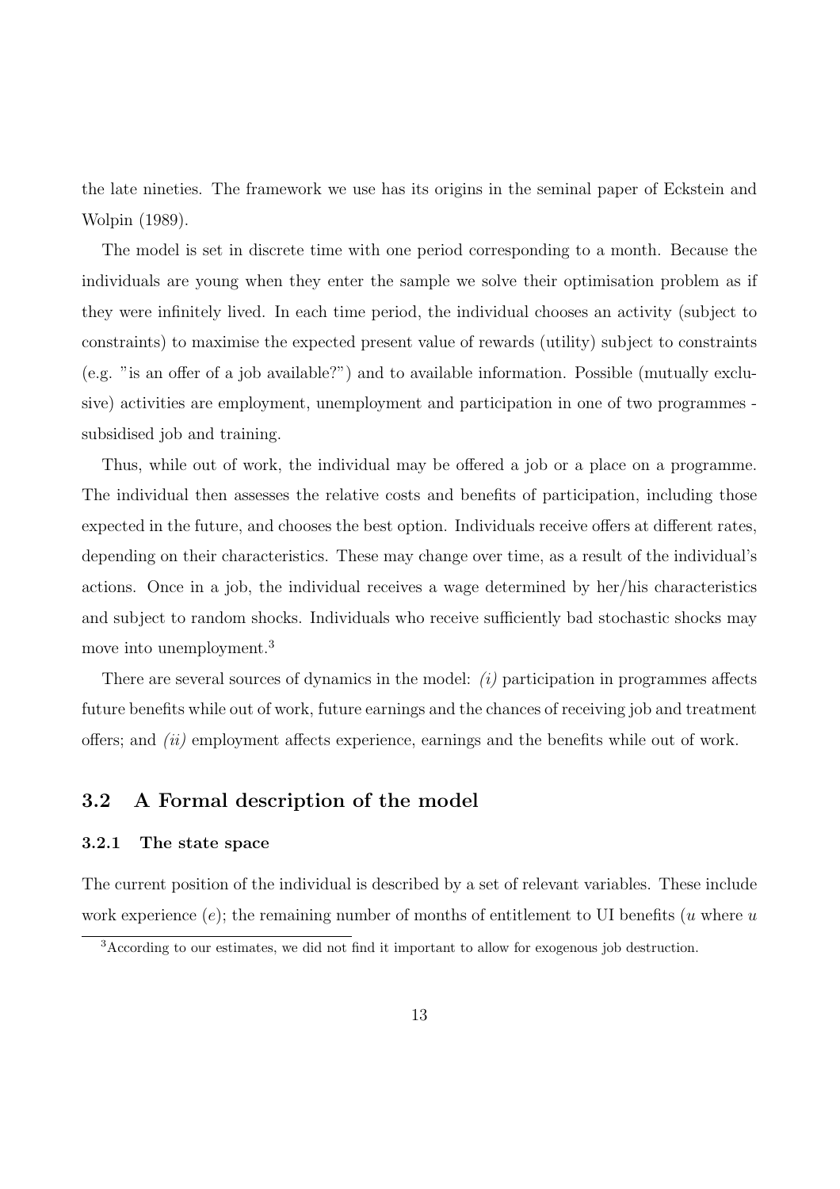the late nineties. The framework we use has its origins in the seminal paper of Eckstein and Wolpin (1989).

The model is set in discrete time with one period corresponding to a month. Because the individuals are young when they enter the sample we solve their optimisation problem as if they were infinitely lived. In each time period, the individual chooses an activity (subject to constraints) to maximise the expected present value of rewards (utility) subject to constraints (e.g. "is an offer of a job available?") and to available information. Possible (mutually exclusive) activities are employment, unemployment and participation in one of two programmes - subsidised job and training.

Thus, while out of work, the individual may be offered a job or a place on a programme. The individual then assesses the relative costs and benefits of participation, including those expected in the future, and chooses the best option. Individuals receive offers at different rates, depending on their characteristics. These may change over time, as a result of the individual's actions. Once in a job, the individual receives a wage determined by her/his characteristics and subject to random shocks. Individuals who receive sufficiently bad stochastic shocks may move into unemployment.[3]

There are several sources of dynamics in the model: *(i)* participation in programmes affects future benefits while out of work, future earnings and the chances of receiving job and treatment offers; and *(ii)* employment affects experience, earnings and the benefits while out of work.

## 3.2 A Formal description of the model

### 3.2.1 The state space

The current position of the individual is described by a set of relevant variables. These include work experience ($e$); the remaining number of months of entitlement to UI benefits ($u$ where $u$

[3]According to our estimates, we did not find it important to allow for exogenous job destruction.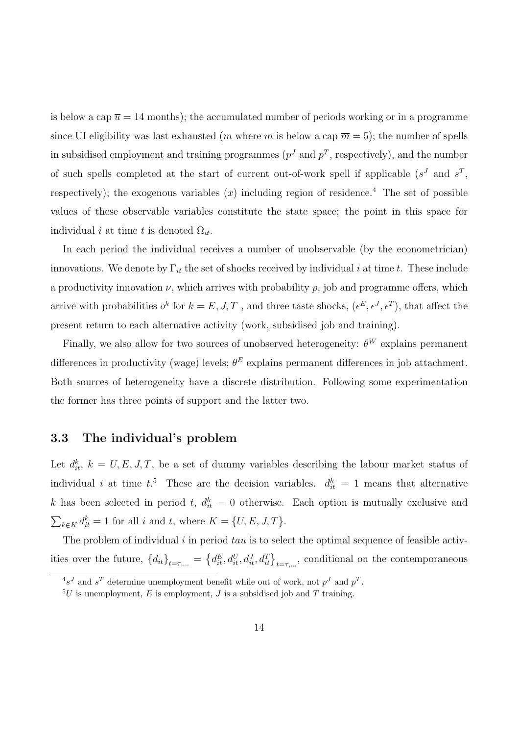is below a cap $\overline{u} = 14$ months); the accumulated number of periods working or in a programme since UI eligibility was last exhausted ($m$ where $m$ is below a cap $\overline{m} = 5$); the number of spells in subsidised employment and training programmes ($p^J$ and $p^T$, respectively), and the number of such spells completed at the start of current out-of-work spell if applicable ($s^J$ and $s^T$, respectively); the exogenous variables ($x$) including region of residence.[4] The set of possible values of these observable variables constitute the state space; the point in this space for individual $i$ at time $t$ is denoted $\Omega_{it}$.

In each period the individual receives a number of unobservable (by the econometrician) innovations. We denote by $\Gamma_{it}$ the set of shocks received by individual $i$ at time $t$. These include a productivity innovation $\nu$, which arrives with probability $p$, job and programme offers, which arrive with probabilities $o^k$ for $k = E, J, T$ , and three taste shocks, $(\epsilon^E, \epsilon^J, \epsilon^T)$, that affect the present return to each alternative activity (work, subsidised job and training).

Finally, we also allow for two sources of unobserved heterogeneity: $\theta^W$ explains permanent differences in productivity (wage) levels; $\theta^E$ explains permanent differences in job attachment. Both sources of heterogeneity have a discrete distribution. Following some experimentation the former has three points of support and the latter two.

### 3.3 The individual's problem

Let $d_{it}^k$, $k = U, E, J, T$, be a set of dummy variables describing the labour market status of individual $i$ at time $t$.[5] These are the decision variables. $d_{it}^k = 1$ means that alternative $k$ has been selected in period $t$, $d_{it}^k = 0$ otherwise. Each option is mutually exclusive and $\sum_{k \in K} d_{it}^k = 1$ for all $i$ and $t$, where $K = \{U, E, J, T\}$.

The problem of individual $i$ in period *tau* is to select the optimal sequence of feasible activities over the future, $\{d_{it}\}_{t=\tau,\ldots} = \left\{d_{it}^E, d_{it}^U, d_{it}^J, d_{it}^T\right\}_{t=\tau,\ldots}$, conditional on the contemporaneous

---

[4] $s^J$ and $s^T$ determine unemployment benefit while out of work, not $p^J$ and $p^T$.

[5] $U$ is unemployment, $E$ is employment, $J$ is a subsidised job and $T$ training.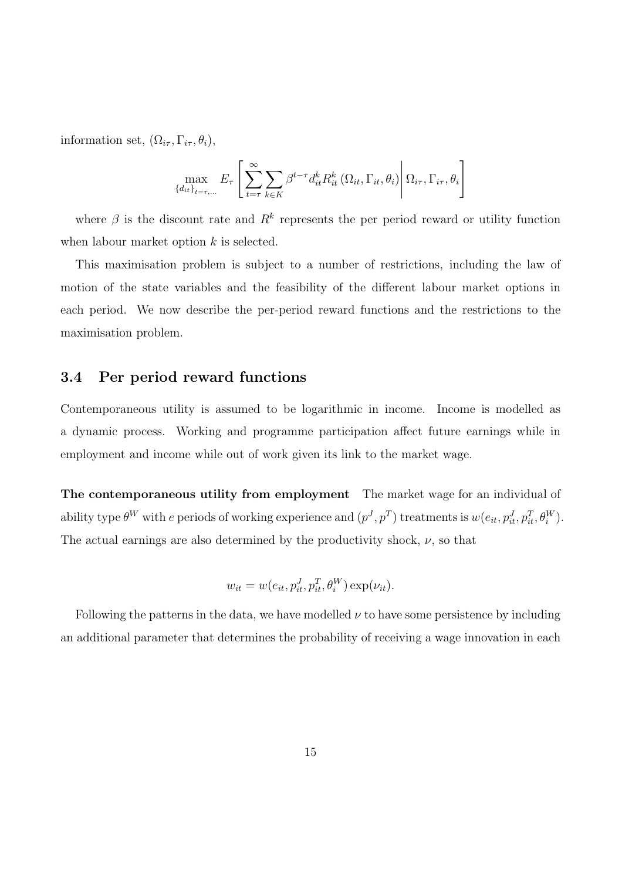information set, $(\Omega_{i\tau}, \Gamma_{i\tau}, \theta_i)$,

$$\max_{\{d_{it}\}_{t=\tau,\dots}} E_\tau \left[ \sum_{t=\tau}^{\infty} \sum_{k \in K} \beta^{t-\tau} d_{it}^k R_{it}^k \left(\Omega_{it}, \Gamma_{it}, \theta_i\right) \middle| \Omega_{i\tau}, \Gamma_{i\tau}, \theta_i \right]$$

where $\beta$ is the discount rate and $R^k$ represents the per period reward or utility function when labour market option $k$ is selected.

This maximisation problem is subject to a number of restrictions, including the law of motion of the state variables and the feasibility of the different labour market options in each period. We now describe the per-period reward functions and the restrictions to the maximisation problem.

### 3.4 Per period reward functions

Contemporaneous utility is assumed to be logarithmic in income. Income is modelled as a dynamic process. Working and programme participation affect future earnings while in employment and income while out of work given its link to the market wage.

**The contemporaneous utility from employment** The market wage for an individual of ability type $\theta^W$ with $e$ periods of working experience and $(p^J, p^T)$ treatments is $w(e_{it}, p_{it}^J, p_{it}^T, \theta_i^W)$. The actual earnings are also determined by the productivity shock, $\nu$, so that

$$w_{it} = w(e_{it}, p_{it}^J, p_{it}^T, \theta_i^W) \exp(\nu_{it}).$$

Following the patterns in the data, we have modelled $\nu$ to have some persistence by including an additional parameter that determines the probability of receiving a wage innovation in each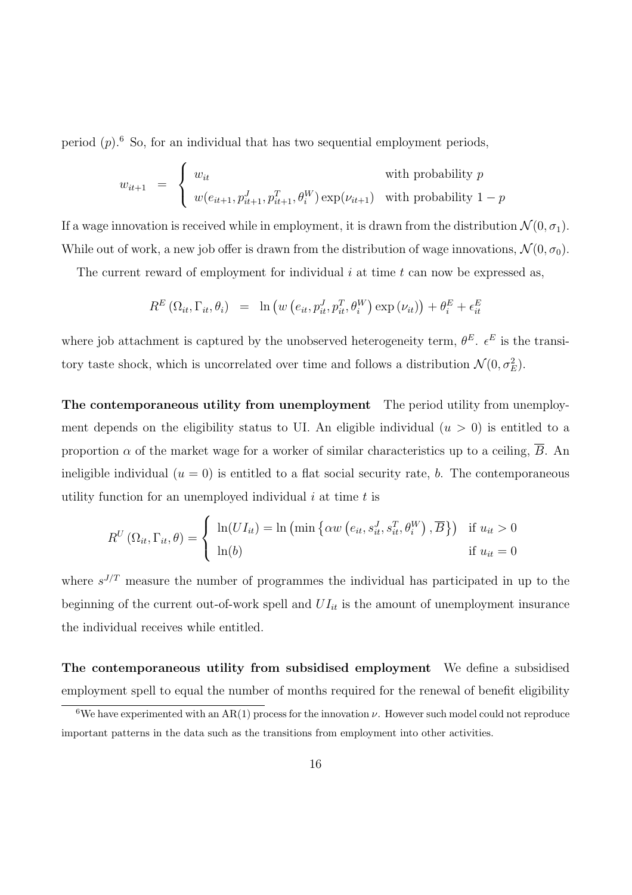period ($p$).[6] So, for an individual that has two sequential employment periods,

$$w_{it+1} \;=\; \begin{cases} w_{it} & \text{with probability } p \\ w(e_{it+1}, p^J_{it+1}, p^T_{it+1}, \theta^W_i)\exp(\nu_{it+1}) & \text{with probability } 1-p \end{cases}$$

If a wage innovation is received while in employment, it is drawn from the distribution $\mathcal{N}(0, \sigma_1)$. While out of work, a new job offer is drawn from the distribution of wage innovations, $\mathcal{N}(0, \sigma_0)$.

The current reward of employment for individual $i$ at time $t$ can now be expressed as,

$$R^E\left(\Omega_{it}, \Gamma_{it}, \theta_i\right) \;=\; \ln\left(w\left(e_{it}, p^J_{it}, p^T_{it}, \theta^W_i\right)\exp\left(\nu_{it}\right)\right) + \theta^E_i + \epsilon^E_{it}$$

where job attachment is captured by the unobserved heterogeneity term, $\theta^E$. $\epsilon^E$ is the transitory taste shock, which is uncorrelated over time and follows a distribution $\mathcal{N}(0, \sigma^2_E)$.

**The contemporaneous utility from unemployment** The period utility from unemployment depends on the eligibility status to UI. An eligible individual ($u > 0$) is entitled to a proportion $\alpha$ of the market wage for a worker of similar characteristics up to a ceiling, $\overline{B}$. An ineligible individual ($u = 0$) is entitled to a flat social security rate, $b$. The contemporaneous utility function for an unemployed individual $i$ at time $t$ is

$$R^U\left(\Omega_{it}, \Gamma_{it}, \theta\right) = \begin{cases} \ln(UI_{it}) = \ln\left(\min\left\{\alpha w\left(e_{it}, s^J_{it}, s^T_{it}, \theta^W_i\right), \overline{B}\right\}\right) & \text{if } u_{it} > 0 \\ \ln(b) & \text{if } u_{it} = 0 \end{cases}$$

where $s^{J/T}$ measure the number of programmes the individual has participated in up to the beginning of the current out-of-work spell and $UI_{it}$ is the amount of unemployment insurance the individual receives while entitled.

**The contemporaneous utility from subsidised employment** We define a subsidised employment spell to equal the number of months required for the renewal of benefit eligibility

[6] We have experimented with an AR(1) process for the innovation $\nu$. However such model could not reproduce important patterns in the data such as the transitions from employment into other activities.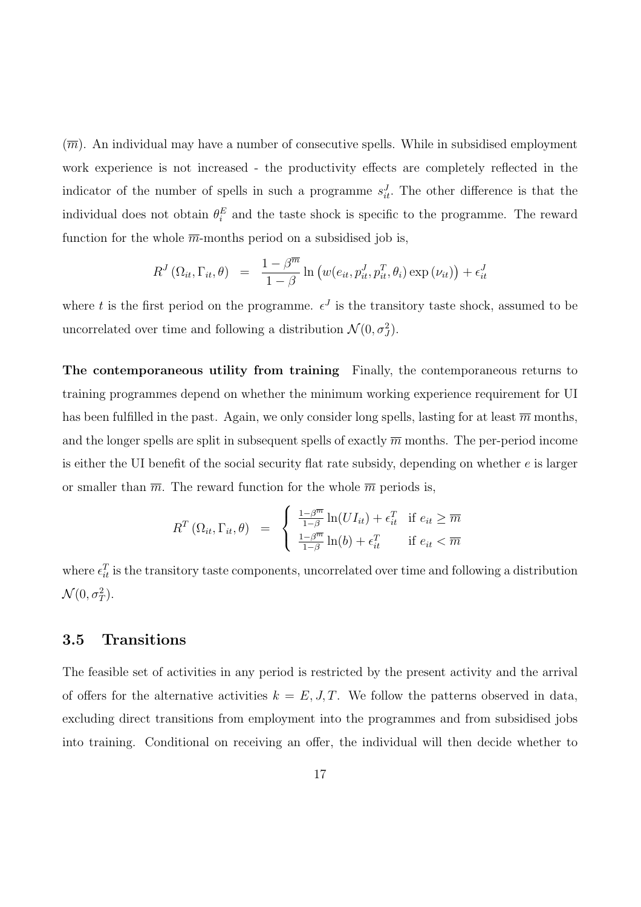($\overline{m}$). An individual may have a number of consecutive spells. While in subsidised employment work experience is not increased - the productivity effects are completely reflected in the indicator of the number of spells in such a programme $s^J_{it}$. The other difference is that the individual does not obtain $\theta^E_i$ and the taste shock is specific to the programme. The reward function for the whole $\overline{m}$-months period on a subsidised job is,

$$R^J\left(\Omega_{it}, \Gamma_{it}, \theta\right) \;=\; \frac{1-\beta^{\overline{m}}}{1-\beta} \ln\left(w(e_{it}, p^J_{it}, p^T_{it}, \theta_i) \exp\left(\nu_{it}\right)\right) + \epsilon^J_{it}$$

where $t$ is the first period on the programme. $\epsilon^J$ is the transitory taste shock, assumed to be uncorrelated over time and following a distribution $\mathcal{N}(0, \sigma^2_J)$.

**The contemporaneous utility from training** Finally, the contemporaneous returns to training programmes depend on whether the minimum working experience requirement for UI has been fulfilled in the past. Again, we only consider long spells, lasting for at least $\overline{m}$ months, and the longer spells are split in subsequent spells of exactly $\overline{m}$ months. The per-period income is either the UI benefit of the social security flat rate subsidy, depending on whether $e$ is larger or smaller than $\overline{m}$. The reward function for the whole $\overline{m}$ periods is,

$$R^T\left(\Omega_{it}, \Gamma_{it}, \theta\right) \;=\; \begin{cases} \frac{1-\beta^{\overline{m}}}{1-\beta} \ln(UI_{it}) + \epsilon^T_{it} & \text{if } e_{it} \geq \overline{m} \\ \frac{1-\beta^{\overline{m}}}{1-\beta} \ln(b) + \epsilon^T_{it} & \text{if } e_{it} < \overline{m} \end{cases}$$

where $\epsilon^T_{it}$ is the transitory taste components, uncorrelated over time and following a distribution $\mathcal{N}(0, \sigma^2_T)$.

## 3.5 Transitions

The feasible set of activities in any period is restricted by the present activity and the arrival of offers for the alternative activities $k = E, J, T$. We follow the patterns observed in data, excluding direct transitions from employment into the programmes and from subsidised jobs into training. Conditional on receiving an offer, the individual will then decide whether to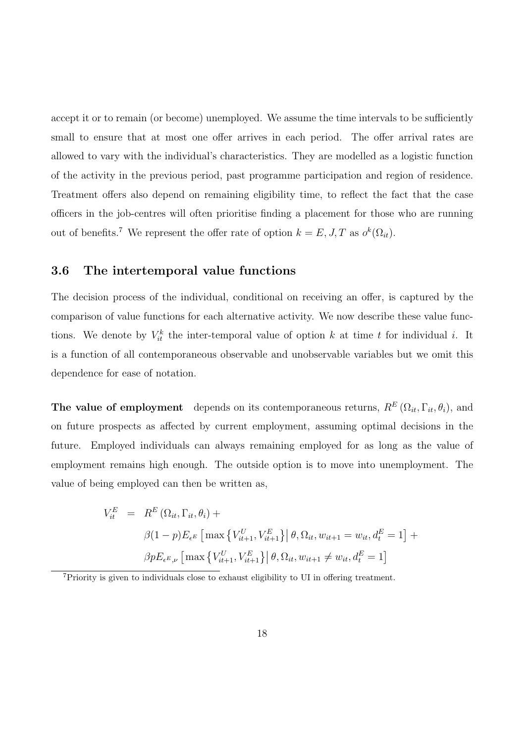accept it or to remain (or become) unemployed. We assume the time intervals to be sufficiently small to ensure that at most one offer arrives in each period. The offer arrival rates are allowed to vary with the individual's characteristics. They are modelled as a logistic function of the activity in the previous period, past programme participation and region of residence. Treatment offers also depend on remaining eligibility time, to reflect the fact that the case officers in the job-centres will often prioritise finding a placement for those who are running out of benefits.[7] We represent the offer rate of option $k = E, J, T$ as $o^k(\Omega_{it})$.

### 3.6 The intertemporal value functions

The decision process of the individual, conditional on receiving an offer, is captured by the comparison of value functions for each alternative activity. We now describe these value functions. We denote by $V_{it}^k$ the inter-temporal value of option $k$ at time $t$ for individual $i$. It is a function of all contemporaneous observable and unobservable variables but we omit this dependence for ease of notation.

**The value of employment** depends on its contemporaneous returns, $R^E(\Omega_{it}, \Gamma_{it}, \theta_i)$, and on future prospects as affected by current employment, assuming optimal decisions in the future. Employed individuals can always remaining employed for as long as the value of employment remains high enough. The outside option is to move into unemployment. The value of being employed can then be written as,

$$
\begin{aligned}
V_{it}^E &= R^E(\Omega_{it}, \Gamma_{it}, \theta_i) + \\
&\quad \beta(1-p) E_{\epsilon^E}\left[\max\left\{V_{it+1}^U, V_{it+1}^E\right\}\middle|\, \theta, \Omega_{it}, w_{it+1} = w_{it}, d_t^E = 1\right] + \\
&\quad \beta p E_{\epsilon^E, \nu}\left[\max\left\{V_{it+1}^U, V_{it+1}^E\right\}\middle|\, \theta, \Omega_{it}, w_{it+1} \neq w_{it}, d_t^E = 1\right]
\end{aligned}
$$

[7] Priority is given to individuals close to exhaust eligibility to UI in offering treatment.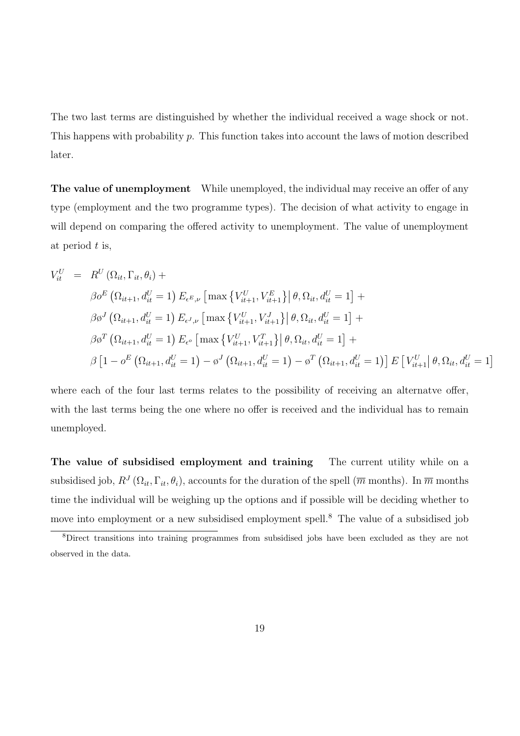The two last terms are distinguished by whether the individual received a wage shock or not. This happens with probability $p$. This function takes into account the laws of motion described later.

**The value of unemployment** While unemployed, the individual may receive an offer of any type (employment and the two programme types). The decision of what activity to engage in will depend on comparing the offered activity to unemployment. The value of unemployment at period $t$ is,

$$
\begin{aligned}
V_{it}^{U} \;\; = \;\; & R^{U}\left(\Omega_{it}, \Gamma_{it}, \theta_{i}\right) + \\
& \beta o^{E}\left(\Omega_{it+1}, d_{it}^{U}=1\right) E_{\epsilon^{E},\nu}\left[\max\left\{V_{it+1}^{U}, V_{it+1}^{E}\right\}\middle| \theta, \Omega_{it}, d_{it}^{U}=1\right] + \\
& \beta \o^{J}\left(\Omega_{it+1}, d_{it}^{U}=1\right) E_{\epsilon^{J},\nu}\left[\max\left\{V_{it+1}^{U}, V_{it+1}^{J}\right\}\middle| \theta, \Omega_{it}, d_{it}^{U}=1\right] + \\
& \beta \o^{T}\left(\Omega_{it+1}, d_{it}^{U}=1\right) E_{\epsilon^{o}}\left[\max\left\{V_{it+1}^{U}, V_{it+1}^{T}\right\}\middle| \theta, \Omega_{it}, d_{it}^{U}=1\right] + \\
& \beta\left[1 - o^{E}\left(\Omega_{it+1}, d_{it}^{U}=1\right) - \o^{J}\left(\Omega_{it+1}, d_{it}^{U}=1\right) - \o^{T}\left(\Omega_{it+1}, d_{it}^{U}=1\right)\right] E\left[V_{it+1}^{U}\middle| \theta, \Omega_{it}, d_{it}^{U}=1\right]
\end{aligned}
$$

where each of the four last terms relates to the possibility of receiving an alternatve offer, with the last terms being the one where no offer is received and the individual has to remain unemployed.

**The value of subsidised employment and training** The current utility while on a subsidised job, $R^{J}\left(\Omega_{it}, \Gamma_{it}, \theta_{i}\right)$, accounts for the duration of the spell ($\overline{m}$ months). In $\overline{m}$ months time the individual will be weighing up the options and if possible will be deciding whether to move into employment or a new subsidised employment spell.[8] The value of a subsidised job

[8] Direct transitions into training programmes from subsidised jobs have been excluded as they are not observed in the data.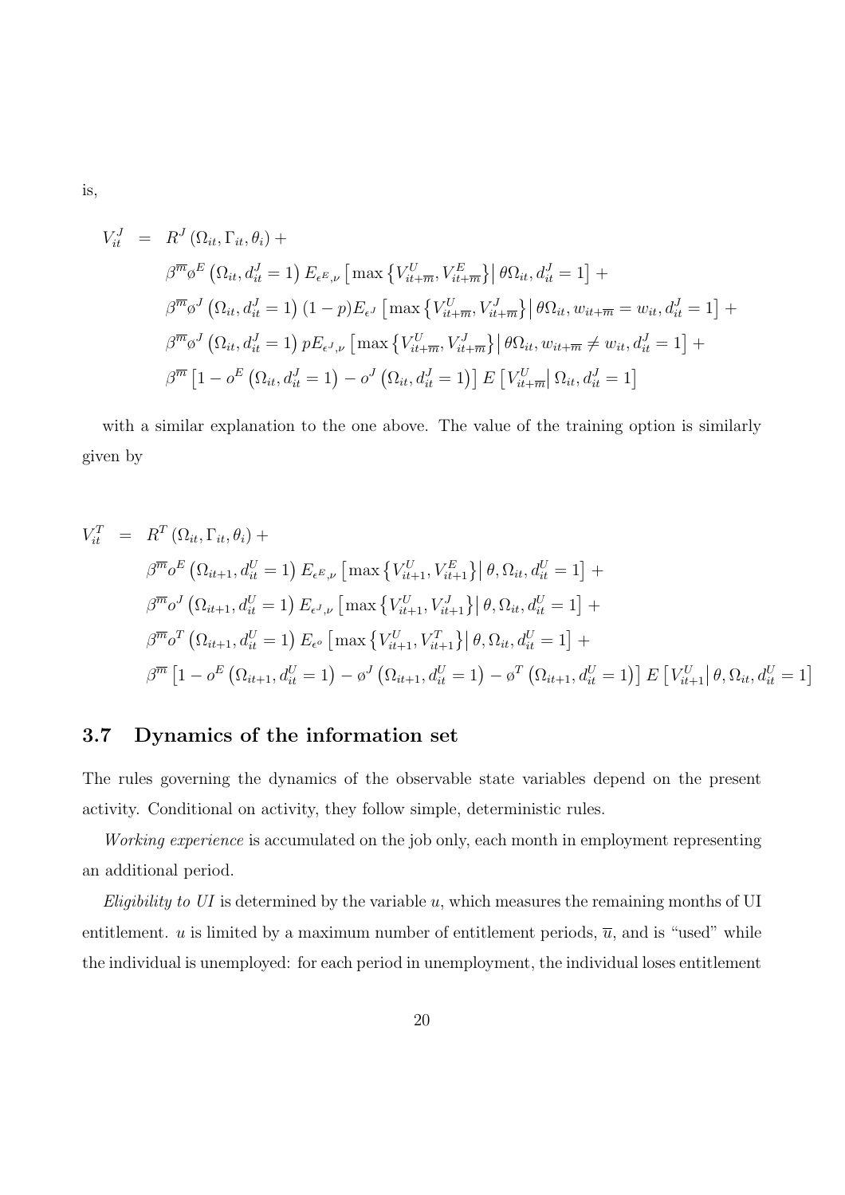is,

$$
\begin{aligned}
V_{it}^{J} &= R^{J}\left(\Omega_{it},\Gamma_{it},\theta_{i}\right) + \\
&\quad \beta^{\overline{m}} \o^{E}\left(\Omega_{it}, d_{it}^{J}=1\right) E_{\epsilon^{E},\nu}\left[\max\left\{V_{it+\overline{m}}^{U}, V_{it+\overline{m}}^{E}\right\}\middle|\, \theta\Omega_{it}, d_{it}^{J}=1\right] + \\
&\quad \beta^{\overline{m}} \o^{J}\left(\Omega_{it}, d_{it}^{J}=1\right)(1-p) E_{\epsilon^{J}}\left[\max\left\{V_{it+\overline{m}}^{U}, V_{it+\overline{m}}^{J}\right\}\middle|\, \theta\Omega_{it}, w_{it+\overline{m}}=w_{it}, d_{it}^{J}=1\right] + \\
&\quad \beta^{\overline{m}} \o^{J}\left(\Omega_{it}, d_{it}^{J}=1\right) p E_{\epsilon^{J},\nu}\left[\max\left\{V_{it+\overline{m}}^{U}, V_{it+\overline{m}}^{J}\right\}\middle|\, \theta\Omega_{it}, w_{it+\overline{m}}\neq w_{it}, d_{it}^{J}=1\right] + \\
&\quad \beta^{\overline{m}}\left[1-o^{E}\left(\Omega_{it}, d_{it}^{J}=1\right)-o^{J}\left(\Omega_{it}, d_{it}^{J}=1\right)\right] E\left[V_{it+\overline{m}}^{U}\middle|\, \Omega_{it}, d_{it}^{J}=1\right]
\end{aligned}
$$

with a similar explanation to the one above. The value of the training option is similarly given by

$$
\begin{aligned}
V_{it}^{T} &= R^{T}\left(\Omega_{it},\Gamma_{it},\theta_{i}\right) + \\
&\quad \beta^{\overline{m}} o^{E}\left(\Omega_{it+1}, d_{it}^{U}=1\right) E_{\epsilon^{E},\nu}\left[\max\left\{V_{it+1}^{U}, V_{it+1}^{E}\right\}\middle|\, \theta, \Omega_{it}, d_{it}^{U}=1\right] + \\
&\quad \beta^{\overline{m}} o^{J}\left(\Omega_{it+1}, d_{it}^{U}=1\right) E_{\epsilon^{J},\nu}\left[\max\left\{V_{it+1}^{U}, V_{it+1}^{J}\right\}\middle|\, \theta, \Omega_{it}, d_{it}^{U}=1\right] + \\
&\quad \beta^{\overline{m}} o^{T}\left(\Omega_{it+1}, d_{it}^{U}=1\right) E_{\epsilon^{o}}\left[\max\left\{V_{it+1}^{U}, V_{it+1}^{T}\right\}\middle|\, \theta, \Omega_{it}, d_{it}^{U}=1\right] + \\
&\quad \beta^{\overline{m}}\left[1-o^{E}\left(\Omega_{it+1}, d_{it}^{U}=1\right)-\o^{J}\left(\Omega_{it+1}, d_{it}^{U}=1\right)-\o^{T}\left(\Omega_{it+1}, d_{it}^{U}=1\right)\right] E\left[V_{it+1}^{U}\middle|\, \theta, \Omega_{it}, d_{it}^{U}=1\right]
\end{aligned}
$$

### 3.7 Dynamics of the information set

The rules governing the dynamics of the observable state variables depend on the present activity. Conditional on activity, they follow simple, deterministic rules.

*Working experience* is accumulated on the job only, each month in employment representing an additional period.

*Eligibility to UI* is determined by the variable $u$, which measures the remaining months of UI entitlement. $u$ is limited by a maximum number of entitlement periods, $\overline{u}$, and is "used" while the individual is unemployed: for each period in unemployment, the individual loses entitlement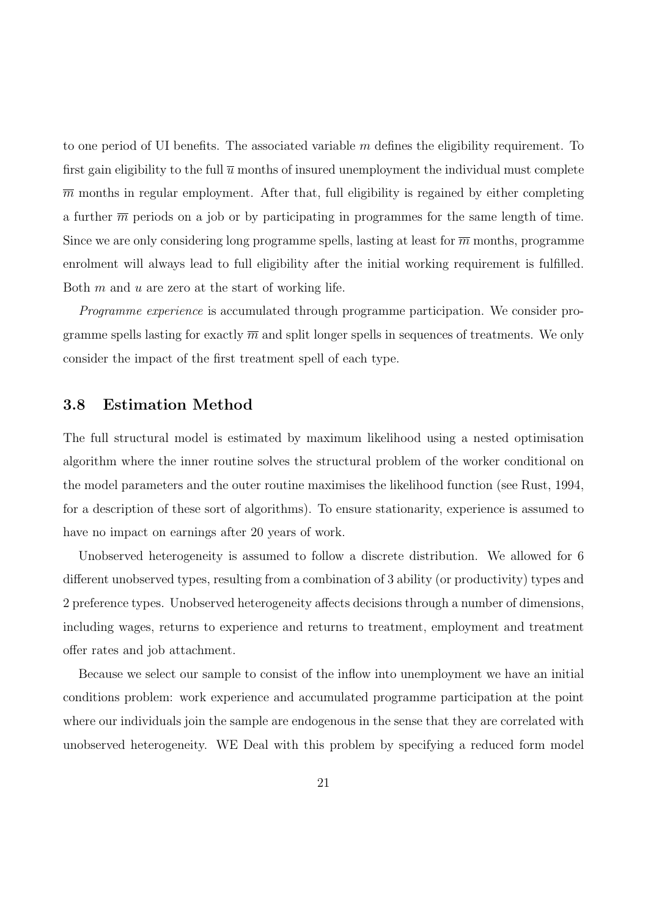to one period of UI benefits. The associated variable $m$ defines the eligibility requirement. To first gain eligibility to the full $\overline{u}$ months of insured unemployment the individual must complete $\overline{m}$ months in regular employment. After that, full eligibility is regained by either completing a further $\overline{m}$ periods on a job or by participating in programmes for the same length of time. Since we are only considering long programme spells, lasting at least for $\overline{m}$ months, programme enrolment will always lead to full eligibility after the initial working requirement is fulfilled. Both $m$ and $u$ are zero at the start of working life.

*Programme experience* is accumulated through programme participation. We consider programme spells lasting for exactly $\overline{m}$ and split longer spells in sequences of treatments. We only consider the impact of the first treatment spell of each type.

### 3.8 Estimation Method

The full structural model is estimated by maximum likelihood using a nested optimisation algorithm where the inner routine solves the structural problem of the worker conditional on the model parameters and the outer routine maximises the likelihood function (see Rust, 1994, for a description of these sort of algorithms). To ensure stationarity, experience is assumed to have no impact on earnings after 20 years of work.

Unobserved heterogeneity is assumed to follow a discrete distribution. We allowed for 6 different unobserved types, resulting from a combination of 3 ability (or productivity) types and 2 preference types. Unobserved heterogeneity affects decisions through a number of dimensions, including wages, returns to experience and returns to treatment, employment and treatment offer rates and job attachment.

Because we select our sample to consist of the inflow into unemployment we have an initial conditions problem: work experience and accumulated programme participation at the point where our individuals join the sample are endogenous in the sense that they are correlated with unobserved heterogeneity. WE Deal with this problem by specifying a reduced form model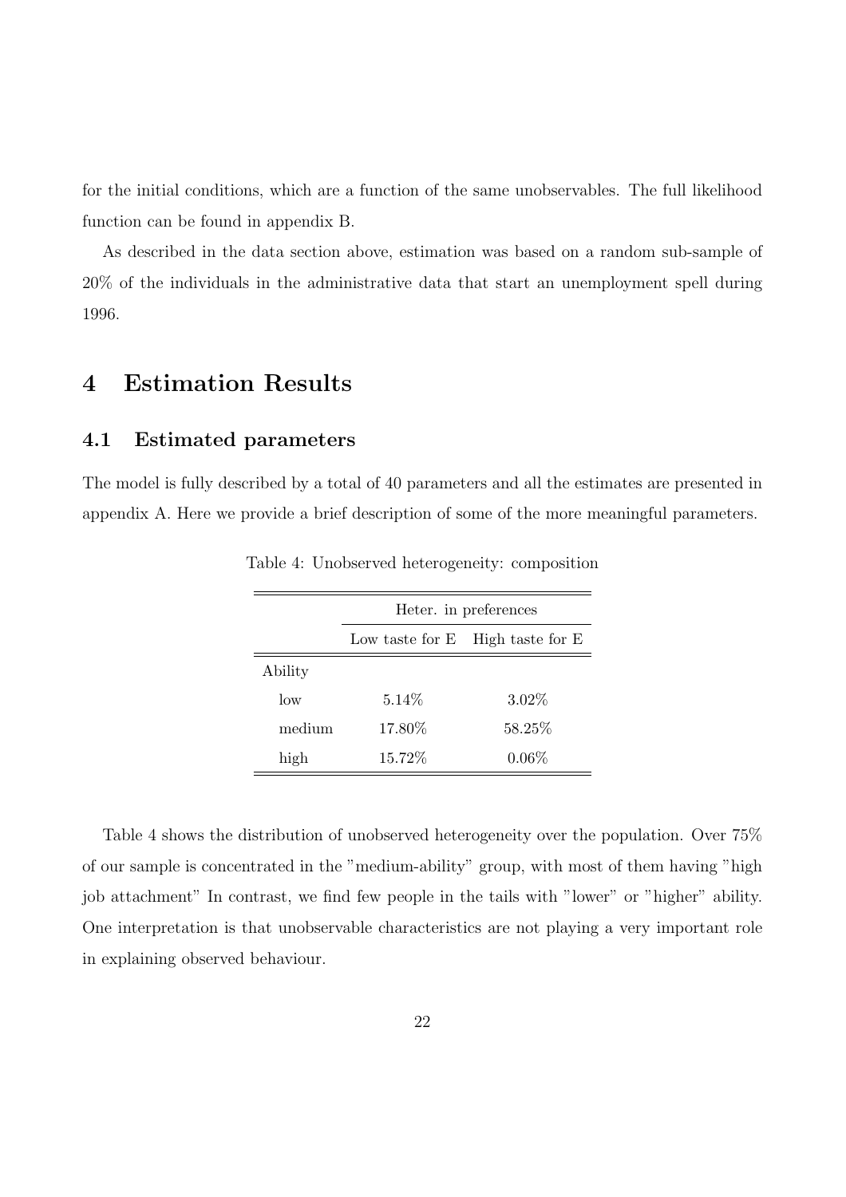for the initial conditions, which are a function of the same unobservables. The full likelihood function can be found in appendix B.

As described in the data section above, estimation was based on a random sub-sample of 20% of the individuals in the administrative data that start an unemployment spell during 1996.

# 4 Estimation Results

## 4.1 Estimated parameters

The model is fully described by a total of 40 parameters and all the estimates are presented in appendix A. Here we provide a brief description of some of the more meaningful parameters.

Table 4: Unobserved heterogeneity: composition

| | Heter. in preferences | |
|---|---|---|
| | Low taste for E | High taste for E |
| Ability | | |
| low | 5.14% | 3.02% |
| medium | 17.80% | 58.25% |
| high | 15.72% | 0.06% |

Table 4 shows the distribution of unobserved heterogeneity over the population. Over 75% of our sample is concentrated in the "medium-ability" group, with most of them having "high job attachment" In contrast, we find few people in the tails with "lower" or "higher" ability. One interpretation is that unobservable characteristics are not playing a very important role in explaining observed behaviour.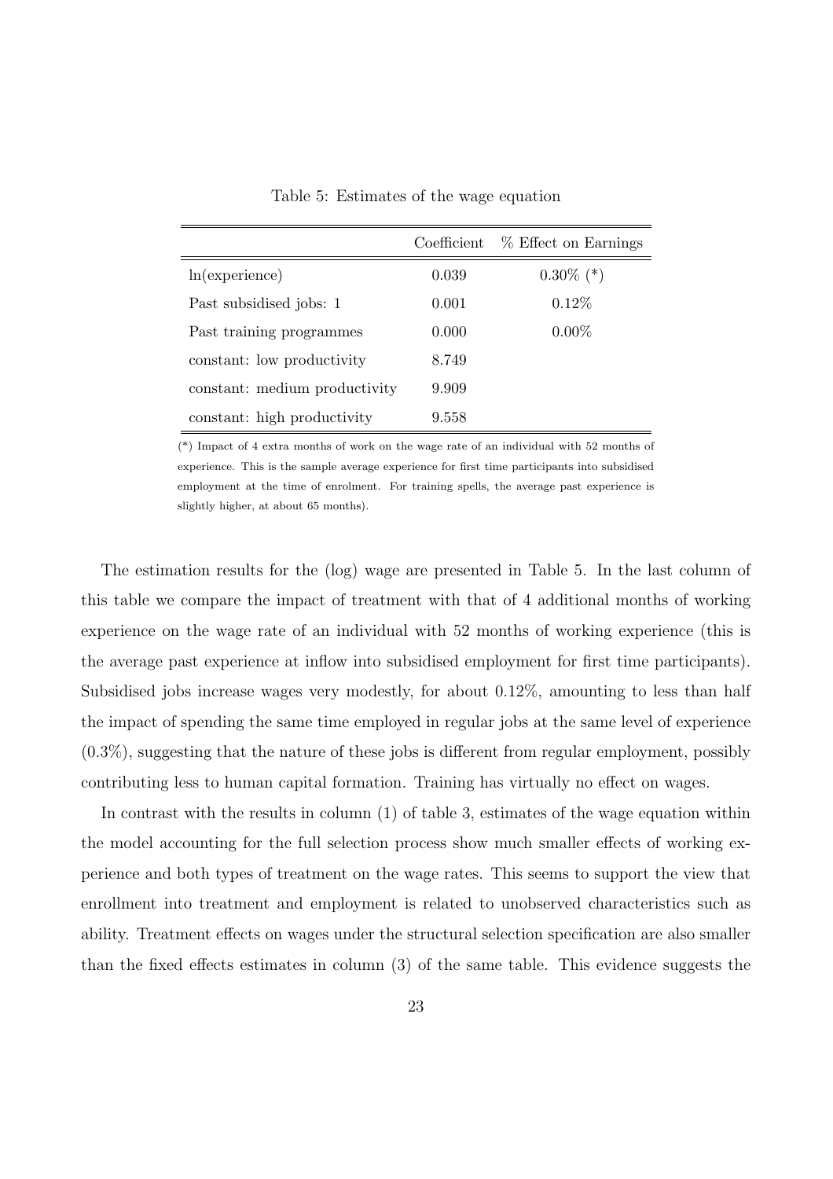Table 5: Estimates of the wage equation

| | Coefficient | % Effect on Earnings |
|---|---|---|
| ln(experience) | 0.039 | 0.30% (*) |
| Past subsidised jobs: 1 | 0.001 | 0.12% |
| Past training programmes | 0.000 | 0.00% |
| constant: low productivity | 8.749 | |
| constant: medium productivity | 9.909 | |
| constant: high productivity | 9.558 | |

(*) Impact of 4 extra months of work on the wage rate of an individual with 52 months of experience. This is the sample average experience for first time participants into subsidised employment at the time of enrolment. For training spells, the average past experience is slightly higher, at about 65 months).

The estimation results for the (log) wage are presented in Table 5. In the last column of this table we compare the impact of treatment with that of 4 additional months of working experience on the wage rate of an individual with 52 months of working experience (this is the average past experience at inflow into subsidised employment for first time participants). Subsidised jobs increase wages very modestly, for about 0.12%, amounting to less than half the impact of spending the same time employed in regular jobs at the same level of experience (0.3%), suggesting that the nature of these jobs is different from regular employment, possibly contributing less to human capital formation. Training has virtually no effect on wages.

In contrast with the results in column (1) of table 3, estimates of the wage equation within the model accounting for the full selection process show much smaller effects of working experience and both types of treatment on the wage rates. This seems to support the view that enrollment into treatment and employment is related to unobserved characteristics such as ability. Treatment effects on wages under the structural selection specification are also smaller than the fixed effects estimates in column (3) of the same table. This evidence suggests the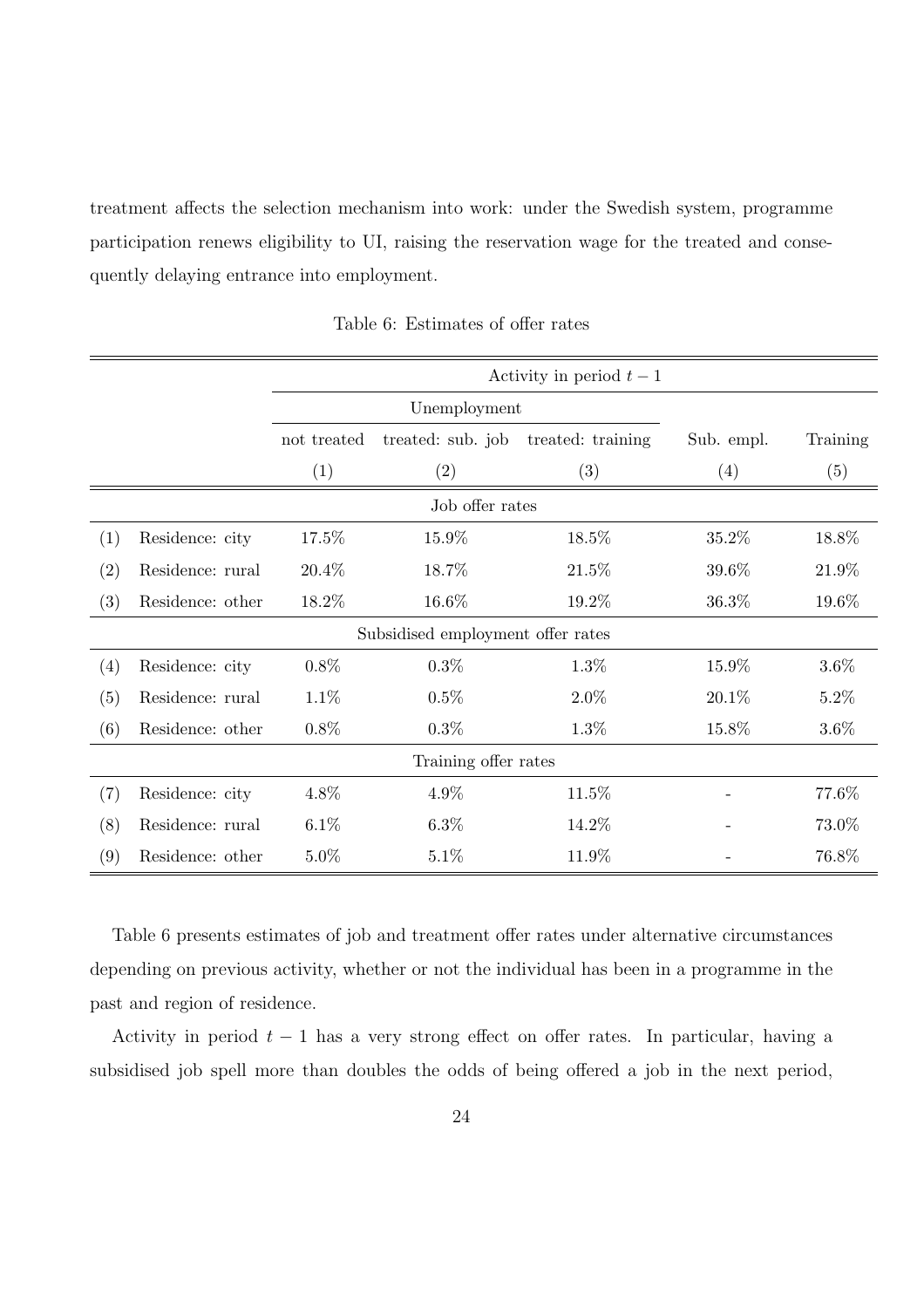treatment affects the selection mechanism into work: under the Swedish system, programme participation renews eligibility to UI, raising the reservation wage for the treated and consequently delaying entrance into employment.

Table 6: Estimates of offer rates

| | | Activity in period $t-1$ | | | | |
|---|---|---|---|---|---|---|
| | | Unemployment | | | | |
| | | not treated | treated: sub. job | treated: training | Sub. empl. | Training |
| | | (1) | (2) | (3) | (4) | (5) |
| | | Job offer rates | | | | |
| (1) | Residence: city | 17.5% | 15.9% | 18.5% | 35.2% | 18.8% |
| (2) | Residence: rural | 20.4% | 18.7% | 21.5% | 39.6% | 21.9% |
| (3) | Residence: other | 18.2% | 16.6% | 19.2% | 36.3% | 19.6% |
| | | Subsidised employment offer rates | | | | |
| (4) | Residence: city | 0.8% | 0.3% | 1.3% | 15.9% | 3.6% |
| (5) | Residence: rural | 1.1% | 0.5% | 2.0% | 20.1% | 5.2% |
| (6) | Residence: other | 0.8% | 0.3% | 1.3% | 15.8% | 3.6% |
| | | Training offer rates | | | | |
| (7) | Residence: city | 4.8% | 4.9% | 11.5% | - | 77.6% |
| (8) | Residence: rural | 6.1% | 6.3% | 14.2% | - | 73.0% |
| (9) | Residence: other | 5.0% | 5.1% | 11.9% | - | 76.8% |

Table 6 presents estimates of job and treatment offer rates under alternative circumstances depending on previous activity, whether or not the individual has been in a programme in the past and region of residence.

Activity in period $t-1$ has a very strong effect on offer rates. In particular, having a subsidised job spell more than doubles the odds of being offered a job in the next period,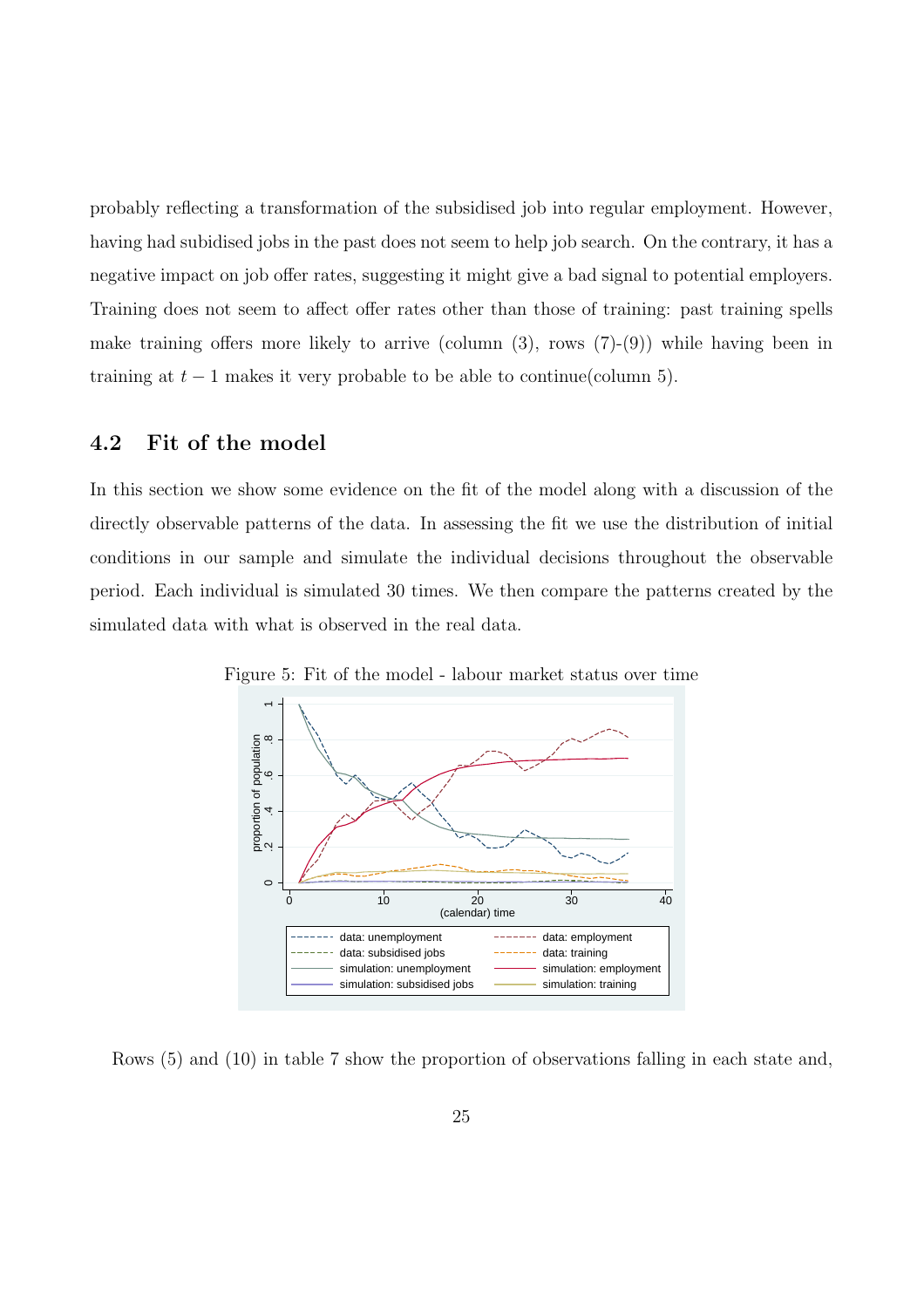probably reflecting a transformation of the subsidised job into regular employment. However, having had subidised jobs in the past does not seem to help job search. On the contrary, it has a negative impact on job offer rates, suggesting it might give a bad signal to potential employers. Training does not seem to affect offer rates other than those of training: past training spells make training offers more likely to arrive (column (3), rows (7)-(9)) while having been in training at $t-1$ makes it very probable to be able to continue(column 5).

## 4.2 Fit of the model

In this section we show some evidence on the fit of the model along with a discussion of the directly observable patterns of the data. In assessing the fit we use the distribution of initial conditions in our sample and simulate the individual decisions throughout the observable period. Each individual is simulated 30 times. We then compare the patterns created by the simulated data with what is observed in the real data.

Figure 5: Fit of the model - labour market status over time

Rows (5) and (10) in table 7 show the proportion of observations falling in each state and,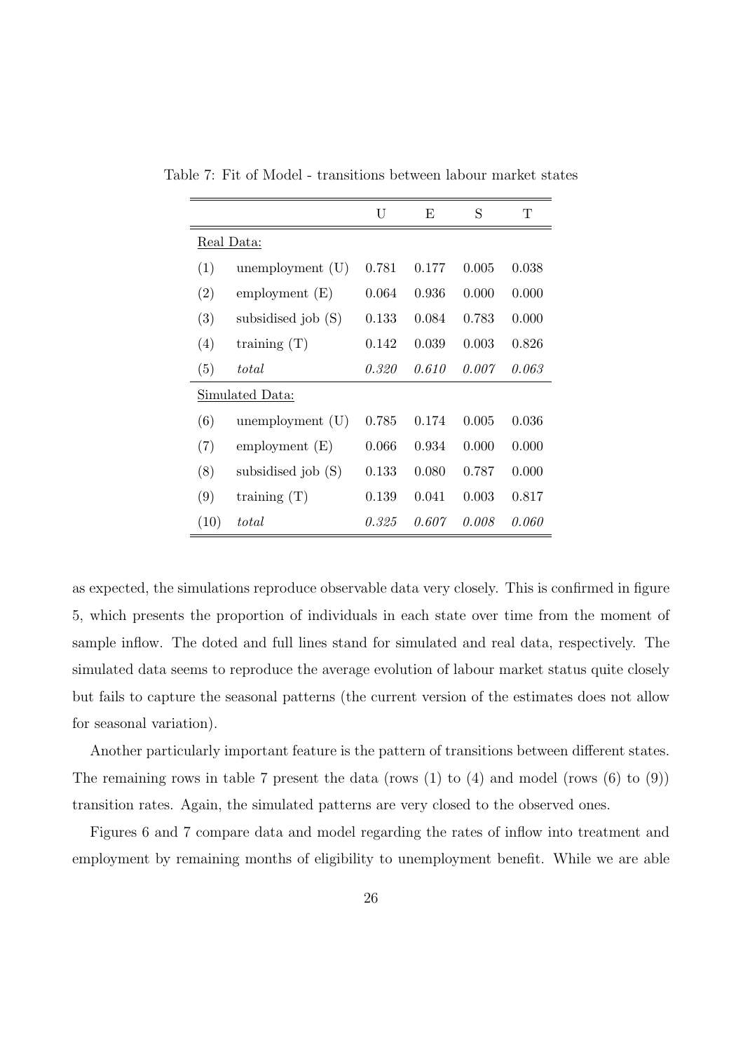Table 7: Fit of Model - transitions between labour market states

| | | U | E | S | T |
|---|---|---|---|---|---|
| Real Data: | | | | | |
| (1) | unemployment (U) | 0.781 | 0.177 | 0.005 | 0.038 |
| (2) | employment (E) | 0.064 | 0.936 | 0.000 | 0.000 |
| (3) | subsidised job (S) | 0.133 | 0.084 | 0.783 | 0.000 |
| (4) | training (T) | 0.142 | 0.039 | 0.003 | 0.826 |
| (5) | *total* | *0.320* | *0.610* | *0.007* | *0.063* |
| Simulated Data: | | | | | |
| (6) | unemployment (U) | 0.785 | 0.174 | 0.005 | 0.036 |
| (7) | employment (E) | 0.066 | 0.934 | 0.000 | 0.000 |
| (8) | subsidised job (S) | 0.133 | 0.080 | 0.787 | 0.000 |
| (9) | training (T) | 0.139 | 0.041 | 0.003 | 0.817 |
| (10) | *total* | *0.325* | *0.607* | *0.008* | *0.060* |

as expected, the simulations reproduce observable data very closely. This is confirmed in figure 5, which presents the proportion of individuals in each state over time from the moment of sample inflow. The doted and full lines stand for simulated and real data, respectively. The simulated data seems to reproduce the average evolution of labour market status quite closely but fails to capture the seasonal patterns (the current version of the estimates does not allow for seasonal variation).

Another particularly important feature is the pattern of transitions between different states. The remaining rows in table 7 present the data (rows (1) to (4) and model (rows (6) to (9)) transition rates. Again, the simulated patterns are very closed to the observed ones.

Figures 6 and 7 compare data and model regarding the rates of inflow into treatment and employment by remaining months of eligibility to unemployment benefit. While we are able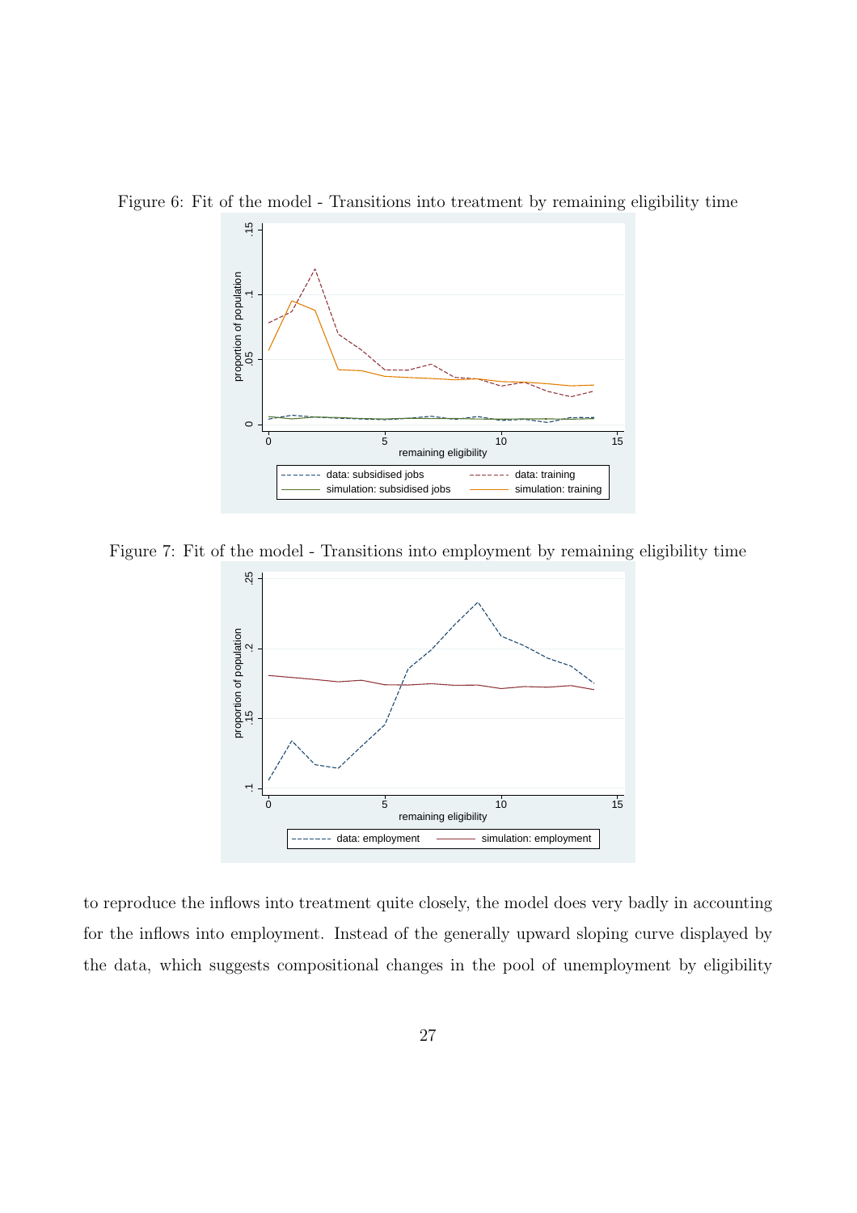Figure 6: Fit of the model - Transitions into treatment by remaining eligibility time

Figure 7: Fit of the model - Transitions into employment by remaining eligibility time

to reproduce the inflows into treatment quite closely, the model does very badly in accounting for the inflows into employment. Instead of the generally upward sloping curve displayed by the data, which suggests compositional changes in the pool of unemployment by eligibility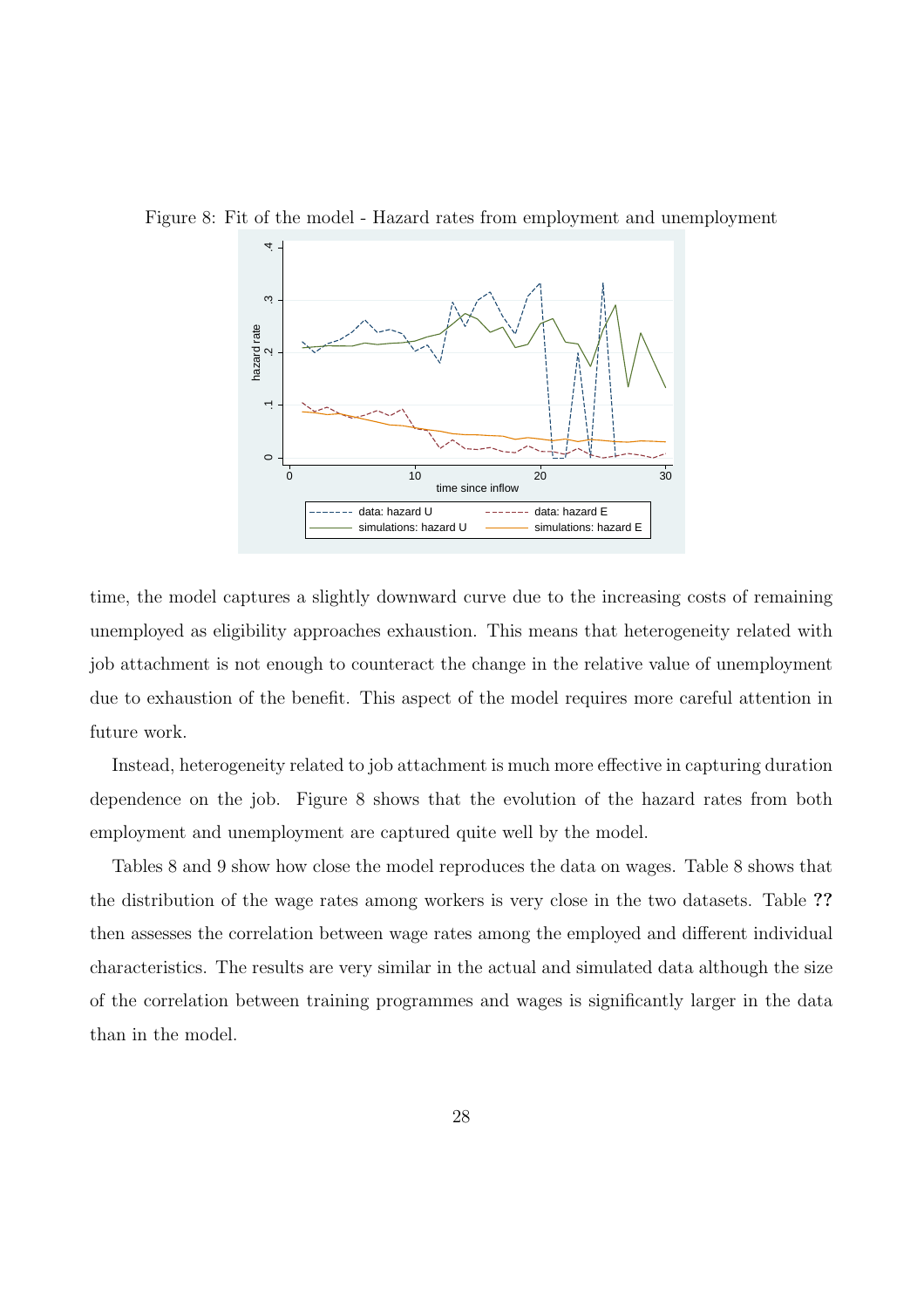Figure 8: Fit of the model - Hazard rates from employment and unemployment

time, the model captures a slightly downward curve due to the increasing costs of remaining unemployed as eligibility approaches exhaustion. This means that heterogeneity related with job attachment is not enough to counteract the change in the relative value of unemployment due to exhaustion of the benefit. This aspect of the model requires more careful attention in future work.

Instead, heterogeneity related to job attachment is much more effective in capturing duration dependence on the job. Figure 8 shows that the evolution of the hazard rates from both employment and unemployment are captured quite well by the model.

Tables 8 and 9 show how close the model reproduces the data on wages. Table 8 shows that the distribution of the wage rates among workers is very close in the two datasets. Table **??** then assesses the correlation between wage rates among the employed and different individual characteristics. The results are very similar in the actual and simulated data although the size of the correlation between training programmes and wages is significantly larger in the data than in the model.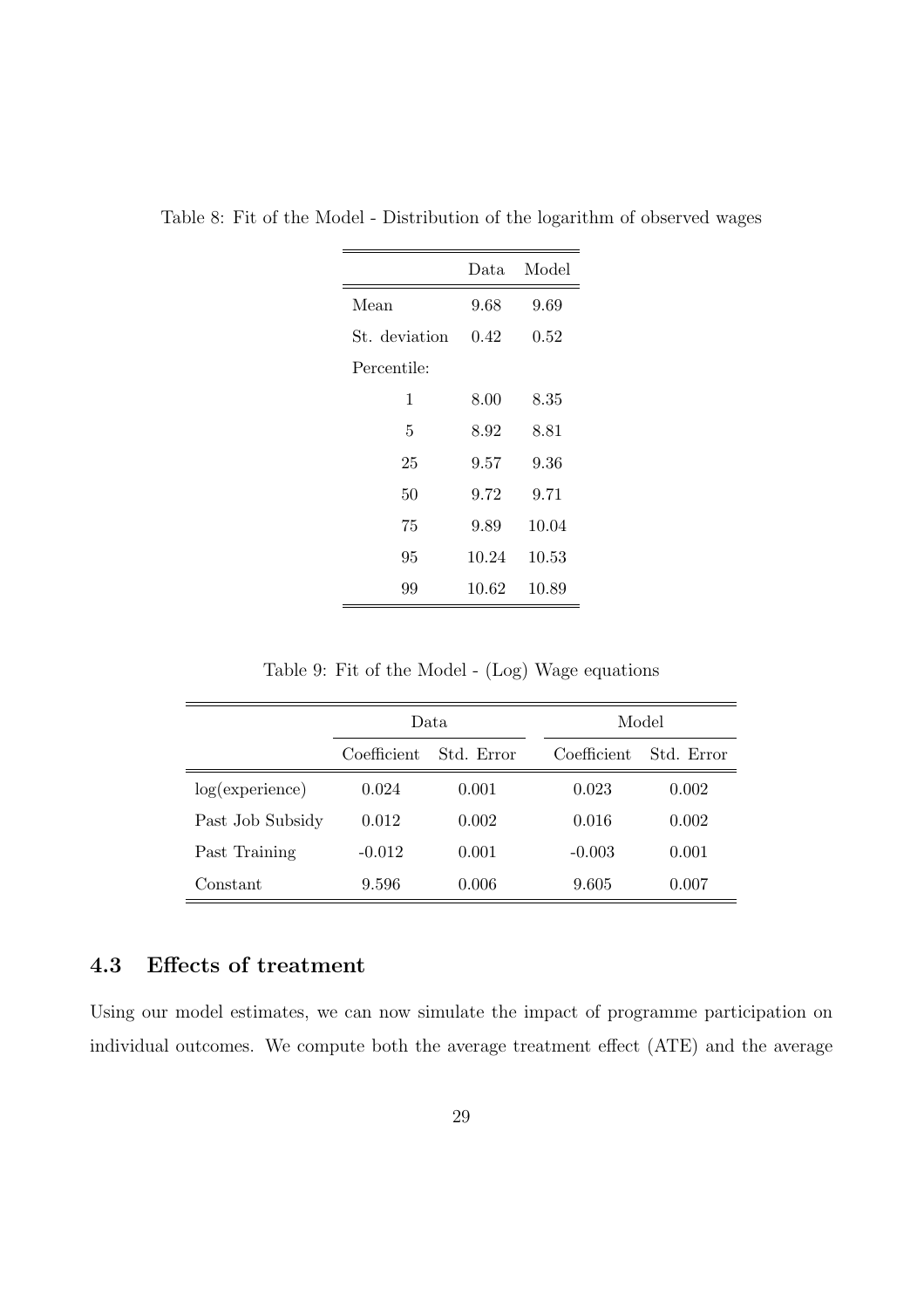Table 8: Fit of the Model - Distribution of the logarithm of observed wages

| | Data | Model |
|---|---|---|
| Mean | 9.68 | 9.69 |
| St. deviation | 0.42 | 0.52 |
| Percentile: | | |
| 1 | 8.00 | 8.35 |
| 5 | 8.92 | 8.81 |
| 25 | 9.57 | 9.36 |
| 50 | 9.72 | 9.71 |
| 75 | 9.89 | 10.04 |
| 95 | 10.24 | 10.53 |
| 99 | 10.62 | 10.89 |

Table 9: Fit of the Model - (Log) Wage equations

| | Data | | Model | |
|---|---|---|---|---|
| | Coefficient | Std. Error | Coefficient | Std. Error |
| log(experience) | 0.024 | 0.001 | 0.023 | 0.002 |
| Past Job Subsidy | 0.012 | 0.002 | 0.016 | 0.002 |
| Past Training | -0.012 | 0.001 | -0.003 | 0.001 |
| Constant | 9.596 | 0.006 | 9.605 | 0.007 |

### 4.3 Effects of treatment

Using our model estimates, we can now simulate the impact of programme participation on individual outcomes. We compute both the average treatment effect (ATE) and the average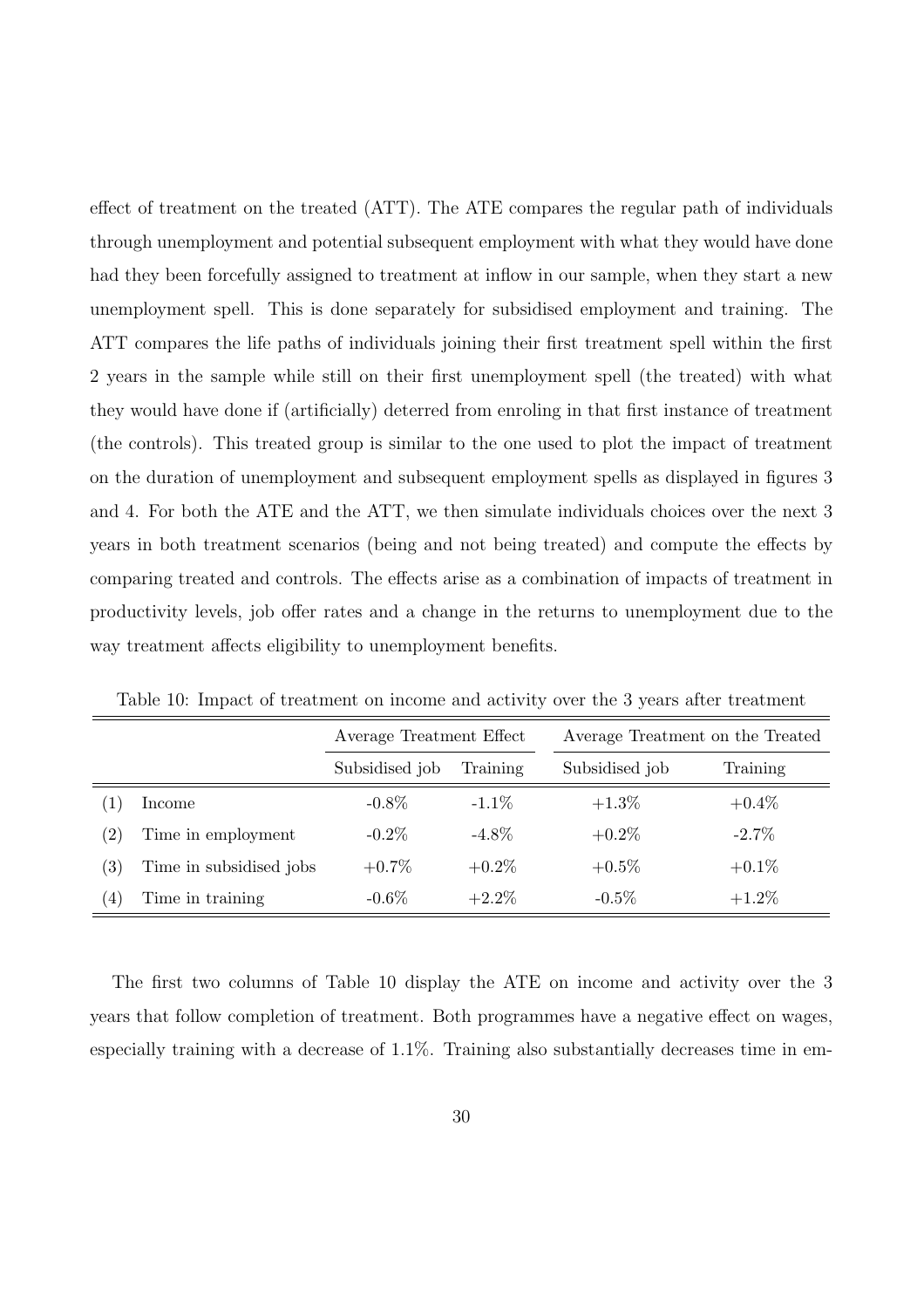effect of treatment on the treated (ATT). The ATE compares the regular path of individuals through unemployment and potential subsequent employment with what they would have done had they been forcefully assigned to treatment at inflow in our sample, when they start a new unemployment spell. This is done separately for subsidised employment and training. The ATT compares the life paths of individuals joining their first treatment spell within the first 2 years in the sample while still on their first unemployment spell (the treated) with what they would have done if (artificially) deterred from enroling in that first instance of treatment (the controls). This treated group is similar to the one used to plot the impact of treatment on the duration of unemployment and subsequent employment spells as displayed in figures 3 and 4. For both the ATE and the ATT, we then simulate individuals choices over the next 3 years in both treatment scenarios (being and not being treated) and compute the effects by comparing treated and controls. The effects arise as a combination of impacts of treatment in productivity levels, job offer rates and a change in the returns to unemployment due to the way treatment affects eligibility to unemployment benefits.

Table 10: Impact of treatment on income and activity over the 3 years after treatment

| | | Average Treatment Effect | | Average Treatment on the Treated | |
|---|---|---|---|---|---|
| | | Subsidised job | Training | Subsidised job | Training |
| (1) | Income | -0.8% | -1.1% | +1.3% | +0.4% |
| (2) | Time in employment | -0.2% | -4.8% | +0.2% | -2.7% |
| (3) | Time in subsidised jobs | +0.7% | +0.2% | +0.5% | +0.1% |
| (4) | Time in training | -0.6% | +2.2% | -0.5% | +1.2% |

The first two columns of Table 10 display the ATE on income and activity over the 3 years that follow completion of treatment. Both programmes have a negative effect on wages, especially training with a decrease of 1.1%. Training also substantially decreases time in em-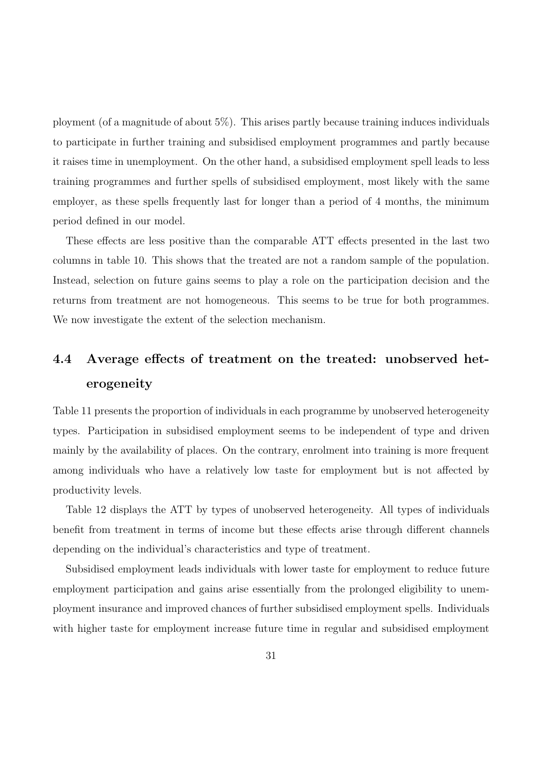ployment (of a magnitude of about 5%). This arises partly because training induces individuals to participate in further training and subsidised employment programmes and partly because it raises time in unemployment. On the other hand, a subsidised employment spell leads to less training programmes and further spells of subsidised employment, most likely with the same employer, as these spells frequently last for longer than a period of 4 months, the minimum period defined in our model.

These effects are less positive than the comparable ATT effects presented in the last two columns in table 10. This shows that the treated are not a random sample of the population. Instead, selection on future gains seems to play a role on the participation decision and the returns from treatment are not homogeneous. This seems to be true for both programmes. We now investigate the extent of the selection mechanism.

## 4.4 Average effects of treatment on the treated: unobserved heterogeneity

Table 11 presents the proportion of individuals in each programme by unobserved heterogeneity types. Participation in subsidised employment seems to be independent of type and driven mainly by the availability of places. On the contrary, enrolment into training is more frequent among individuals who have a relatively low taste for employment but is not affected by productivity levels.

Table 12 displays the ATT by types of unobserved heterogeneity. All types of individuals benefit from treatment in terms of income but these effects arise through different channels depending on the individual's characteristics and type of treatment.

Subsidised employment leads individuals with lower taste for employment to reduce future employment participation and gains arise essentially from the prolonged eligibility to unemployment insurance and improved chances of further subsidised employment spells. Individuals with higher taste for employment increase future time in regular and subsidised employment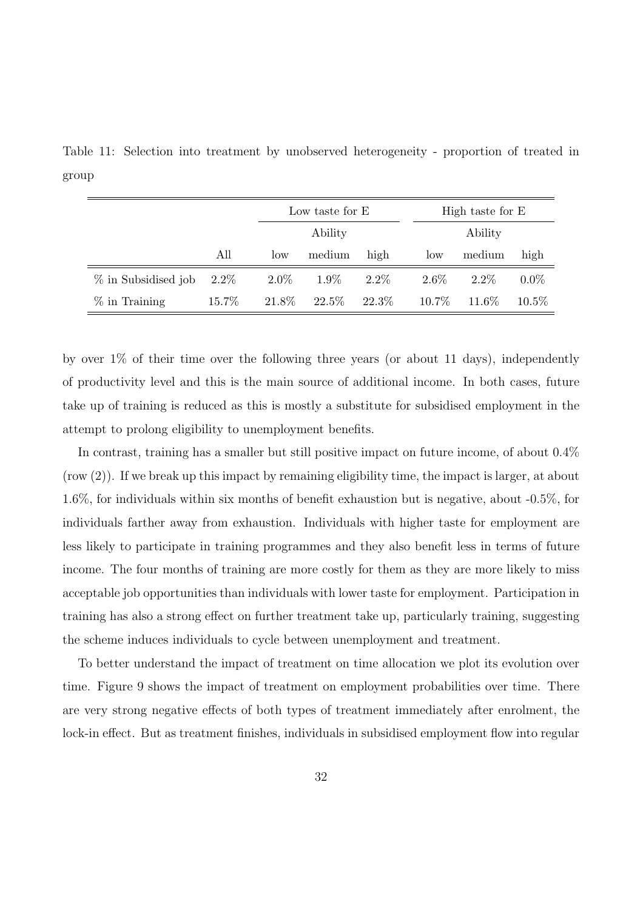Table 11: Selection into treatment by unobserved heterogeneity - proportion of treated in group

| | | Low taste for E | | | High taste for E | | |
|---|---|---|---|---|---|---|---|
| | | Ability | | | Ability | | |
| | All | low | medium | high | low | medium | high |
| % in Subsidised job | 2.2% | 2.0% | 1.9% | 2.2% | 2.6% | 2.2% | 0.0% |
| % in Training | 15.7% | 21.8% | 22.5% | 22.3% | 10.7% | 11.6% | 10.5% |

by over 1% of their time over the following three years (or about 11 days), independently of productivity level and this is the main source of additional income. In both cases, future take up of training is reduced as this is mostly a substitute for subsidised employment in the attempt to prolong eligibility to unemployment benefits.

In contrast, training has a smaller but still positive impact on future income, of about 0.4% (row (2)). If we break up this impact by remaining eligibility time, the impact is larger, at about 1.6%, for individuals within six months of benefit exhaustion but is negative, about -0.5%, for individuals farther away from exhaustion. Individuals with higher taste for employment are less likely to participate in training programmes and they also benefit less in terms of future income. The four months of training are more costly for them as they are more likely to miss acceptable job opportunities than individuals with lower taste for employment. Participation in training has also a strong effect on further treatment take up, particularly training, suggesting the scheme induces individuals to cycle between unemployment and treatment.

To better understand the impact of treatment on time allocation we plot its evolution over time. Figure 9 shows the impact of treatment on employment probabilities over time. There are very strong negative effects of both types of treatment immediately after enrolment, the lock-in effect. But as treatment finishes, individuals in subsidised employment flow into regular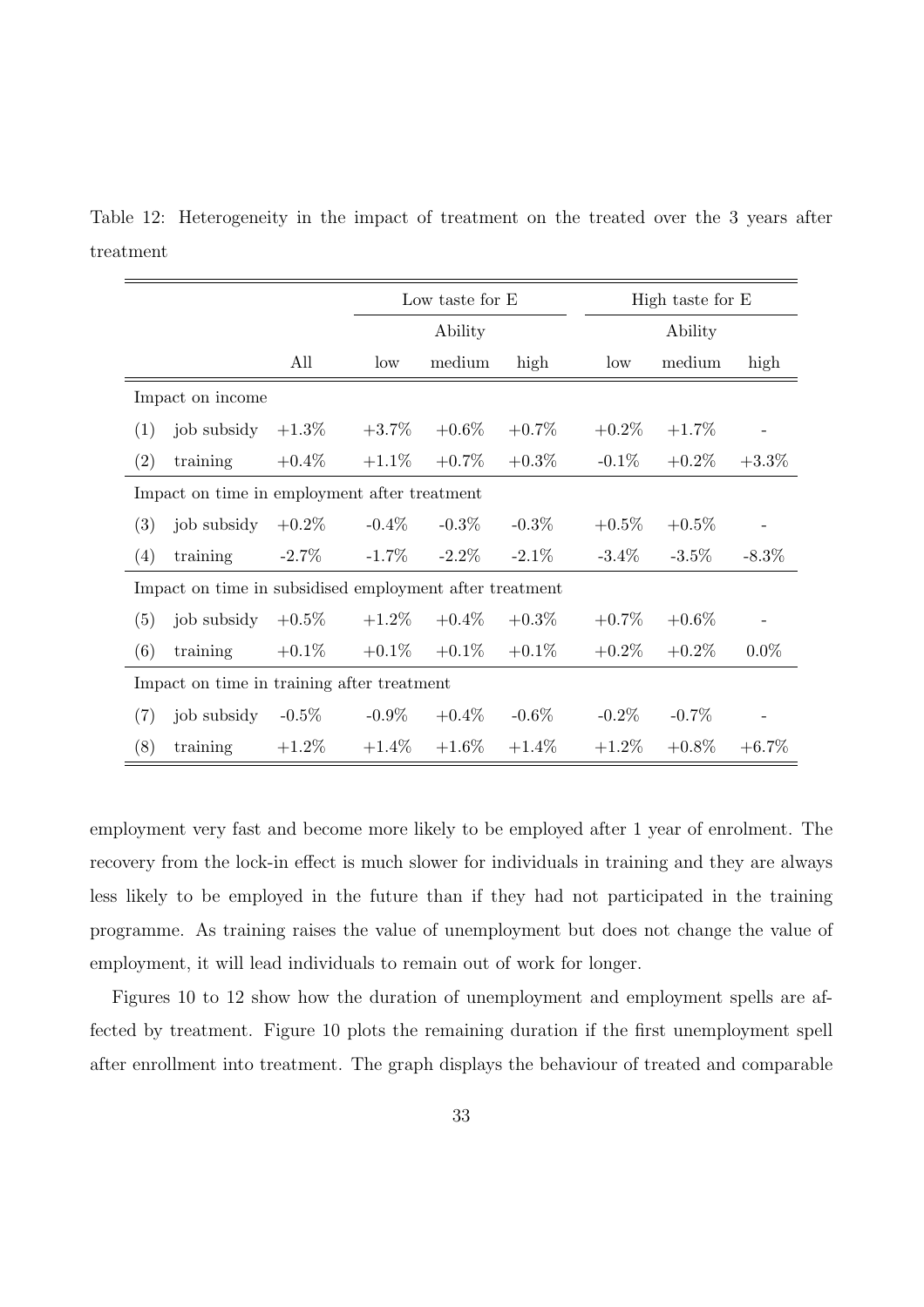Table 12: Heterogeneity in the impact of treatment on the treated over the 3 years after treatment

| | | | Low taste for E | | | High taste for E | | |
|---|---|---|---|---|---|---|---|---|
| | | | Ability | | | Ability | | |
| | | All | low | medium | high | low | medium | high |
| Impact on income | | | | | | | | |
| (1) | job subsidy | +1.3% | +3.7% | +0.6% | +0.7% | +0.2% | +1.7% | - |
| (2) | training | +0.4% | +1.1% | +0.7% | +0.3% | -0.1% | +0.2% | +3.3% |
| Impact on time in employment after treatment | | | | | | | | |
| (3) | job subsidy | +0.2% | -0.4% | -0.3% | -0.3% | +0.5% | +0.5% | - |
| (4) | training | -2.7% | -1.7% | -2.2% | -2.1% | -3.4% | -3.5% | -8.3% |
| Impact on time in subsidised employment after treatment | | | | | | | | |
| (5) | job subsidy | +0.5% | +1.2% | +0.4% | +0.3% | +0.7% | +0.6% | - |
| (6) | training | +0.1% | +0.1% | +0.1% | +0.1% | +0.2% | +0.2% | 0.0% |
| Impact on time in training after treatment | | | | | | | | |
| (7) | job subsidy | -0.5% | -0.9% | +0.4% | -0.6% | -0.2% | -0.7% | - |
| (8) | training | +1.2% | +1.4% | +1.6% | +1.4% | +1.2% | +0.8% | +6.7% |

employment very fast and become more likely to be employed after 1 year of enrolment. The recovery from the lock-in effect is much slower for individuals in training and they are always less likely to be employed in the future than if they had not participated in the training programme. As training raises the value of unemployment but does not change the value of employment, it will lead individuals to remain out of work for longer.

Figures 10 to 12 show how the duration of unemployment and employment spells are affected by treatment. Figure 10 plots the remaining duration if the first unemployment spell after enrollment into treatment. The graph displays the behaviour of treated and comparable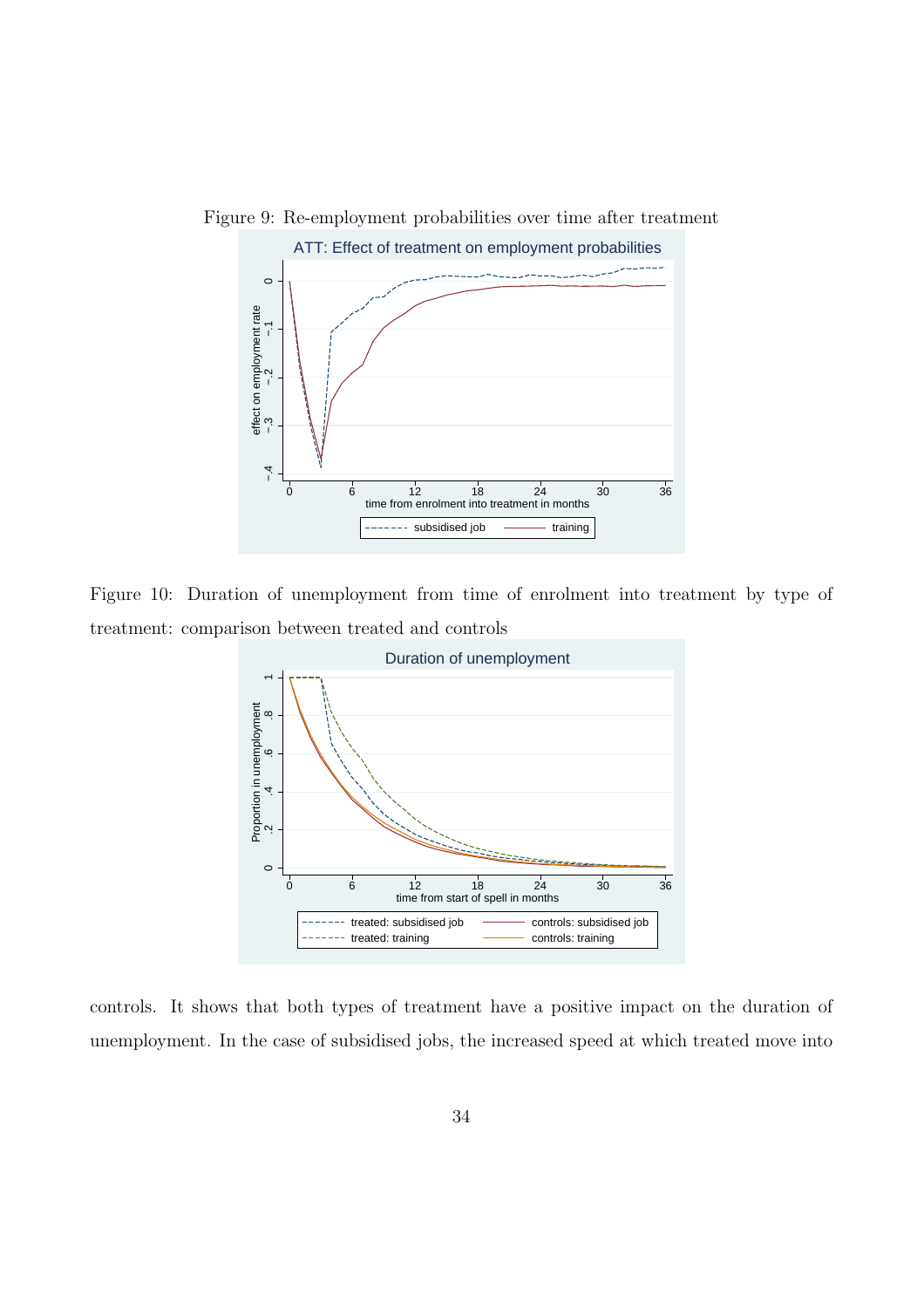Figure 9: Re-employment probabilities over time after treatment

Figure 10: Duration of unemployment from time of enrolment into treatment by type of treatment: comparison between treated and controls

controls. It shows that both types of treatment have a positive impact on the duration of unemployment. In the case of subsidised jobs, the increased speed at which treated move into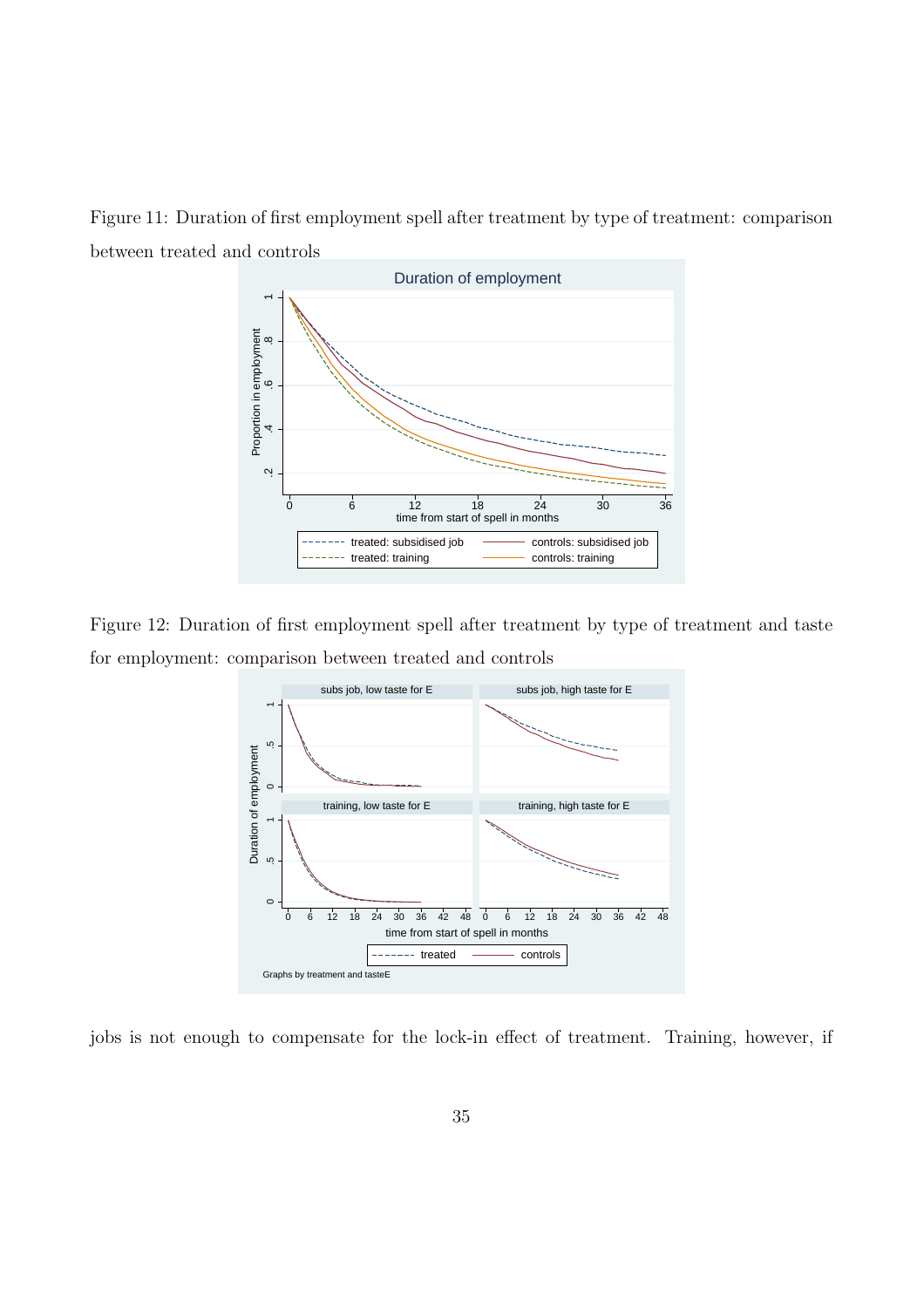Figure 11: Duration of first employment spell after treatment by type of treatment: comparison between treated and controls

Figure 12: Duration of first employment spell after treatment by type of treatment and taste for employment: comparison between treated and controls

jobs is not enough to compensate for the lock-in effect of treatment. Training, however, if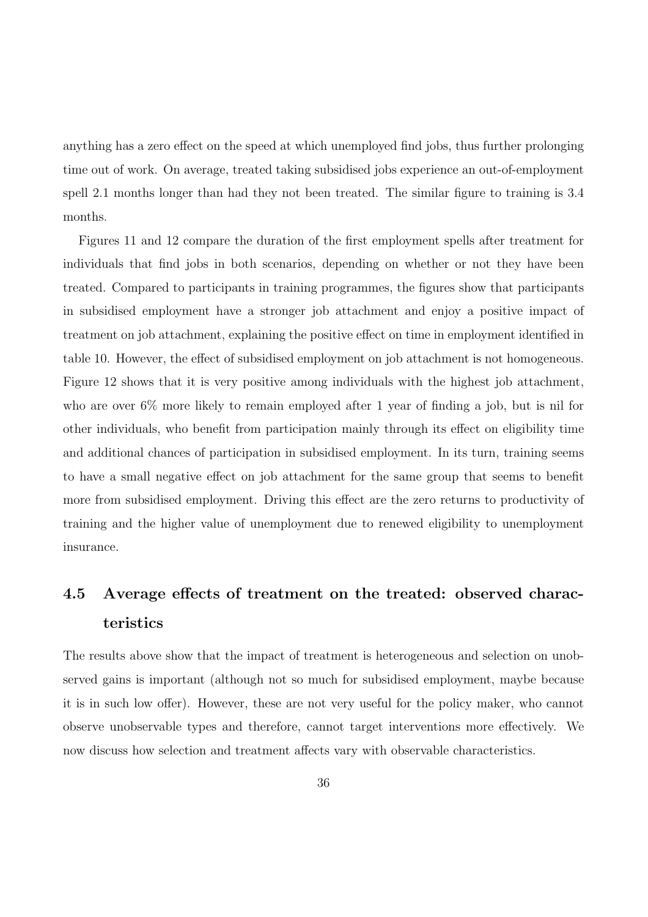anything has a zero effect on the speed at which unemployed find jobs, thus further prolonging time out of work. On average, treated taking subsidised jobs experience an out-of-employment spell 2.1 months longer than had they not been treated. The similar figure to training is 3.4 months.

Figures 11 and 12 compare the duration of the first employment spells after treatment for individuals that find jobs in both scenarios, depending on whether or not they have been treated. Compared to participants in training programmes, the figures show that participants in subsidised employment have a stronger job attachment and enjoy a positive impact of treatment on job attachment, explaining the positive effect on time in employment identified in table 10. However, the effect of subsidised employment on job attachment is not homogeneous. Figure 12 shows that it is very positive among individuals with the highest job attachment, who are over 6% more likely to remain employed after 1 year of finding a job, but is nil for other individuals, who benefit from participation mainly through its effect on eligibility time and additional chances of participation in subsidised employment. In its turn, training seems to have a small negative effect on job attachment for the same group that seems to benefit more from subsidised employment. Driving this effect are the zero returns to productivity of training and the higher value of unemployment due to renewed eligibility to unemployment insurance.

## 4.5 Average effects of treatment on the treated: observed characteristics

The results above show that the impact of treatment is heterogeneous and selection on unobserved gains is important (although not so much for subsidised employment, maybe because it is in such low offer). However, these are not very useful for the policy maker, who cannot observe unobservable types and therefore, cannot target interventions more effectively. We now discuss how selection and treatment affects vary with observable characteristics.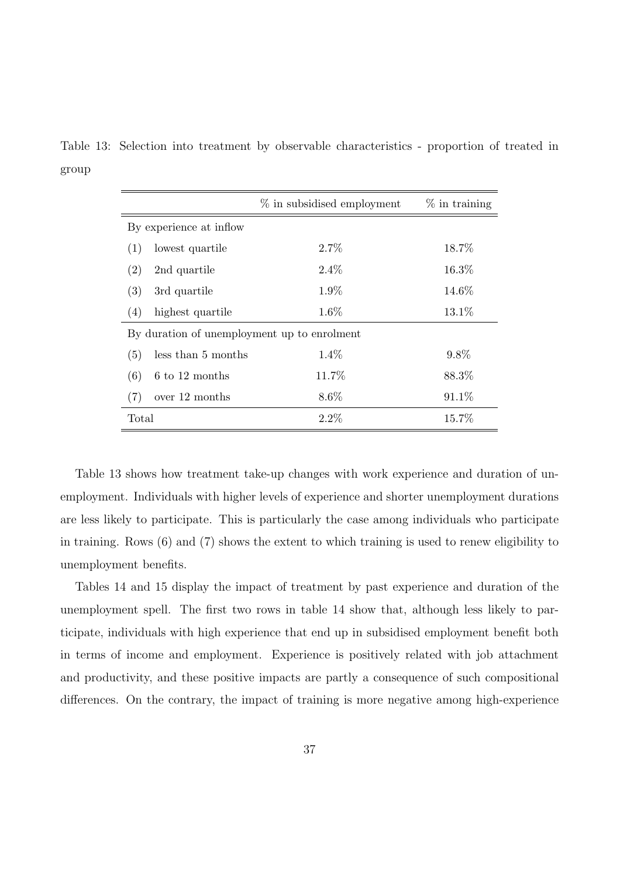Table 13: Selection into treatment by observable characteristics - proportion of treated in group

| | | % in subsidised employment | % in training |
|---|---|---|---|
| By experience at inflow | | | |
| (1) | lowest quartile | 2.7% | 18.7% |
| (2) | 2nd quartile | 2.4% | 16.3% |
| (3) | 3rd quartile | 1.9% | 14.6% |
| (4) | highest quartile | 1.6% | 13.1% |
| By duration of unemployment up to enrolment | | | |
| (5) | less than 5 months | 1.4% | 9.8% |
| (6) | 6 to 12 months | 11.7% | 88.3% |
| (7) | over 12 months | 8.6% | 91.1% |
| Total | | 2.2% | 15.7% |

Table 13 shows how treatment take-up changes with work experience and duration of unemployment. Individuals with higher levels of experience and shorter unemployment durations are less likely to participate. This is particularly the case among individuals who participate in training. Rows (6) and (7) shows the extent to which training is used to renew eligibility to unemployment benefits.

Tables 14 and 15 display the impact of treatment by past experience and duration of the unemployment spell. The first two rows in table 14 show that, although less likely to participate, individuals with high experience that end up in subsidised employment benefit both in terms of income and employment. Experience is positively related with job attachment and productivity, and these positive impacts are partly a consequence of such compositional differences. On the contrary, the impact of training is more negative among high-experience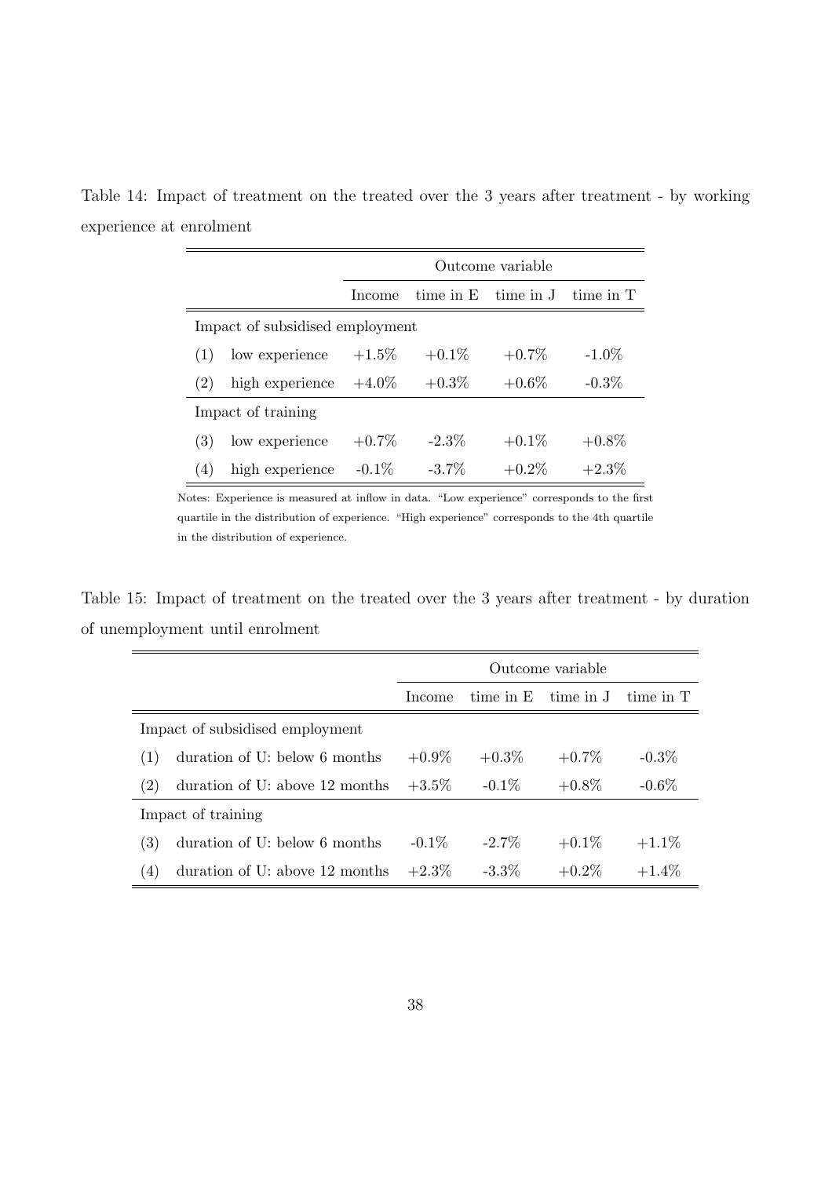Table 14: Impact of treatment on the treated over the 3 years after treatment - by working experience at enrolment

| | | Outcome variable | | | |
|---|---|---|---|---|---|
| | | Income | time in E | time in J | time in T |
| Impact of subsidised employment | | | | | |
| (1) | low experience | +1.5% | +0.1% | +0.7% | -1.0% |
| (2) | high experience | +4.0% | +0.3% | +0.6% | -0.3% |
| Impact of training | | | | | |
| (3) | low experience | +0.7% | -2.3% | +0.1% | +0.8% |
| (4) | high experience | -0.1% | -3.7% | +0.2% | +2.3% |

Notes: Experience is measured at inflow in data. "Low experience" corresponds to the first quartile in the distribution of experience. "High experience" corresponds to the 4th quartile in the distribution of experience.

Table 15: Impact of treatment on the treated over the 3 years after treatment - by duration of unemployment until enrolment

| | | Outcome variable | | | |
|---|---|---|---|---|---|
| | | Income | time in E | time in J | time in T |
| Impact of subsidised employment | | | | | |
| (1) | duration of U: below 6 months | +0.9% | +0.3% | +0.7% | -0.3% |
| (2) | duration of U: above 12 months | +3.5% | -0.1% | +0.8% | -0.6% |
| Impact of training | | | | | |
| (3) | duration of U: below 6 months | -0.1% | -2.7% | +0.1% | +1.1% |
| (4) | duration of U: above 12 months | +2.3% | -3.3% | +0.2% | +1.4% |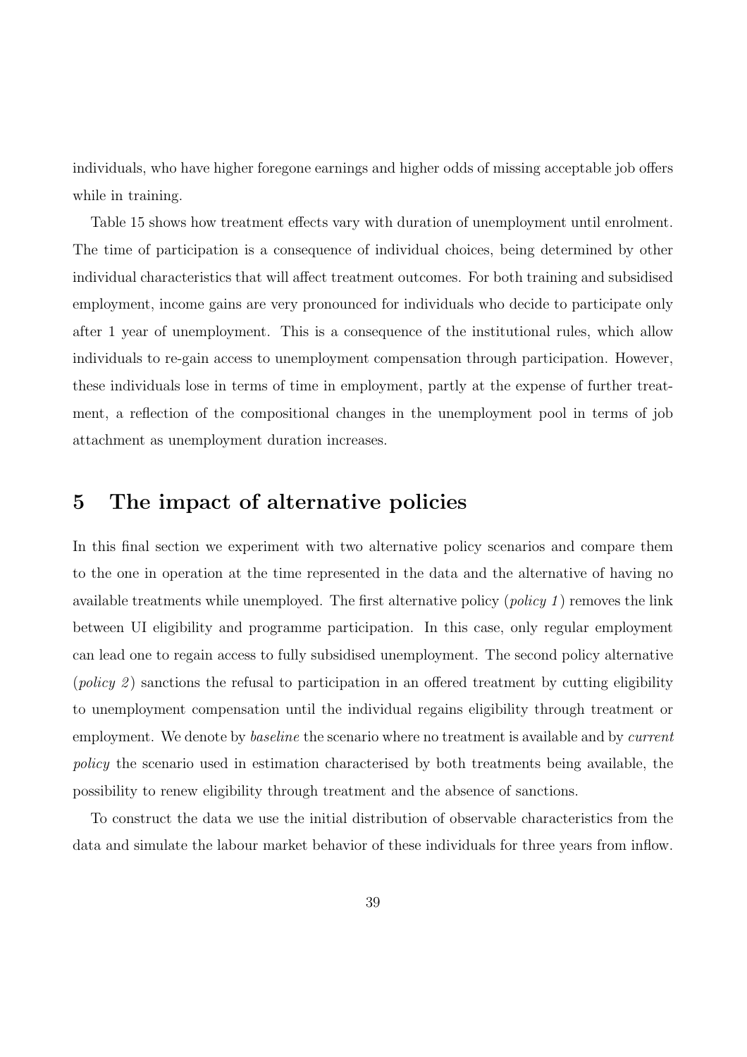individuals, who have higher foregone earnings and higher odds of missing acceptable job offers while in training.

Table 15 shows how treatment effects vary with duration of unemployment until enrolment. The time of participation is a consequence of individual choices, being determined by other individual characteristics that will affect treatment outcomes. For both training and subsidised employment, income gains are very pronounced for individuals who decide to participate only after 1 year of unemployment. This is a consequence of the institutional rules, which allow individuals to re-gain access to unemployment compensation through participation. However, these individuals lose in terms of time in employment, partly at the expense of further treatment, a reflection of the compositional changes in the unemployment pool in terms of job attachment as unemployment duration increases.

# 5 The impact of alternative policies

In this final section we experiment with two alternative policy scenarios and compare them to the one in operation at the time represented in the data and the alternative of having no available treatments while unemployed. The first alternative policy (*policy 1*) removes the link between UI eligibility and programme participation. In this case, only regular employment can lead one to regain access to fully subsidised unemployment. The second policy alternative (*policy 2*) sanctions the refusal to participation in an offered treatment by cutting eligibility to unemployment compensation until the individual regains eligibility through treatment or employment. We denote by *baseline* the scenario where no treatment is available and by *current policy* the scenario used in estimation characterised by both treatments being available, the possibility to renew eligibility through treatment and the absence of sanctions.

To construct the data we use the initial distribution of observable characteristics from the data and simulate the labour market behavior of these individuals for three years from inflow.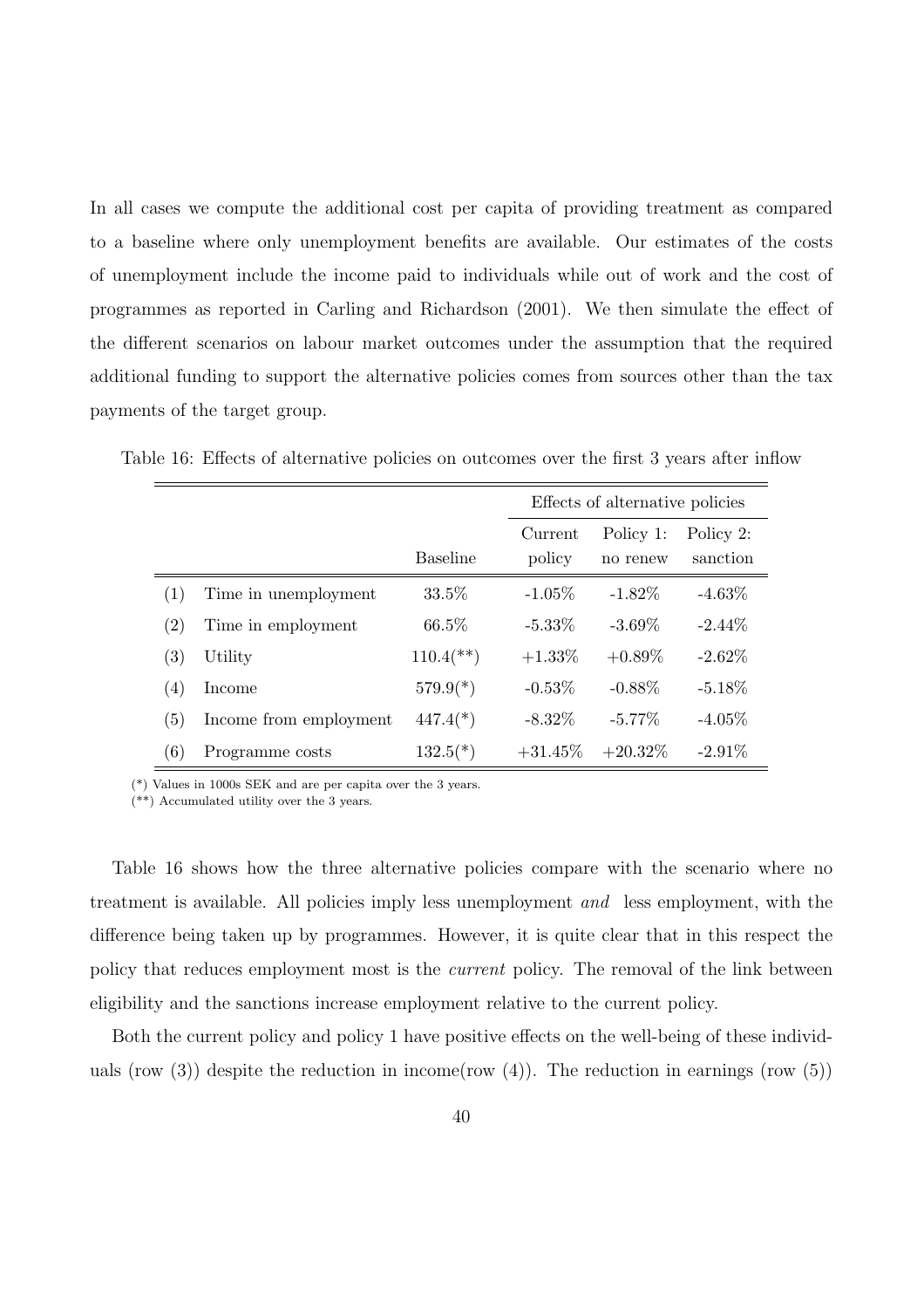In all cases we compute the additional cost per capita of providing treatment as compared to a baseline where only unemployment benefits are available. Our estimates of the costs of unemployment include the income paid to individuals while out of work and the cost of programmes as reported in Carling and Richardson (2001). We then simulate the effect of the different scenarios on labour market outcomes under the assumption that the required additional funding to support the alternative policies comes from sources other than the tax payments of the target group.

Table 16: Effects of alternative policies on outcomes over the first 3 years after inflow

| | | | Effects of alternative policies | | |
|---|---|---|---|---|---|
| | | Baseline | Current policy | Policy 1: no renew | Policy 2: sanction |
| (1) | Time in unemployment | 33.5% | -1.05% | -1.82% | -4.63% |
| (2) | Time in employment | 66.5% | -5.33% | -3.69% | -2.44% |
| (3) | Utility | 110.4(**) | +1.33% | +0.89% | -2.62% |
| (4) | Income | 579.9(*) | -0.53% | -0.88% | -5.18% |
| (5) | Income from employment | 447.4(*) | -8.32% | -5.77% | -4.05% |
| (6) | Programme costs | 132.5(*) | +31.45% | +20.32% | -2.91% |

(*) Values in 1000s SEK and are per capita over the 3 years.
(**) Accumulated utility over the 3 years.

Table 16 shows how the three alternative policies compare with the scenario where no treatment is available. All policies imply less unemployment *and* less employment, with the difference being taken up by programmes. However, it is quite clear that in this respect the policy that reduces employment most is the *current* policy. The removal of the link between eligibility and the sanctions increase employment relative to the current policy.

Both the current policy and policy 1 have positive effects on the well-being of these individuals (row (3)) despite the reduction in income(row (4)). The reduction in earnings (row (5))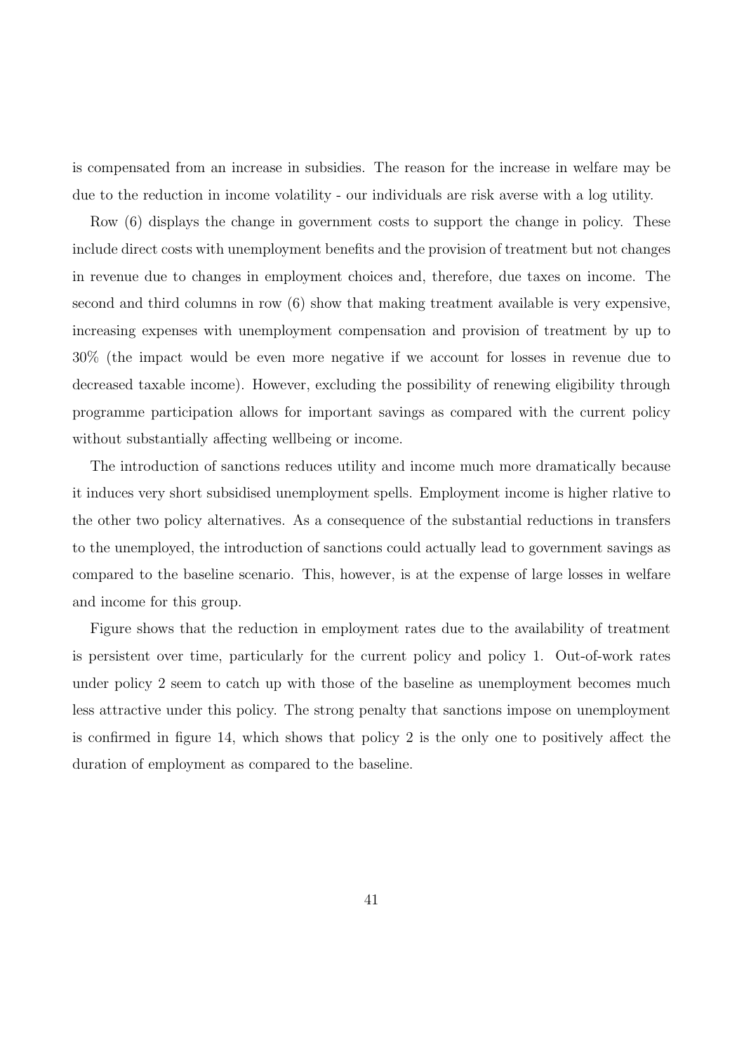is compensated from an increase in subsidies. The reason for the increase in welfare may be due to the reduction in income volatility - our individuals are risk averse with a log utility.

Row (6) displays the change in government costs to support the change in policy. These include direct costs with unemployment benefits and the provision of treatment but not changes in revenue due to changes in employment choices and, therefore, due taxes on income. The second and third columns in row (6) show that making treatment available is very expensive, increasing expenses with unemployment compensation and provision of treatment by up to 30% (the impact would be even more negative if we account for losses in revenue due to decreased taxable income). However, excluding the possibility of renewing eligibility through programme participation allows for important savings as compared with the current policy without substantially affecting wellbeing or income.

The introduction of sanctions reduces utility and income much more dramatically because it induces very short subsidised unemployment spells. Employment income is higher rlative to the other two policy alternatives. As a consequence of the substantial reductions in transfers to the unemployed, the introduction of sanctions could actually lead to government savings as compared to the baseline scenario. This, however, is at the expense of large losses in welfare and income for this group.

Figure shows that the reduction in employment rates due to the availability of treatment is persistent over time, particularly for the current policy and policy 1. Out-of-work rates under policy 2 seem to catch up with those of the baseline as unemployment becomes much less attractive under this policy. The strong penalty that sanctions impose on unemployment is confirmed in figure 14, which shows that policy 2 is the only one to positively affect the duration of employment as compared to the baseline.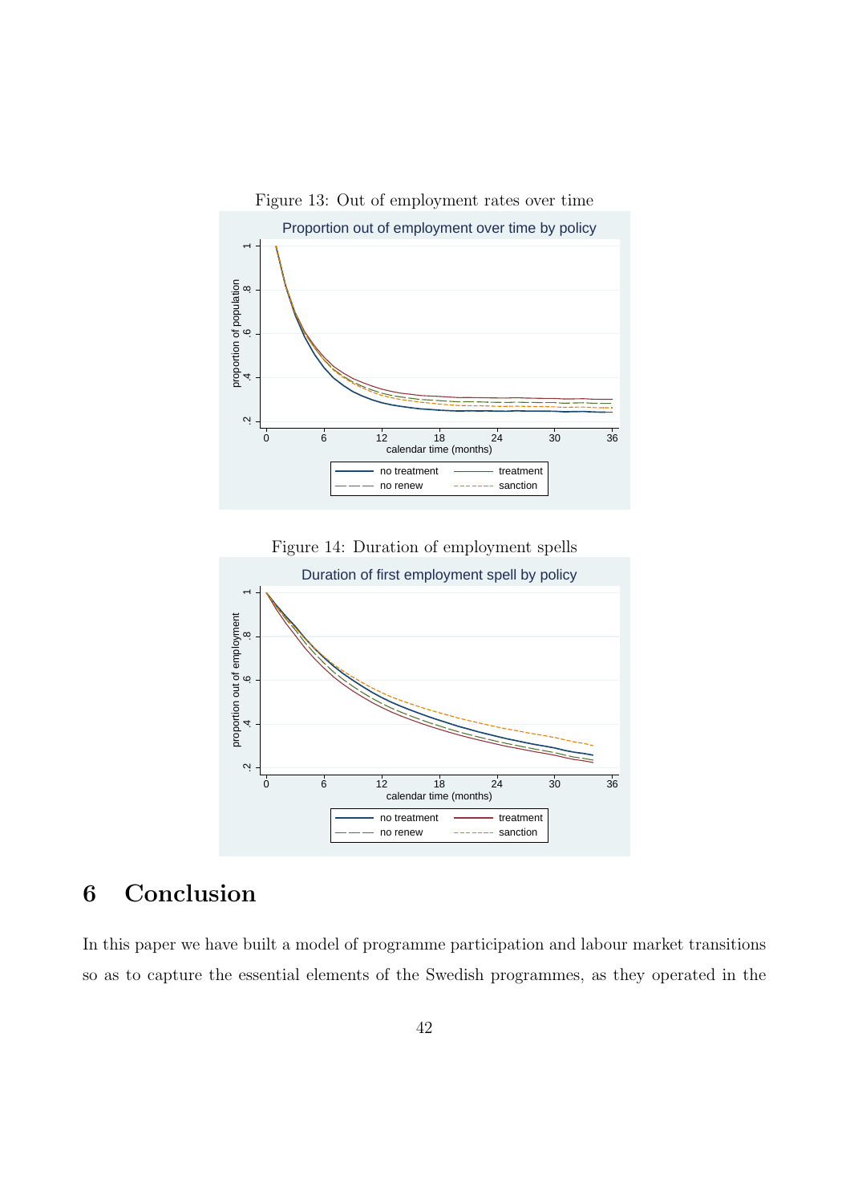Figure 13: Out of employment rates over time

Figure 14: Duration of employment spells

# 6 Conclusion

In this paper we have built a model of programme participation and labour market transitions so as to capture the essential elements of the Swedish programmes, as they operated in the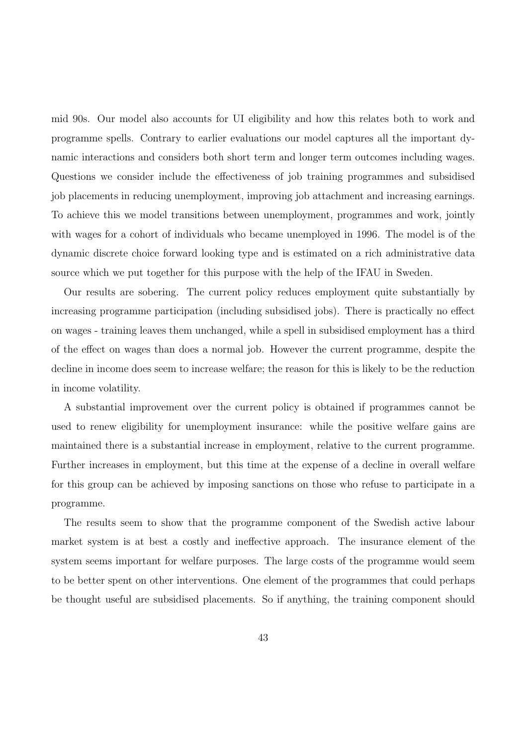mid 90s. Our model also accounts for UI eligibility and how this relates both to work and programme spells. Contrary to earlier evaluations our model captures all the important dynamic interactions and considers both short term and longer term outcomes including wages. Questions we consider include the effectiveness of job training programmes and subsidised job placements in reducing unemployment, improving job attachment and increasing earnings. To achieve this we model transitions between unemployment, programmes and work, jointly with wages for a cohort of individuals who became unemployed in 1996. The model is of the dynamic discrete choice forward looking type and is estimated on a rich administrative data source which we put together for this purpose with the help of the IFAU in Sweden.

Our results are sobering. The current policy reduces employment quite substantially by increasing programme participation (including subsidised jobs). There is practically no effect on wages - training leaves them unchanged, while a spell in subsidised employment has a third of the effect on wages than does a normal job. However the current programme, despite the decline in income does seem to increase welfare; the reason for this is likely to be the reduction in income volatility.

A substantial improvement over the current policy is obtained if programmes cannot be used to renew eligibility for unemployment insurance: while the positive welfare gains are maintained there is a substantial increase in employment, relative to the current programme. Further increases in employment, but this time at the expense of a decline in overall welfare for this group can be achieved by imposing sanctions on those who refuse to participate in a programme.

The results seem to show that the programme component of the Swedish active labour market system is at best a costly and ineffective approach. The insurance element of the system seems important for welfare purposes. The large costs of the programme would seem to be better spent on other interventions. One element of the programmes that could perhaps be thought useful are subsidised placements. So if anything, the training component should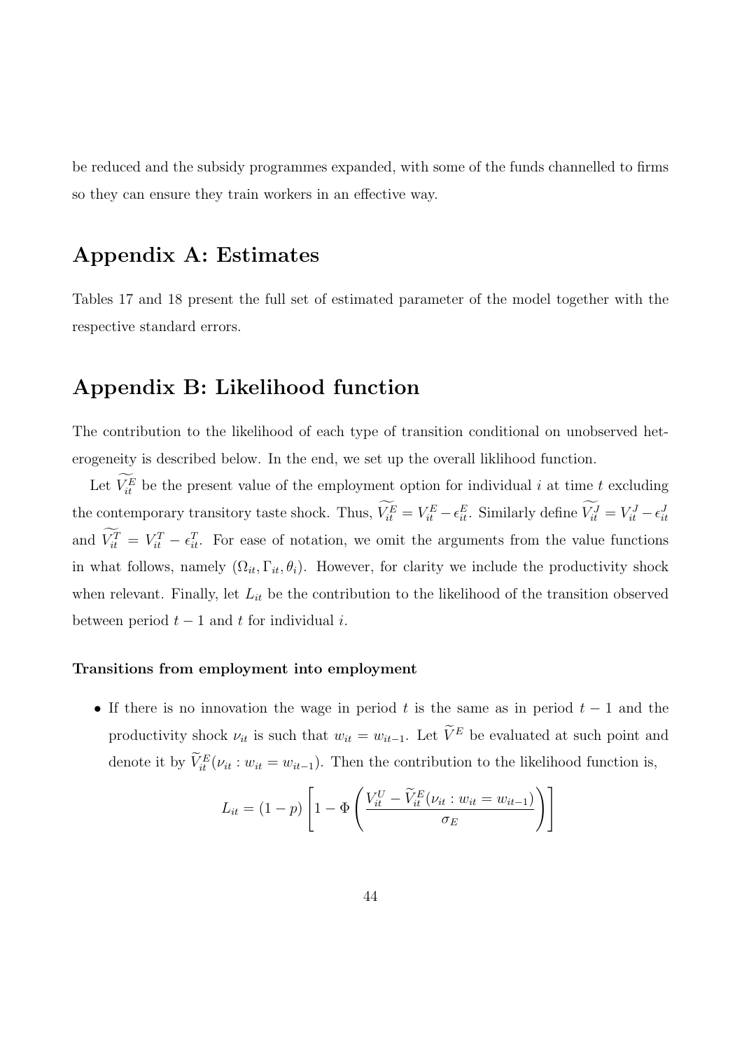be reduced and the subsidy programmes expanded, with some of the funds channelled to firms so they can ensure they train workers in an effective way.

## Appendix A: Estimates

Tables 17 and 18 present the full set of estimated parameter of the model together with the respective standard errors.

## Appendix B: Likelihood function

The contribution to the likelihood of each type of transition conditional on unobserved heterogeneity is described below. In the end, we set up the overall liklihood function.

Let $\widetilde{V_{it}^E}$ be the present value of the employment option for individual $i$ at time $t$ excluding the contemporary transitory taste shock. Thus, $\widetilde{V_{it}^E} = V_{it}^E - \epsilon_{it}^E$. Similarly define $\widetilde{V_{it}^J} = V_{it}^J - \epsilon_{it}^J$ and $\widetilde{V_{it}^T} = V_{it}^T - \epsilon_{it}^T$. For ease of notation, we omit the arguments from the value functions in what follows, namely $(\Omega_{it}, \Gamma_{it}, \theta_i)$. However, for clarity we include the productivity shock when relevant. Finally, let $L_{it}$ be the contribution to the likelihood of the transition observed between period $t-1$ and $t$ for individual $i$.

#### Transitions from employment into employment

- If there is no innovation the wage in period $t$ is the same as in period $t-1$ and the productivity shock $\nu_{it}$ is such that $w_{it} = w_{it-1}$. Let $\widetilde{V}^E$ be evaluated at such point and denote it by $\widetilde{V}_{it}^E(\nu_{it} : w_{it} = w_{it-1})$. Then the contribution to the likelihood function is,

$$L_{it} = (1-p)\left[1 - \Phi\left(\frac{V_{it}^U - \widetilde{V}_{it}^E(\nu_{it} : w_{it} = w_{it-1})}{\sigma_E}\right)\right]$$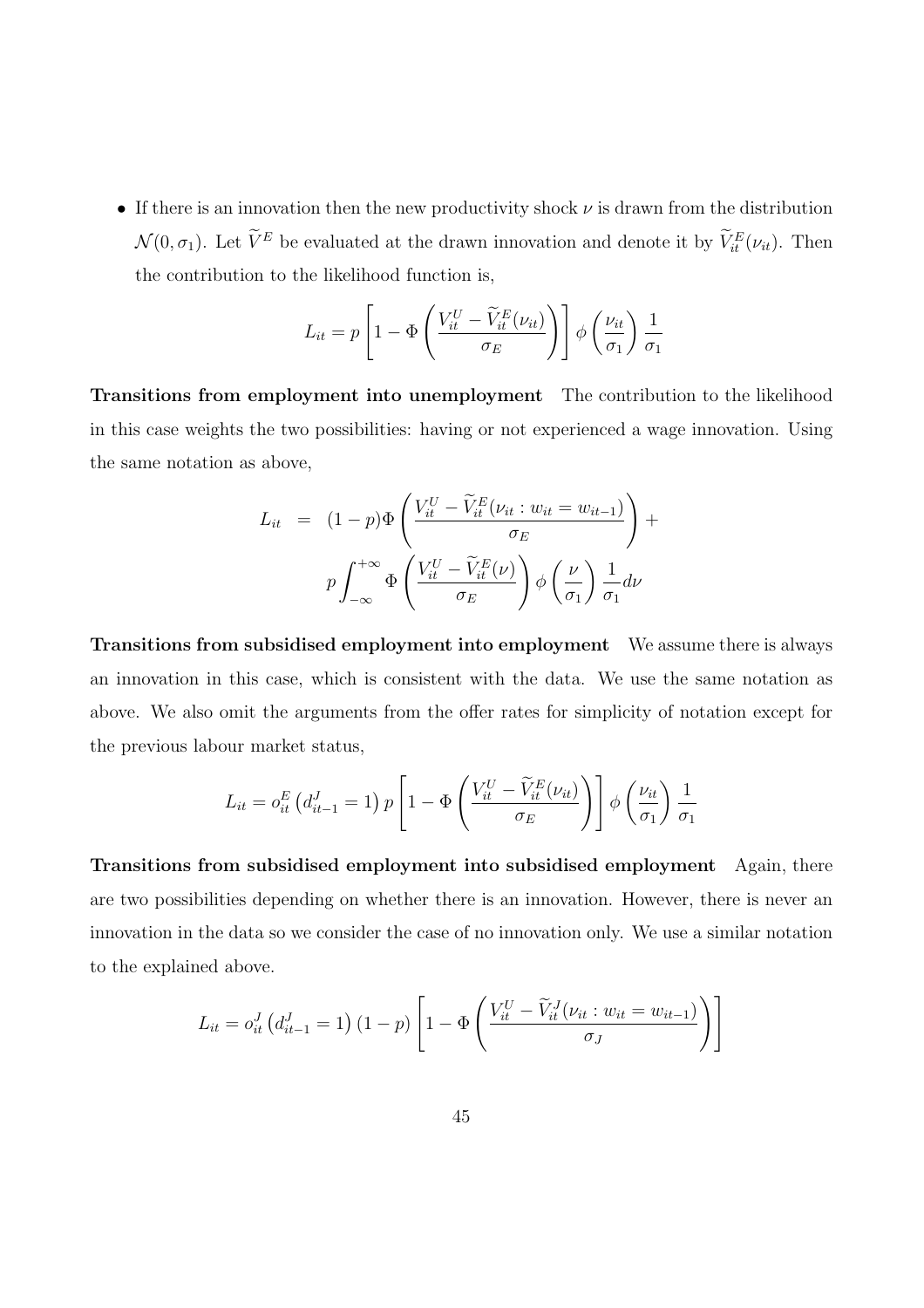- If there is an innovation then the new productivity shock $\nu$ is drawn from the distribution $\mathcal{N}(0, \sigma_1)$. Let $\widetilde{V}^E$ be evaluated at the drawn innovation and denote it by $\widetilde{V}^E_{it}(\nu_{it})$. Then the contribution to the likelihood function is,

$$L_{it} = p \left[ 1 - \Phi \left( \frac{V^U_{it} - \widetilde{V}^E_{it}(\nu_{it})}{\sigma_E} \right) \right] \phi \left( \frac{\nu_{it}}{\sigma_1} \right) \frac{1}{\sigma_1}$$

**Transitions from employment into unemployment** The contribution to the likelihood in this case weights the two possibilities: having or not experienced a wage innovation. Using the same notation as above,

$$\begin{aligned} L_{it} &= (1-p) \Phi \left( \frac{V^U_{it} - \widetilde{V}^E_{it}(\nu_{it} : w_{it} = w_{it-1})}{\sigma_E} \right) + \\ & \quad p \int_{-\infty}^{+\infty} \Phi \left( \frac{V^U_{it} - \widetilde{V}^E_{it}(\nu)}{\sigma_E} \right) \phi \left( \frac{\nu}{\sigma_1} \right) \frac{1}{\sigma_1} d\nu \end{aligned}$$

**Transitions from subsidised employment into employment** We assume there is always an innovation in this case, which is consistent with the data. We use the same notation as above. We also omit the arguments from the offer rates for simplicity of notation except for the previous labour market status,

$$L_{it} = o^E_{it} \left( d^J_{it-1} = 1 \right) p \left[ 1 - \Phi \left( \frac{V^U_{it} - \widetilde{V}^E_{it}(\nu_{it})}{\sigma_E} \right) \right] \phi \left( \frac{\nu_{it}}{\sigma_1} \right) \frac{1}{\sigma_1}$$

**Transitions from subsidised employment into subsidised employment** Again, there are two possibilities depending on whether there is an innovation. However, there is never an innovation in the data so we consider the case of no innovation only. We use a similar notation to the explained above.

$$L_{it} = o^J_{it} \left( d^J_{it-1} = 1 \right) (1-p) \left[ 1 - \Phi \left( \frac{V^U_{it} - \widetilde{V}^J_{it}(\nu_{it} : w_{it} = w_{it-1})}{\sigma_J} \right) \right]$$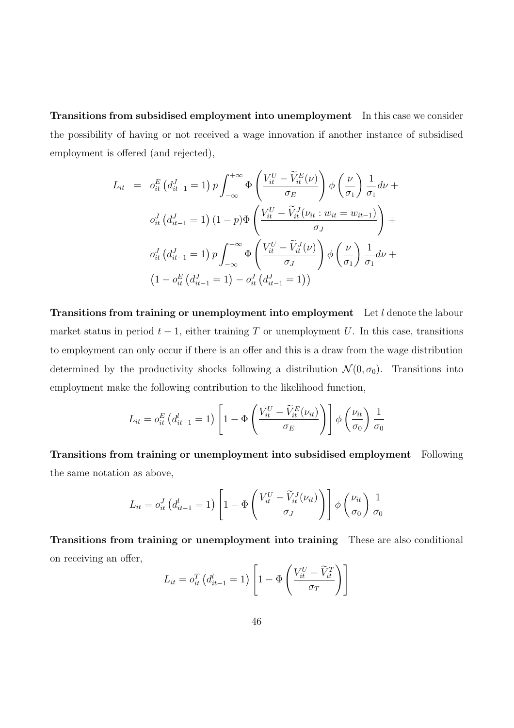**Transitions from subsidised employment into unemployment** In this case we consider the possibility of having or not received a wage innovation if another instance of subsidised employment is offered (and rejected),

$$
\begin{aligned}
L_{it} \;=\; & o_{it}^{E}\left(d_{it-1}^{J}=1\right) p \int_{-\infty}^{+\infty} \Phi\left(\frac{V_{it}^{U}-\widetilde{V}_{it}^{E}(\nu)}{\sigma_E}\right) \phi\left(\frac{\nu}{\sigma_1}\right)\frac{1}{\sigma_1} d\nu \;+ \\
& o_{it}^{J}\left(d_{it-1}^{J}=1\right)(1-p)\Phi\left(\frac{V_{it}^{U}-\widetilde{V}_{it}^{J}(\nu_{it}: w_{it}=w_{it-1})}{\sigma_J}\right) + \\
& o_{it}^{J}\left(d_{it-1}^{J}=1\right) p \int_{-\infty}^{+\infty} \Phi\left(\frac{V_{it}^{U}-\widetilde{V}_{it}^{J}(\nu)}{\sigma_J}\right) \phi\left(\frac{\nu}{\sigma_1}\right)\frac{1}{\sigma_1} d\nu \;+ \\
& \left(1-o_{it}^{E}\left(d_{it-1}^{J}=1\right)-o_{it}^{J}\left(d_{it-1}^{J}=1\right)\right)
\end{aligned}
$$

**Transitions from training or unemployment into employment** Let $l$ denote the labour market status in period $t-1$, either training $T$ or unemployment $U$. In this case, transitions to employment can only occur if there is an offer and this is a draw from the wage distribution determined by the productivity shocks following a distribution $\mathcal{N}(0,\sigma_0)$. Transitions into employment make the following contribution to the likelihood function,

$$
L_{it} = o_{it}^{E}\left(d_{it-1}^{l}=1\right)\left[1-\Phi\left(\frac{V_{it}^{U}-\widetilde{V}_{it}^{E}(\nu_{it})}{\sigma_E}\right)\right]\phi\left(\frac{\nu_{it}}{\sigma_0}\right)\frac{1}{\sigma_0}
$$

**Transitions from training or unemployment into subsidised employment** Following the same notation as above,

$$
L_{it} = o_{it}^{J}\left(d_{it-1}^{l}=1\right)\left[1-\Phi\left(\frac{V_{it}^{U}-\widetilde{V}_{it}^{J}(\nu_{it})}{\sigma_J}\right)\right]\phi\left(\frac{\nu_{it}}{\sigma_0}\right)\frac{1}{\sigma_0}
$$

**Transitions from training or unemployment into training** These are also conditional on receiving an offer,

$$
L_{it} = o_{it}^{T}\left(d_{it-1}^{l}=1\right)\left[1-\Phi\left(\frac{V_{it}^{U}-\widetilde{V}_{it}^{T}}{\sigma_T}\right)\right]
$$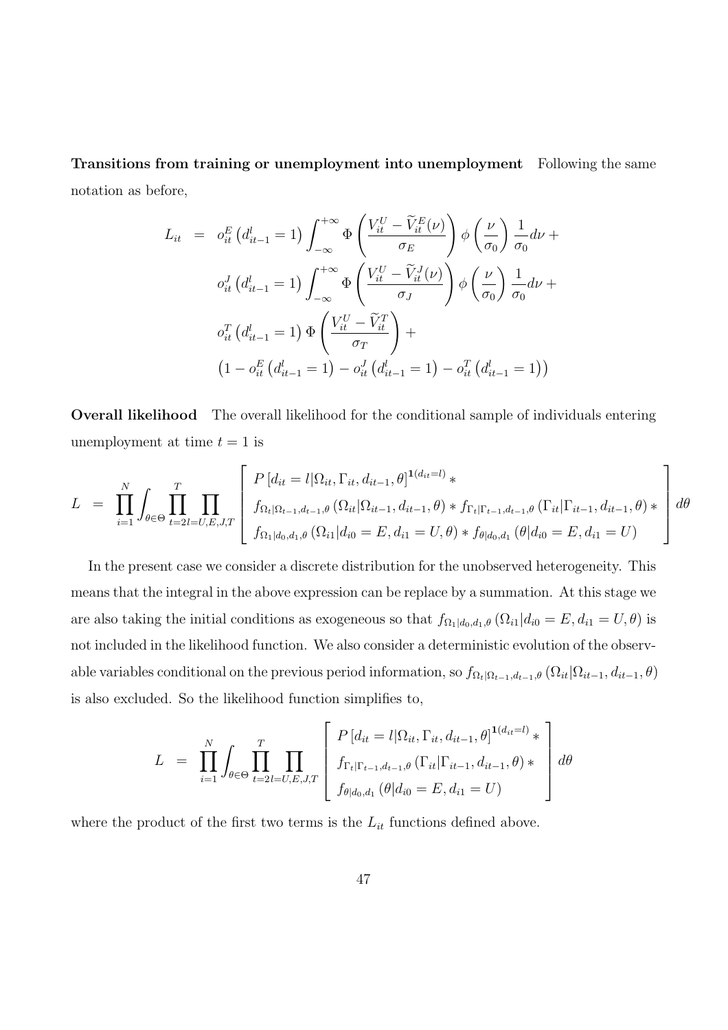**Transitions from training or unemployment into unemployment** Following the same notation as before,

$$
\begin{aligned}
L_{it} &= o_{it}^{E}\left(d_{it-1}^{l}=1\right)\int_{-\infty}^{+\infty}\Phi\left(\frac{V_{it}^{U}-\widetilde{V}_{it}^{E}(\nu)}{\sigma_{E}}\right)\phi\left(\frac{\nu}{\sigma_{0}}\right)\frac{1}{\sigma_{0}}d\nu + \\
& o_{it}^{J}\left(d_{it-1}^{l}=1\right)\int_{-\infty}^{+\infty}\Phi\left(\frac{V_{it}^{U}-\widetilde{V}_{it}^{J}(\nu)}{\sigma_{J}}\right)\phi\left(\frac{\nu}{\sigma_{0}}\right)\frac{1}{\sigma_{0}}d\nu + \\
& o_{it}^{T}\left(d_{it-1}^{l}=1\right)\Phi\left(\frac{V_{it}^{U}-\widetilde{V}_{it}^{T}}{\sigma_{T}}\right) + \\
& \left(1-o_{it}^{E}\left(d_{it-1}^{l}=1\right)-o_{it}^{J}\left(d_{it-1}^{l}=1\right)-o_{it}^{T}\left(d_{it-1}^{l}=1\right)\right)
\end{aligned}
$$

**Overall likelihood** The overall likelihood for the conditional sample of individuals entering unemployment at time $t=1$ is

$$
L = \prod_{i=1}^{N}\int_{\theta\in\Theta}\prod_{t=2}^{T}\prod_{l=U,E,J,T}\left[\begin{array}{l}
P\left[d_{it}=l|\Omega_{it},\Gamma_{it},d_{it-1},\theta\right]^{\mathbf{1}(d_{it}=l)} * \\
f_{\Omega_{t}|\Omega_{t-1},d_{t-1},\theta}\left(\Omega_{it}|\Omega_{it-1},d_{it-1},\theta\right) * f_{\Gamma_{t}|\Gamma_{t-1},d_{t-1},\theta}\left(\Gamma_{it}|\Gamma_{it-1},d_{it-1},\theta\right) * \\
f_{\Omega_{1}|d_{0},d_{1},\theta}\left(\Omega_{i1}|d_{i0}=E,d_{i1}=U,\theta\right) * f_{\theta|d_{0},d_{1}}\left(\theta|d_{i0}=E,d_{i1}=U\right)
\end{array}\right]d\theta
$$

In the present case we consider a discrete distribution for the unobserved heterogeneity. This means that the integral in the above expression can be replace by a summation. At this stage we are also taking the initial conditions as exogeneous so that $f_{\Omega_{1}|d_{0},d_{1},\theta}\left(\Omega_{i1}|d_{i0}=E,d_{i1}=U,\theta\right)$ is not included in the likelihood function. We also consider a deterministic evolution of the observable variables conditional on the previous period information, so $f_{\Omega_{t}|\Omega_{t-1},d_{t-1},\theta}\left(\Omega_{it}|\Omega_{it-1},d_{it-1},\theta\right)$ is also excluded. So the likelihood function simplifies to,

$$
L = \prod_{i=1}^{N}\int_{\theta\in\Theta}\prod_{t=2}^{T}\prod_{l=U,E,J,T}\left[\begin{array}{l}
P\left[d_{it}=l|\Omega_{it},\Gamma_{it},d_{it-1},\theta\right]^{\mathbf{1}(d_{it}=l)} * \\
f_{\Gamma_{t}|\Gamma_{t-1},d_{t-1},\theta}\left(\Gamma_{it}|\Gamma_{it-1},d_{it-1},\theta\right) * \\
f_{\theta|d_{0},d_{1}}\left(\theta|d_{i0}=E,d_{i1}=U\right)
\end{array}\right]d\theta
$$

where the product of the first two terms is the $L_{it}$ functions defined above.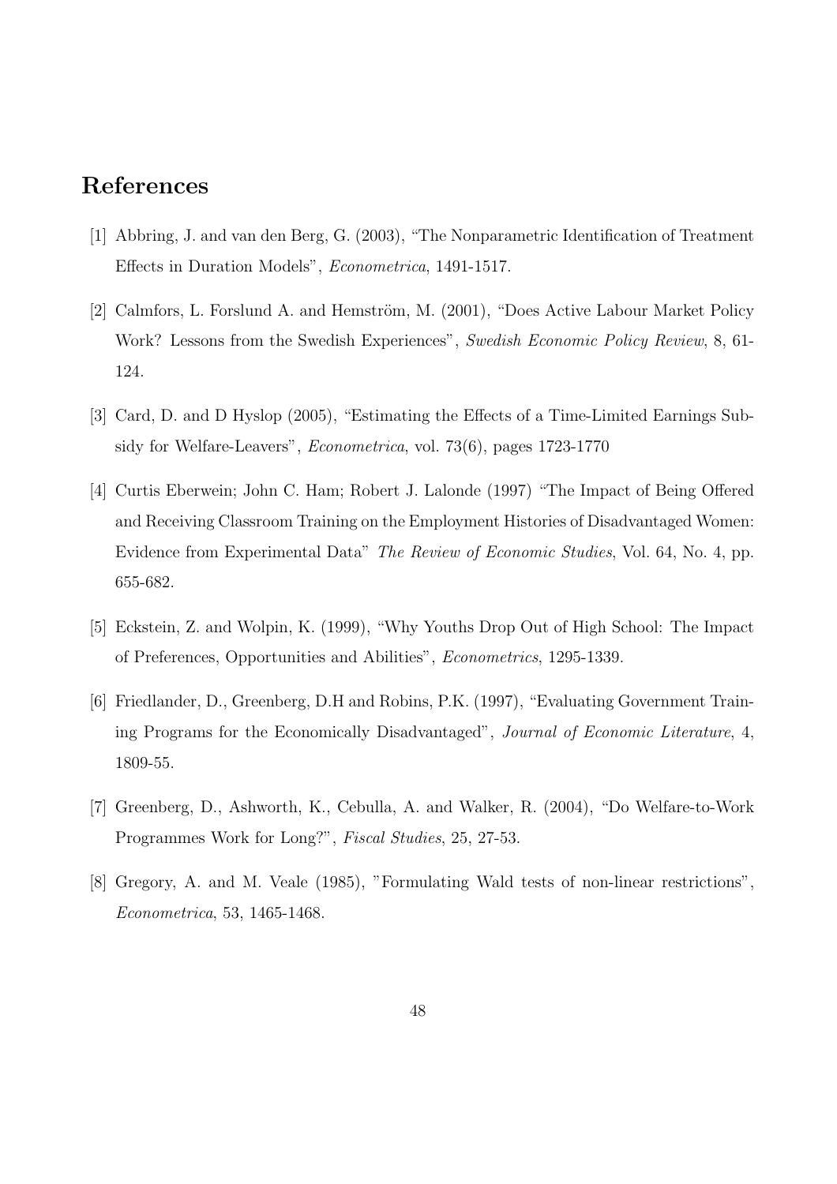# References

[1] Abbring, J. and van den Berg, G. (2003), "The Nonparametric Identification of Treatment Effects in Duration Models", *Econometrica*, 1491-1517.

[2] Calmfors, L. Forslund A. and Hemström, M. (2001), "Does Active Labour Market Policy Work? Lessons from the Swedish Experiences", *Swedish Economic Policy Review*, 8, 61-124.

[3] Card, D. and D Hyslop (2005), "Estimating the Effects of a Time-Limited Earnings Subsidy for Welfare-Leavers", *Econometrica*, vol. 73(6), pages 1723-1770

[4] Curtis Eberwein; John C. Ham; Robert J. Lalonde (1997) "The Impact of Being Offered and Receiving Classroom Training on the Employment Histories of Disadvantaged Women: Evidence from Experimental Data" *The Review of Economic Studies*, Vol. 64, No. 4, pp. 655-682.

[5] Eckstein, Z. and Wolpin, K. (1999), "Why Youths Drop Out of High School: The Impact of Preferences, Opportunities and Abilities", *Econometrics*, 1295-1339.

[6] Friedlander, D., Greenberg, D.H and Robins, P.K. (1997), "Evaluating Government Training Programs for the Economically Disadvantaged", *Journal of Economic Literature*, 4, 1809-55.

[7] Greenberg, D., Ashworth, K., Cebulla, A. and Walker, R. (2004), "Do Welfare-to-Work Programmes Work for Long?", *Fiscal Studies*, 25, 27-53.

[8] Gregory, A. and M. Veale (1985), "Formulating Wald tests of non-linear restrictions", *Econometrica*, 53, 1465-1468.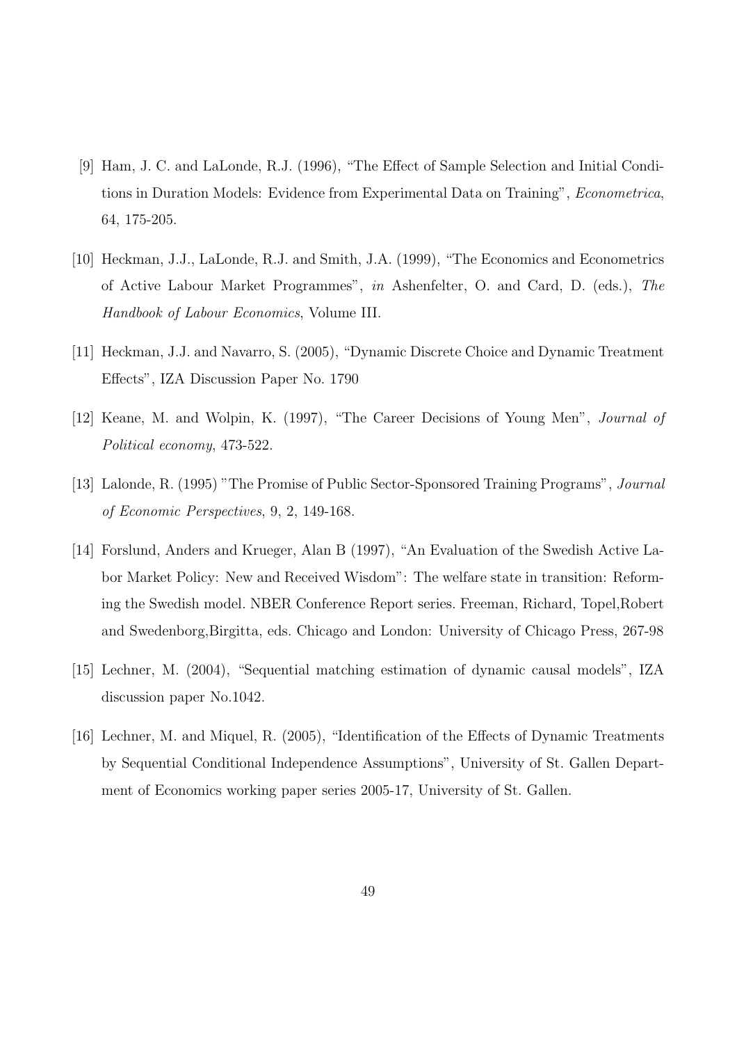[9] Ham, J. C. and LaLonde, R.J. (1996), "The Effect of Sample Selection and Initial Conditions in Duration Models: Evidence from Experimental Data on Training", *Econometrica*, 64, 175-205.

[10] Heckman, J.J., LaLonde, R.J. and Smith, J.A. (1999), "The Economics and Econometrics of Active Labour Market Programmes", *in* Ashenfelter, O. and Card, D. (eds.), *The Handbook of Labour Economics*, Volume III.

[11] Heckman, J.J. and Navarro, S. (2005), "Dynamic Discrete Choice and Dynamic Treatment Effects", IZA Discussion Paper No. 1790

[12] Keane, M. and Wolpin, K. (1997), "The Career Decisions of Young Men", *Journal of Political economy*, 473-522.

[13] Lalonde, R. (1995) "The Promise of Public Sector-Sponsored Training Programs", *Journal of Economic Perspectives*, 9, 2, 149-168.

[14] Forslund, Anders and Krueger, Alan B (1997), "An Evaluation of the Swedish Active Labor Market Policy: New and Received Wisdom": The welfare state in transition: Reforming the Swedish model. NBER Conference Report series. Freeman, Richard, Topel,Robert and Swedenborg,Birgitta, eds. Chicago and London: University of Chicago Press, 267-98

[15] Lechner, M. (2004), "Sequential matching estimation of dynamic causal models", IZA discussion paper No.1042.

[16] Lechner, M. and Miquel, R. (2005), "Identification of the Effects of Dynamic Treatments by Sequential Conditional Independence Assumptions", University of St. Gallen Department of Economics working paper series 2005-17, University of St. Gallen.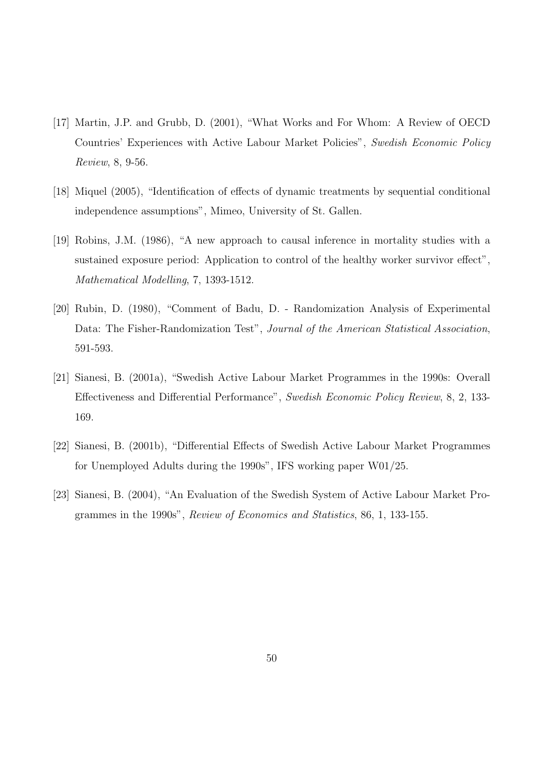[17] Martin, J.P. and Grubb, D. (2001), "What Works and For Whom: A Review of OECD Countries' Experiences with Active Labour Market Policies", *Swedish Economic Policy Review*, 8, 9-56.

[18] Miquel (2005), "Identification of effects of dynamic treatments by sequential conditional independence assumptions", Mimeo, University of St. Gallen.

[19] Robins, J.M. (1986), "A new approach to causal inference in mortality studies with a sustained exposure period: Application to control of the healthy worker survivor effect", *Mathematical Modelling*, 7, 1393-1512.

[20] Rubin, D. (1980), "Comment of Badu, D. - Randomization Analysis of Experimental Data: The Fisher-Randomization Test", *Journal of the American Statistical Association*, 591-593.

[21] Sianesi, B. (2001a), "Swedish Active Labour Market Programmes in the 1990s: Overall Effectiveness and Differential Performance", *Swedish Economic Policy Review*, 8, 2, 133-169.

[22] Sianesi, B. (2001b), "Differential Effects of Swedish Active Labour Market Programmes for Unemployed Adults during the 1990s", IFS working paper W01/25.

[23] Sianesi, B. (2004), "An Evaluation of the Swedish System of Active Labour Market Programmes in the 1990s", *Review of Economics and Statistics*, 86, 1, 133-155.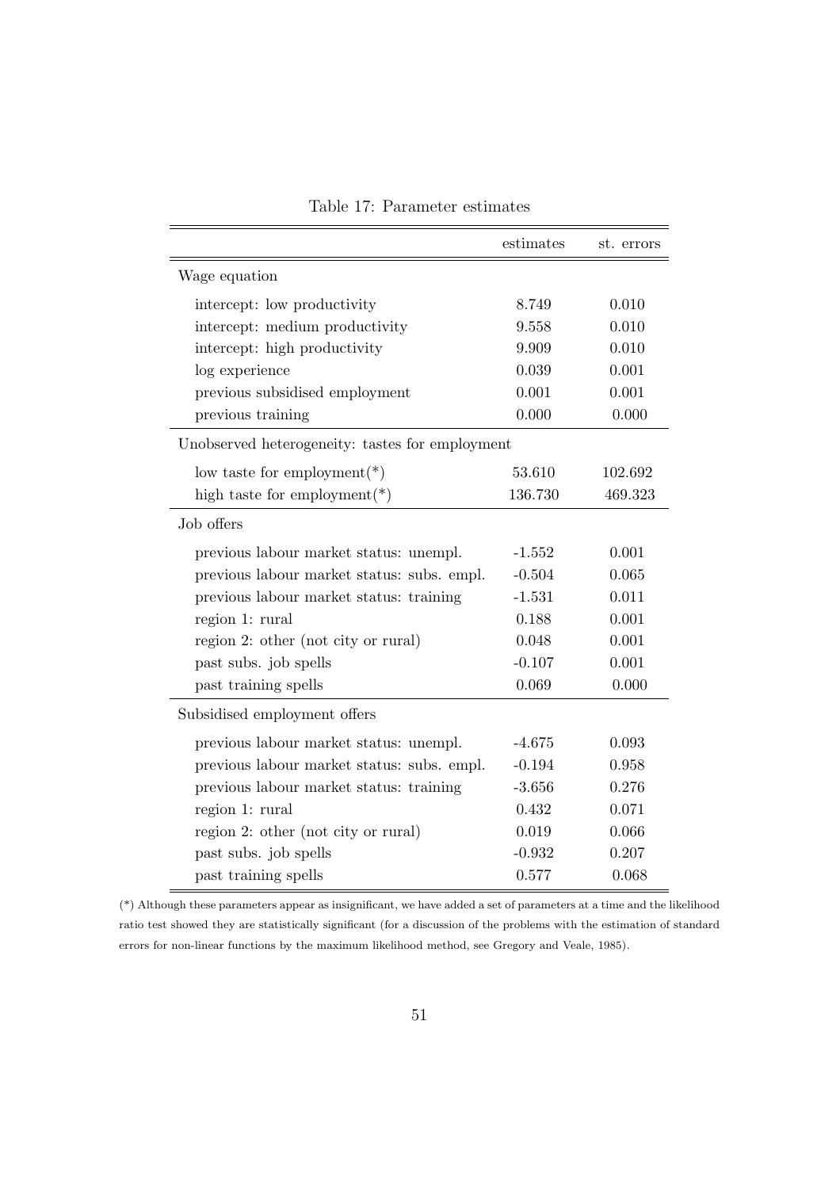Table 17: Parameter estimates

| | estimates | st. errors |
|---|---|---|
| **Wage equation** | | |
| intercept: low productivity | 8.749 | 0.010 |
| intercept: medium productivity | 9.558 | 0.010 |
| intercept: high productivity | 9.909 | 0.010 |
| log experience | 0.039 | 0.001 |
| previous subsidised employment | 0.001 | 0.001 |
| previous training | 0.000 | 0.000 |
| **Unobserved heterogeneity: tastes for employment** | | |
| low taste for employment(*) | 53.610 | 102.692 |
| high taste for employment(*) | 136.730 | 469.323 |
| **Job offers** | | |
| previous labour market status: unempl. | -1.552 | 0.001 |
| previous labour market status: subs. empl. | -0.504 | 0.065 |
| previous labour market status: training | -1.531 | 0.011 |
| region 1: rural | 0.188 | 0.001 |
| region 2: other (not city or rural) | 0.048 | 0.001 |
| past subs. job spells | -0.107 | 0.001 |
| past training spells | 0.069 | 0.000 |
| **Subsidised employment offers** | | |
| previous labour market status: unempl. | -4.675 | 0.093 |
| previous labour market status: subs. empl. | -0.194 | 0.958 |
| previous labour market status: training | -3.656 | 0.276 |
| region 1: rural | 0.432 | 0.071 |
| region 2: other (not city or rural) | 0.019 | 0.066 |
| past subs. job spells | -0.932 | 0.207 |
| past training spells | 0.577 | 0.068 |

(*) Although these parameters appear as insignificant, we have added a set of parameters at a time and the likelihood ratio test showed they are statistically significant (for a discussion of the problems with the estimation of standard errors for non-linear functions by the maximum likelihood method, see Gregory and Veale, 1985).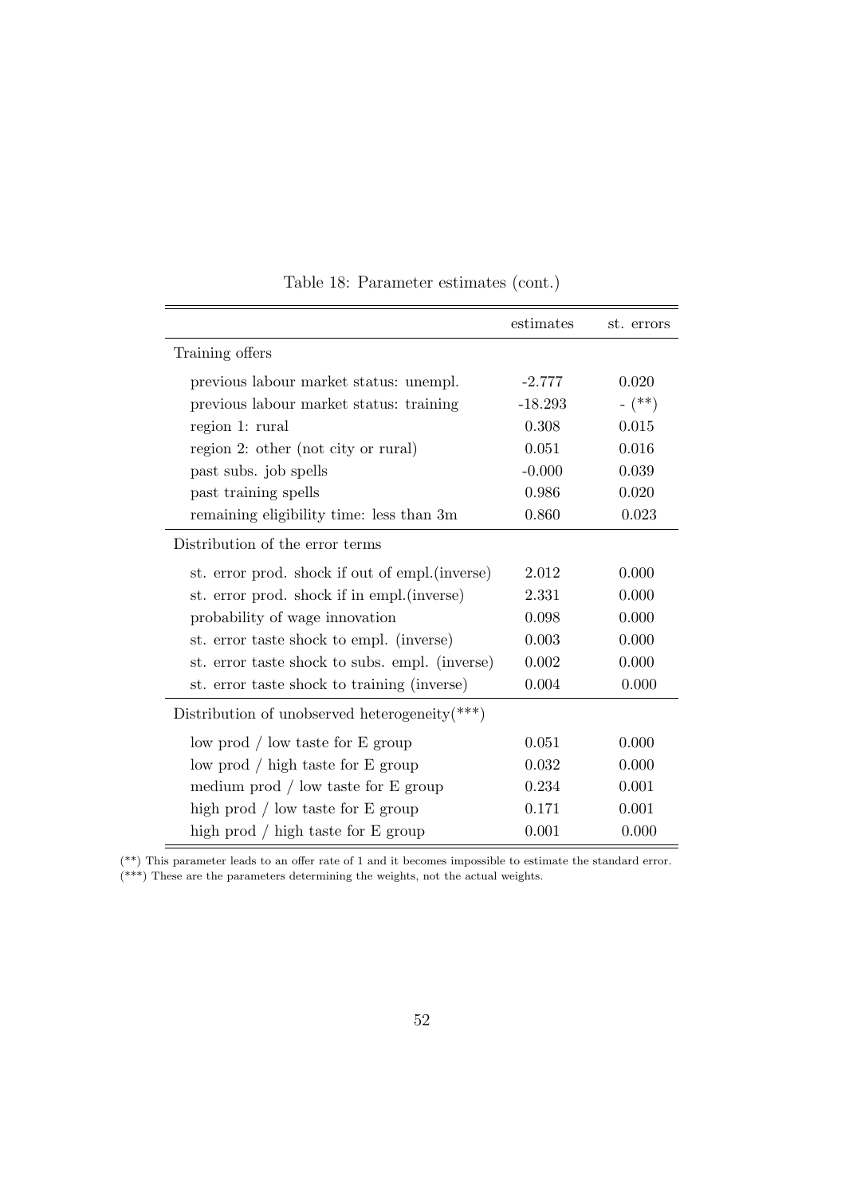Table 18: Parameter estimates (cont.)

| | estimates | st. errors |
|---|---|---|
| Training offers | | |
| previous labour market status: unempl. | -2.777 | 0.020 |
| previous labour market status: training | -18.293 | - (**) |
| region 1: rural | 0.308 | 0.015 |
| region 2: other (not city or rural) | 0.051 | 0.016 |
| past subs. job spells | -0.000 | 0.039 |
| past training spells | 0.986 | 0.020 |
| remaining eligibility time: less than 3m | 0.860 | 0.023 |
| Distribution of the error terms | | |
| st. error prod. shock if out of empl.(inverse) | 2.012 | 0.000 |
| st. error prod. shock if in empl.(inverse) | 2.331 | 0.000 |
| probability of wage innovation | 0.098 | 0.000 |
| st. error taste shock to empl. (inverse) | 0.003 | 0.000 |
| st. error taste shock to subs. empl. (inverse) | 0.002 | 0.000 |
| st. error taste shock to training (inverse) | 0.004 | 0.000 |
| Distribution of unobserved heterogeneity(***) | | |
| low prod / low taste for E group | 0.051 | 0.000 |
| low prod / high taste for E group | 0.032 | 0.000 |
| medium prod / low taste for E group | 0.234 | 0.001 |
| high prod / low taste for E group | 0.171 | 0.001 |
| high prod / high taste for E group | 0.001 | 0.000 |

(**) This parameter leads to an offer rate of 1 and it becomes impossible to estimate the standard error.
(***) These are the parameters determining the weights, not the actual weights.